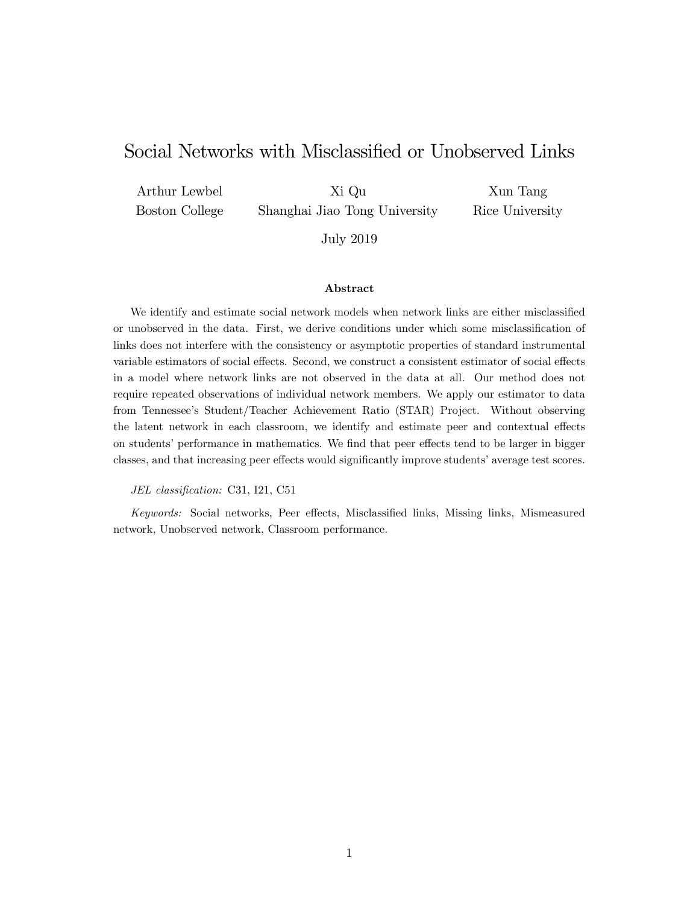# Social Networks with Misclassified or Unobserved Links

Arthur Lewbel
Boston College

Xi Qu
Shanghai Jiao Tong University

Xun Tang
Rice University

July 2019

### Abstract

We identify and estimate social network models when network links are either misclassified or unobserved in the data. First, we derive conditions under which some misclassification of links does not interfere with the consistency or asymptotic properties of standard instrumental variable estimators of social effects. Second, we construct a consistent estimator of social effects in a model where network links are not observed in the data at all. Our method does not require repeated observations of individual network members. We apply our estimator to data from Tennessee's Student/Teacher Achievement Ratio (STAR) Project. Without observing the latent network in each classroom, we identify and estimate peer and contextual effects on students' performance in mathematics. We find that peer effects tend to be larger in bigger classes, and that increasing peer effects would significantly improve students' average test scores.

*JEL classification:* C31, I21, C51

*Keywords:* Social networks, Peer effects, Misclassified links, Missing links, Mismeasured network, Unobserved network, Classroom performance.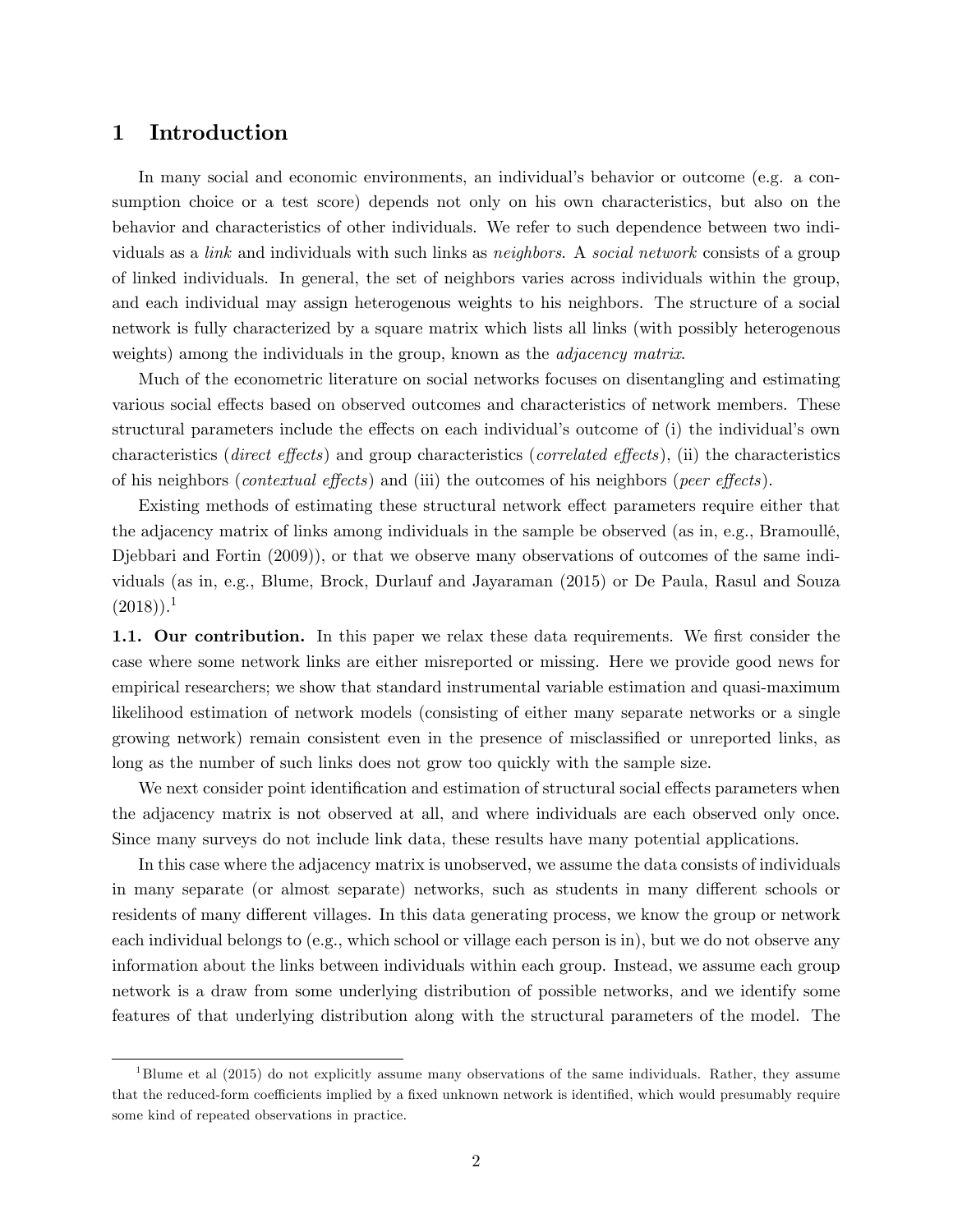# 1 Introduction

In many social and economic environments, an individual's behavior or outcome (e.g. a consumption choice or a test score) depends not only on his own characteristics, but also on the behavior and characteristics of other individuals. We refer to such dependence between two individuals as a *link* and individuals with such links as *neighbors*. A *social network* consists of a group of linked individuals. In general, the set of neighbors varies across individuals within the group, and each individual may assign heterogenous weights to his neighbors. The structure of a social network is fully characterized by a square matrix which lists all links (with possibly heterogenous weights) among the individuals in the group, known as the *adjacency matrix*.

Much of the econometric literature on social networks focuses on disentangling and estimating various social effects based on observed outcomes and characteristics of network members. These structural parameters include the effects on each individual's outcome of (i) the individual's own characteristics (*direct effects*) and group characteristics (*correlated effects*), (ii) the characteristics of his neighbors (*contextual effects*) and (iii) the outcomes of his neighbors (*peer effects*).

Existing methods of estimating these structural network effect parameters require either that the adjacency matrix of links among individuals in the sample be observed (as in, e.g., Bramoullé, Djebbari and Fortin (2009)), or that we observe many observations of outcomes of the same individuals (as in, e.g., Blume, Brock, Durlauf and Jayaraman (2015) or De Paula, Rasul and Souza (2018)).[1]

**1.1. Our contribution.** In this paper we relax these data requirements. We first consider the case where some network links are either misreported or missing. Here we provide good news for empirical researchers; we show that standard instrumental variable estimation and quasi-maximum likelihood estimation of network models (consisting of either many separate networks or a single growing network) remain consistent even in the presence of misclassified or unreported links, as long as the number of such links does not grow too quickly with the sample size.

We next consider point identification and estimation of structural social effects parameters when the adjacency matrix is not observed at all, and where individuals are each observed only once. Since many surveys do not include link data, these results have many potential applications.

In this case where the adjacency matrix is unobserved, we assume the data consists of individuals in many separate (or almost separate) networks, such as students in many different schools or residents of many different villages. In this data generating process, we know the group or network each individual belongs to (e.g., which school or village each person is in), but we do not observe any information about the links between individuals within each group. Instead, we assume each group network is a draw from some underlying distribution of possible networks, and we identify some features of that underlying distribution along with the structural parameters of the model. The

[1] Blume et al (2015) do not explicitly assume many observations of the same individuals. Rather, they assume that the reduced-form coefficients implied by a fixed unknown network is identified, which would presumably require some kind of repeated observations in practice.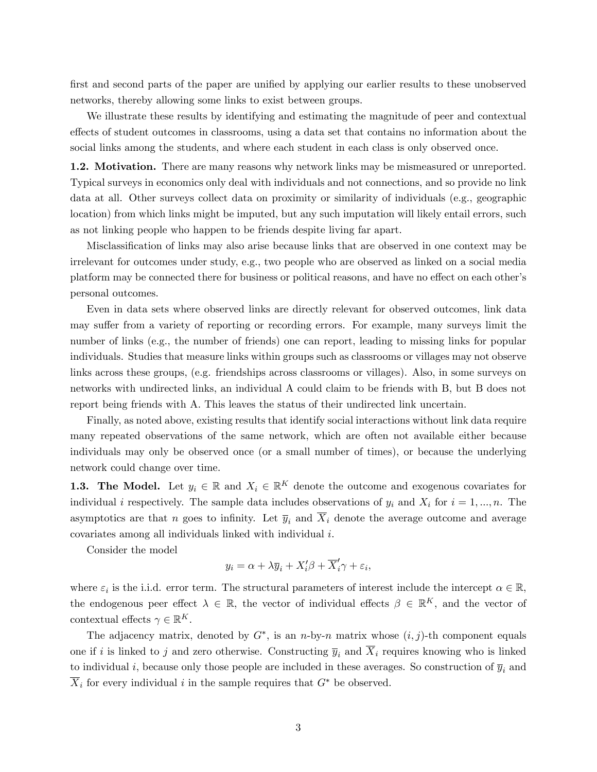first and second parts of the paper are unified by applying our earlier results to these unobserved networks, thereby allowing some links to exist between groups.

We illustrate these results by identifying and estimating the magnitude of peer and contextual effects of student outcomes in classrooms, using a data set that contains no information about the social links among the students, and where each student in each class is only observed once.

**1.2. Motivation.** There are many reasons why network links may be mismeasured or unreported. Typical surveys in economics only deal with individuals and not connections, and so provide no link data at all. Other surveys collect data on proximity or similarity of individuals (e.g., geographic location) from which links might be imputed, but any such imputation will likely entail errors, such as not linking people who happen to be friends despite living far apart.

Misclassification of links may also arise because links that are observed in one context may be irrelevant for outcomes under study, e.g., two people who are observed as linked on a social media platform may be connected there for business or political reasons, and have no effect on each other's personal outcomes.

Even in data sets where observed links are directly relevant for observed outcomes, link data may suffer from a variety of reporting or recording errors. For example, many surveys limit the number of links (e.g., the number of friends) one can report, leading to missing links for popular individuals. Studies that measure links within groups such as classrooms or villages may not observe links across these groups, (e.g. friendships across classrooms or villages). Also, in some surveys on networks with undirected links, an individual A could claim to be friends with B, but B does not report being friends with A. This leaves the status of their undirected link uncertain.

Finally, as noted above, existing results that identify social interactions without link data require many repeated observations of the same network, which are often not available either because individuals may only be observed once (or a small number of times), or because the underlying network could change over time.

**1.3. The Model.** Let $y_i \in \mathbb{R}$ and $X_i \in \mathbb{R}^K$ denote the outcome and exogenous covariates for individual $i$ respectively. The sample data includes observations of $y_i$ and $X_i$ for $i = 1, ..., n$. The asymptotics are that $n$ goes to infinity. Let $\overline{y}_i$ and $\overline{X}_i$ denote the average outcome and average covariates among all individuals linked with individual $i$.

Consider the model

$$y_i = \alpha + \lambda \overline{y}_i + X_i' \beta + \overline{X}_i' \gamma + \varepsilon_i,$$

where $\varepsilon_i$ is the i.i.d. error term. The structural parameters of interest include the intercept $\alpha \in \mathbb{R}$, the endogenous peer effect $\lambda \in \mathbb{R}$, the vector of individual effects $\beta \in \mathbb{R}^K$, and the vector of contextual effects $\gamma \in \mathbb{R}^K$.

The adjacency matrix, denoted by $G^*$, is an $n$-by-$n$ matrix whose $(i, j)$-th component equals one if $i$ is linked to $j$ and zero otherwise. Constructing $\overline{y}_i$ and $\overline{X}_i$ requires knowing who is linked to individual $i$, because only those people are included in these averages. So construction of $\overline{y}_i$ and $\overline{X}_i$ for every individual $i$ in the sample requires that $G^*$ be observed.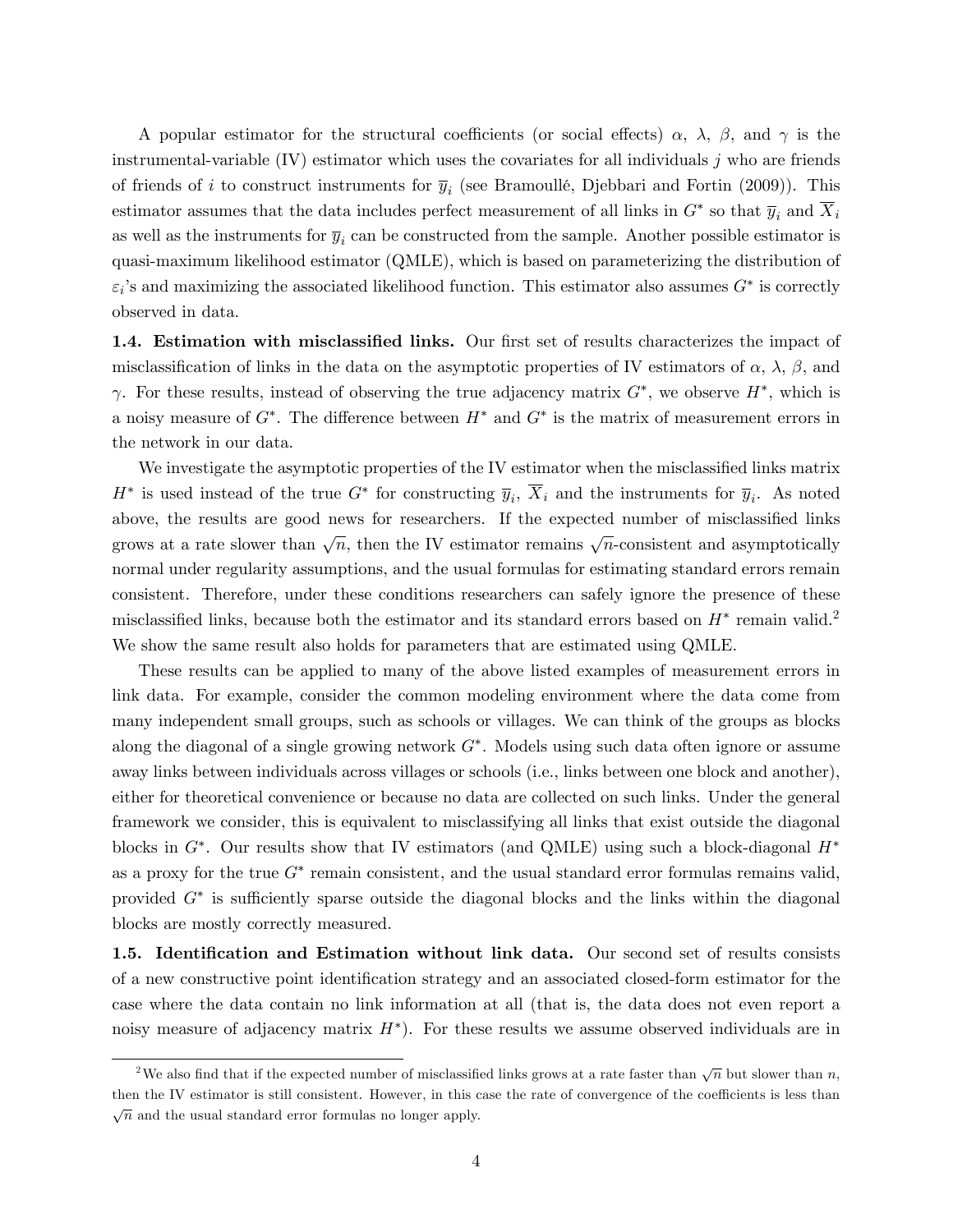A popular estimator for the structural coefficients (or social effects) $\alpha$, $\lambda$, $\beta$, and $\gamma$ is the instrumental-variable (IV) estimator which uses the covariates for all individuals $j$ who are friends of friends of $i$ to construct instruments for $\overline{y}_i$ (see Bramoullé, Djebbari and Fortin (2009)). This estimator assumes that the data includes perfect measurement of all links in $G^*$ so that $\overline{y}_i$ and $\overline{X}_i$ as well as the instruments for $\overline{y}_i$ can be constructed from the sample. Another possible estimator is quasi-maximum likelihood estimator (QMLE), which is based on parameterizing the distribution of $\varepsilon_i$'s and maximizing the associated likelihood function. This estimator also assumes $G^*$ is correctly observed in data.

**1.4. Estimation with misclassified links.** Our first set of results characterizes the impact of misclassification of links in the data on the asymptotic properties of IV estimators of $\alpha$, $\lambda$, $\beta$, and $\gamma$. For these results, instead of observing the true adjacency matrix $G^*$, we observe $H^*$, which is a noisy measure of $G^*$. The difference between $H^*$ and $G^*$ is the matrix of measurement errors in the network in our data.

We investigate the asymptotic properties of the IV estimator when the misclassified links matrix $H^*$ is used instead of the true $G^*$ for constructing $\overline{y}_i$, $\overline{X}_i$ and the instruments for $\overline{y}_i$. As noted above, the results are good news for researchers. If the expected number of misclassified links grows at a rate slower than $\sqrt{n}$, then the IV estimator remains $\sqrt{n}$-consistent and asymptotically normal under regularity assumptions, and the usual formulas for estimating standard errors remain consistent. Therefore, under these conditions researchers can safely ignore the presence of these misclassified links, because both the estimator and its standard errors based on $H^*$ remain valid.[2] We show the same result also holds for parameters that are estimated using QMLE.

These results can be applied to many of the above listed examples of measurement errors in link data. For example, consider the common modeling environment where the data come from many independent small groups, such as schools or villages. We can think of the groups as blocks along the diagonal of a single growing network $G^*$. Models using such data often ignore or assume away links between individuals across villages or schools (i.e., links between one block and another), either for theoretical convenience or because no data are collected on such links. Under the general framework we consider, this is equivalent to misclassifying all links that exist outside the diagonal blocks in $G^*$. Our results show that IV estimators (and QMLE) using such a block-diagonal $H^*$ as a proxy for the true $G^*$ remain consistent, and the usual standard error formulas remains valid, provided $G^*$ is sufficiently sparse outside the diagonal blocks and the links within the diagonal blocks are mostly correctly measured.

**1.5. Identification and Estimation without link data.** Our second set of results consists of a new constructive point identification strategy and an associated closed-form estimator for the case where the data contain no link information at all (that is, the data does not even report a noisy measure of adjacency matrix $H^*$). For these results we assume observed individuals are in

[2] We also find that if the expected number of misclassified links grows at a rate faster than $\sqrt{n}$ but slower than $n$, then the IV estimator is still consistent. However, in this case the rate of convergence of the coefficients is less than $\sqrt{n}$ and the usual standard error formulas no longer apply.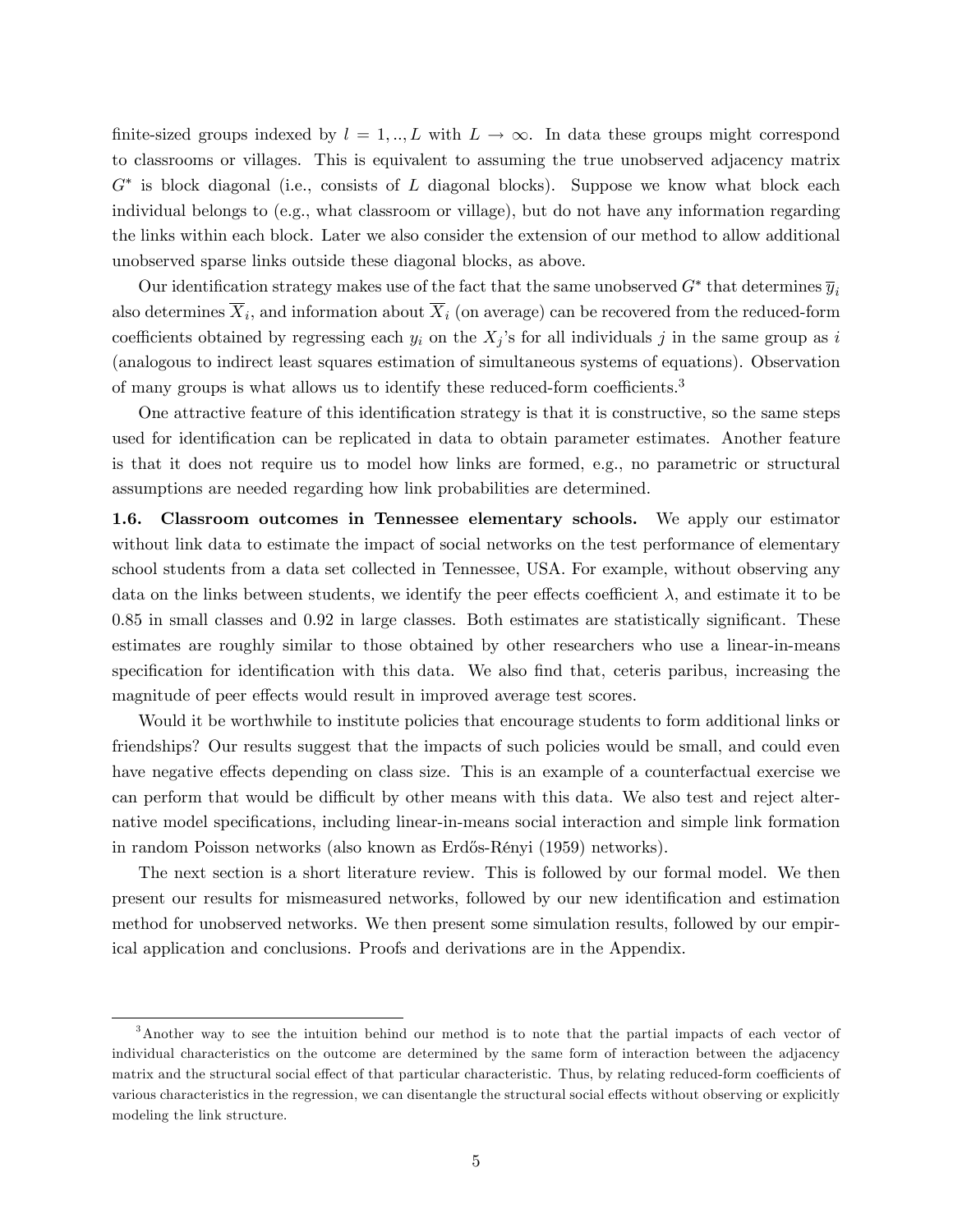finite-sized groups indexed by $l = 1, .., L$ with $L \to \infty$. In data these groups might correspond to classrooms or villages. This is equivalent to assuming the true unobserved adjacency matrix $G^*$ is block diagonal (i.e., consists of $L$ diagonal blocks). Suppose we know what block each individual belongs to (e.g., what classroom or village), but do not have any information regarding the links within each block. Later we also consider the extension of our method to allow additional unobserved sparse links outside these diagonal blocks, as above.

Our identification strategy makes use of the fact that the same unobserved $G^*$ that determines $\overline{y}_i$ also determines $\overline{X}_i$, and information about $\overline{X}_i$ (on average) can be recovered from the reduced-form coefficients obtained by regressing each $y_i$ on the $X_j$'s for all individuals $j$ in the same group as $i$ (analogous to indirect least squares estimation of simultaneous systems of equations). Observation of many groups is what allows us to identify these reduced-form coefficients.[3]

One attractive feature of this identification strategy is that it is constructive, so the same steps used for identification can be replicated in data to obtain parameter estimates. Another feature is that it does not require us to model how links are formed, e.g., no parametric or structural assumptions are needed regarding how link probabilities are determined.

**1.6. Classroom outcomes in Tennessee elementary schools.** We apply our estimator without link data to estimate the impact of social networks on the test performance of elementary school students from a data set collected in Tennessee, USA. For example, without observing any data on the links between students, we identify the peer effects coefficient $\lambda$, and estimate it to be 0.85 in small classes and 0.92 in large classes. Both estimates are statistically significant. These estimates are roughly similar to those obtained by other researchers who use a linear-in-means specification for identification with this data. We also find that, ceteris paribus, increasing the magnitude of peer effects would result in improved average test scores.

Would it be worthwhile to institute policies that encourage students to form additional links or friendships? Our results suggest that the impacts of such policies would be small, and could even have negative effects depending on class size. This is an example of a counterfactual exercise we can perform that would be difficult by other means with this data. We also test and reject alternative model specifications, including linear-in-means social interaction and simple link formation in random Poisson networks (also known as Erdős-Rényi (1959) networks).

The next section is a short literature review. This is followed by our formal model. We then present our results for mismeasured networks, followed by our new identification and estimation method for unobserved networks. We then present some simulation results, followed by our empirical application and conclusions. Proofs and derivations are in the Appendix.

[3] Another way to see the intuition behind our method is to note that the partial impacts of each vector of individual characteristics on the outcome are determined by the same form of interaction between the adjacency matrix and the structural social effect of that particular characteristic. Thus, by relating reduced-form coefficients of various characteristics in the regression, we can disentangle the structural social effects without observing or explicitly modeling the link structure.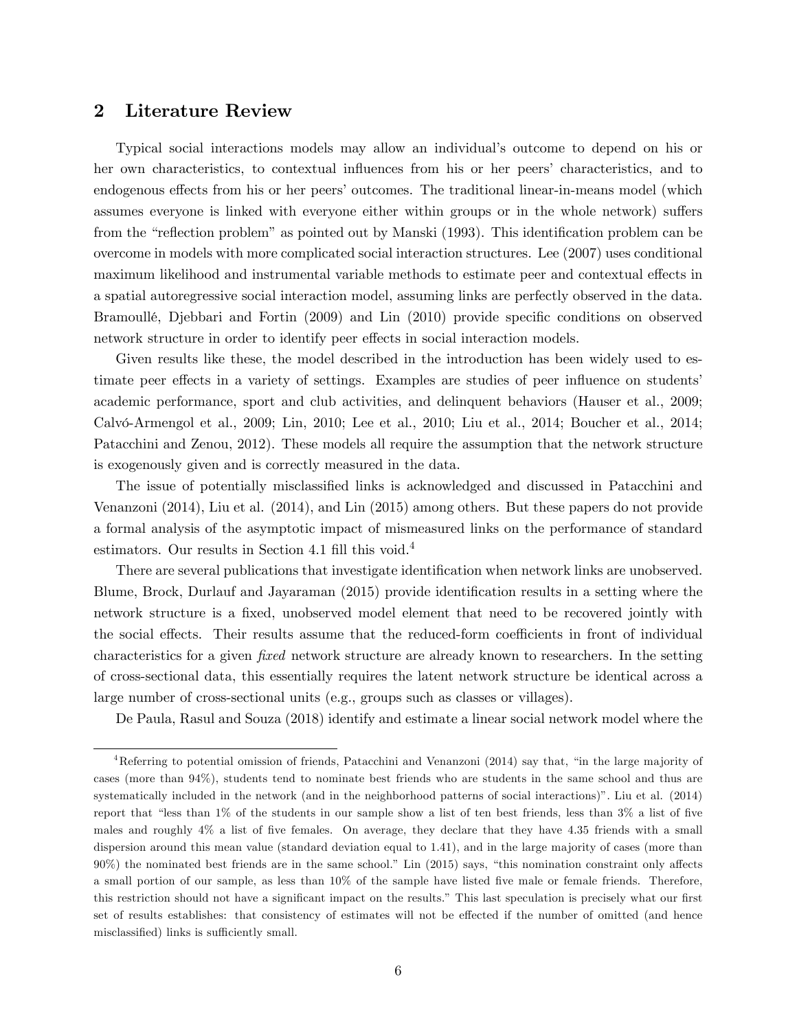## 2 Literature Review

Typical social interactions models may allow an individual's outcome to depend on his or her own characteristics, to contextual influences from his or her peers' characteristics, and to endogenous effects from his or her peers' outcomes. The traditional linear-in-means model (which assumes everyone is linked with everyone either within groups or in the whole network) suffers from the "reflection problem" as pointed out by Manski (1993). This identification problem can be overcome in models with more complicated social interaction structures. Lee (2007) uses conditional maximum likelihood and instrumental variable methods to estimate peer and contextual effects in a spatial autoregressive social interaction model, assuming links are perfectly observed in the data. Bramoullé, Djebbari and Fortin (2009) and Lin (2010) provide specific conditions on observed network structure in order to identify peer effects in social interaction models.

Given results like these, the model described in the introduction has been widely used to estimate peer effects in a variety of settings. Examples are studies of peer influence on students' academic performance, sport and club activities, and delinquent behaviors (Hauser et al., 2009; Calvó-Armengol et al., 2009; Lin, 2010; Lee et al., 2010; Liu et al., 2014; Boucher et al., 2014; Patacchini and Zenou, 2012). These models all require the assumption that the network structure is exogenously given and is correctly measured in the data.

The issue of potentially misclassified links is acknowledged and discussed in Patacchini and Venanzoni (2014), Liu et al. (2014), and Lin (2015) among others. But these papers do not provide a formal analysis of the asymptotic impact of mismeasured links on the performance of standard estimators. Our results in Section 4.1 fill this void.[4]

There are several publications that investigate identification when network links are unobserved. Blume, Brock, Durlauf and Jayaraman (2015) provide identification results in a setting where the network structure is a fixed, unobserved model element that need to be recovered jointly with the social effects. Their results assume that the reduced-form coefficients in front of individual characteristics for a given *fixed* network structure are already known to researchers. In the setting of cross-sectional data, this essentially requires the latent network structure be identical across a large number of cross-sectional units (e.g., groups such as classes or villages).

De Paula, Rasul and Souza (2018) identify and estimate a linear social network model where the

[4] Referring to potential omission of friends, Patacchini and Venanzoni (2014) say that, "in the large majority of cases (more than 94%), students tend to nominate best friends who are students in the same school and thus are systematically included in the network (and in the neighborhood patterns of social interactions)". Liu et al. (2014) report that "less than 1% of the students in our sample show a list of ten best friends, less than 3% a list of five males and roughly 4% a list of five females. On average, they declare that they have 4.35 friends with a small dispersion around this mean value (standard deviation equal to 1.41), and in the large majority of cases (more than 90%) the nominated best friends are in the same school." Lin (2015) says, "this nomination constraint only affects a small portion of our sample, as less than 10% of the sample have listed five male or female friends. Therefore, this restriction should not have a significant impact on the results." This last speculation is precisely what our first set of results establishes: that consistency of estimates will not be effected if the number of omitted (and hence misclassified) links is sufficiently small.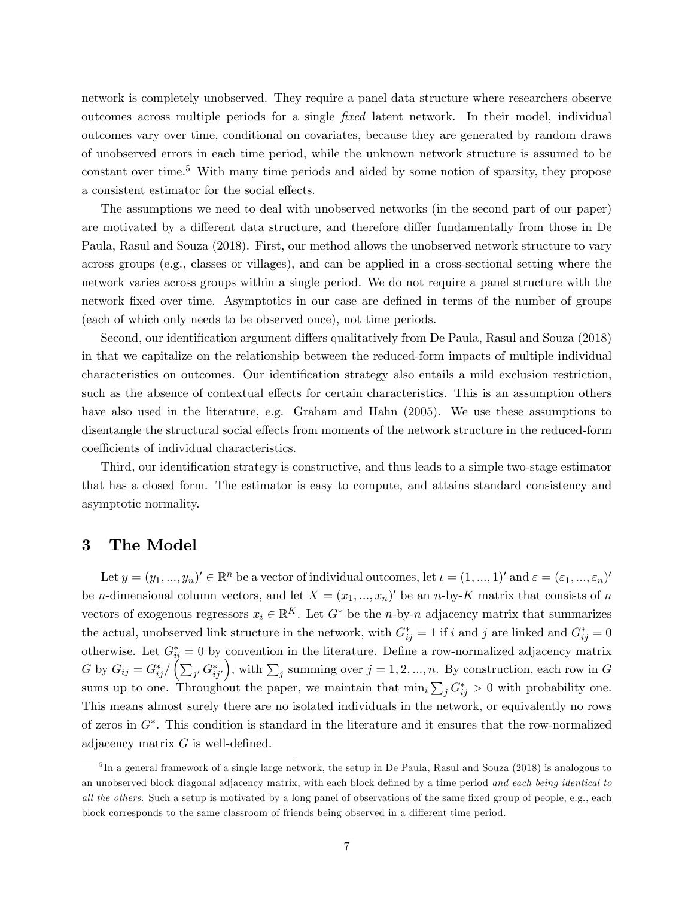network is completely unobserved. They require a panel data structure where researchers observe outcomes across multiple periods for a single *fixed* latent network. In their model, individual outcomes vary over time, conditional on covariates, because they are generated by random draws of unobserved errors in each time period, while the unknown network structure is assumed to be constant over time.[5] With many time periods and aided by some notion of sparsity, they propose a consistent estimator for the social effects.

The assumptions we need to deal with unobserved networks (in the second part of our paper) are motivated by a different data structure, and therefore differ fundamentally from those in De Paula, Rasul and Souza (2018). First, our method allows the unobserved network structure to vary across groups (e.g., classes or villages), and can be applied in a cross-sectional setting where the network varies across groups within a single period. We do not require a panel structure with the network fixed over time. Asymptotics in our case are defined in terms of the number of groups (each of which only needs to be observed once), not time periods.

Second, our identification argument differs qualitatively from De Paula, Rasul and Souza (2018) in that we capitalize on the relationship between the reduced-form impacts of multiple individual characteristics on outcomes. Our identification strategy also entails a mild exclusion restriction, such as the absence of contextual effects for certain characteristics. This is an assumption others have also used in the literature, e.g. Graham and Hahn (2005). We use these assumptions to disentangle the structural social effects from moments of the network structure in the reduced-form coefficients of individual characteristics.

Third, our identification strategy is constructive, and thus leads to a simple two-stage estimator that has a closed form. The estimator is easy to compute, and attains standard consistency and asymptotic normality.

# 3 The Model

Let $y = (y_1, ..., y_n)' \in \mathbb{R}^n$ be a vector of individual outcomes, let $\iota = (1, ..., 1)'$ and $\varepsilon = (\varepsilon_1, ..., \varepsilon_n)'$ be $n$-dimensional column vectors, and let $X = (x_1, ..., x_n)'$ be an $n$-by-$K$ matrix that consists of $n$ vectors of exogenous regressors $x_i \in \mathbb{R}^K$. Let $G^*$ be the $n$-by-$n$ adjacency matrix that summarizes the actual, unobserved link structure in the network, with $G^*_{ij} = 1$ if $i$ and $j$ are linked and $G^*_{ij} = 0$ otherwise. Let $G^*_{ii} = 0$ by convention in the literature. Define a row-normalized adjacency matrix $G$ by $G_{ij} = G^*_{ij} / \left(\sum_{j'} G^*_{ij'}\right)$, with $\sum_j$ summing over $j = 1, 2, ..., n$. By construction, each row in $G$ sums up to one. Throughout the paper, we maintain that $\min_i \sum_j G^*_{ij} > 0$ with probability one. This means almost surely there are no isolated individuals in the network, or equivalently no rows of zeros in $G^*$. This condition is standard in the literature and it ensures that the row-normalized adjacency matrix $G$ is well-defined.

[5] In a general framework of a single large network, the setup in De Paula, Rasul and Souza (2018) is analogous to an unobserved block diagonal adjacency matrix, with each block defined by a time period *and each being identical to all the others.* Such a setup is motivated by a long panel of observations of the same fixed group of people, e.g., each block corresponds to the same classroom of friends being observed in a different time period.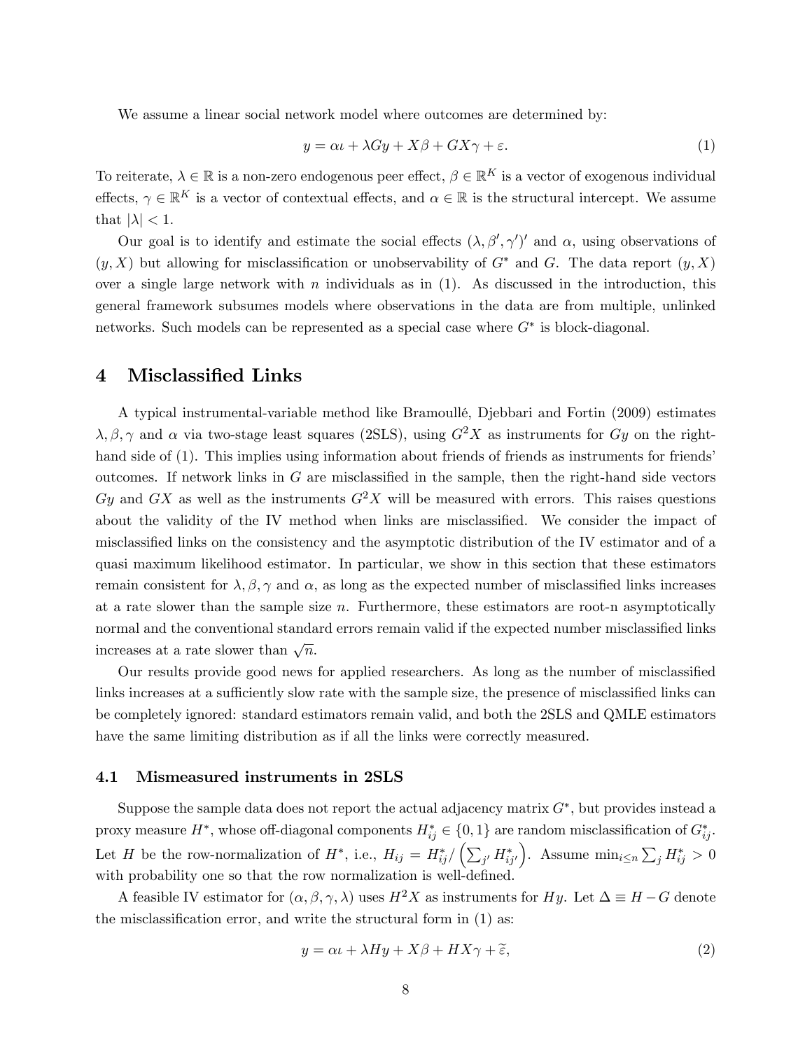We assume a linear social network model where outcomes are determined by:

$$y = \alpha\iota + \lambda Gy + X\beta + GX\gamma + \varepsilon. \tag{1}$$

To reiterate, $\lambda \in \mathbb{R}$ is a non-zero endogenous peer effect, $\beta \in \mathbb{R}^K$ is a vector of exogenous individual effects, $\gamma \in \mathbb{R}^K$ is a vector of contextual effects, and $\alpha \in \mathbb{R}$ is the structural intercept. We assume that $|\lambda| < 1$.

Our goal is to identify and estimate the social effects $(\lambda, \beta', \gamma')'$ and $\alpha$, using observations of $(y, X)$ but allowing for misclassification or unobservability of $G^*$ and $G$. The data report $(y, X)$ over a single large network with $n$ individuals as in (1). As discussed in the introduction, this general framework subsumes models where observations in the data are from multiple, unlinked networks. Such models can be represented as a special case where $G^*$ is block-diagonal.

# 4 Misclassified Links

A typical instrumental-variable method like Bramoullé, Djebbari and Fortin (2009) estimates $\lambda, \beta, \gamma$ and $\alpha$ via two-stage least squares (2SLS), using $G^2X$ as instruments for $Gy$ on the right-hand side of (1). This implies using information about friends of friends as instruments for friends' outcomes. If network links in $G$ are misclassified in the sample, then the right-hand side vectors $Gy$ and $GX$ as well as the instruments $G^2X$ will be measured with errors. This raises questions about the validity of the IV method when links are misclassified. We consider the impact of misclassified links on the consistency and the asymptotic distribution of the IV estimator and of a quasi maximum likelihood estimator. In particular, we show in this section that these estimators remain consistent for $\lambda, \beta, \gamma$ and $\alpha$, as long as the expected number of misclassified links increases at a rate slower than the sample size $n$. Furthermore, these estimators are root-n asymptotically normal and the conventional standard errors remain valid if the expected number misclassified links increases at a rate slower than $\sqrt{n}$.

Our results provide good news for applied researchers. As long as the number of misclassified links increases at a sufficiently slow rate with the sample size, the presence of misclassified links can be completely ignored: standard estimators remain valid, and both the 2SLS and QMLE estimators have the same limiting distribution as if all the links were correctly measured.

## 4.1 Mismeasured instruments in 2SLS

Suppose the sample data does not report the actual adjacency matrix $G^*$, but provides instead a proxy measure $H^*$, whose off-diagonal components $H^*_{ij} \in \{0, 1\}$ are random misclassification of $G^*_{ij}$. Let $H$ be the row-normalization of $H^*$, i.e., $H_{ij} = H^*_{ij} / \left(\sum_{j'} H^*_{ij'}\right)$. Assume $\min_{i \le n} \sum_j H^*_{ij} > 0$ with probability one so that the row normalization is well-defined.

A feasible IV estimator for $(\alpha, \beta, \gamma, \lambda)$ uses $H^2X$ as instruments for $Hy$. Let $\Delta \equiv H - G$ denote the misclassification error, and write the structural form in (1) as:

$$y = \alpha\iota + \lambda Hy + X\beta + HX\gamma + \widetilde{\varepsilon}, \tag{2}$$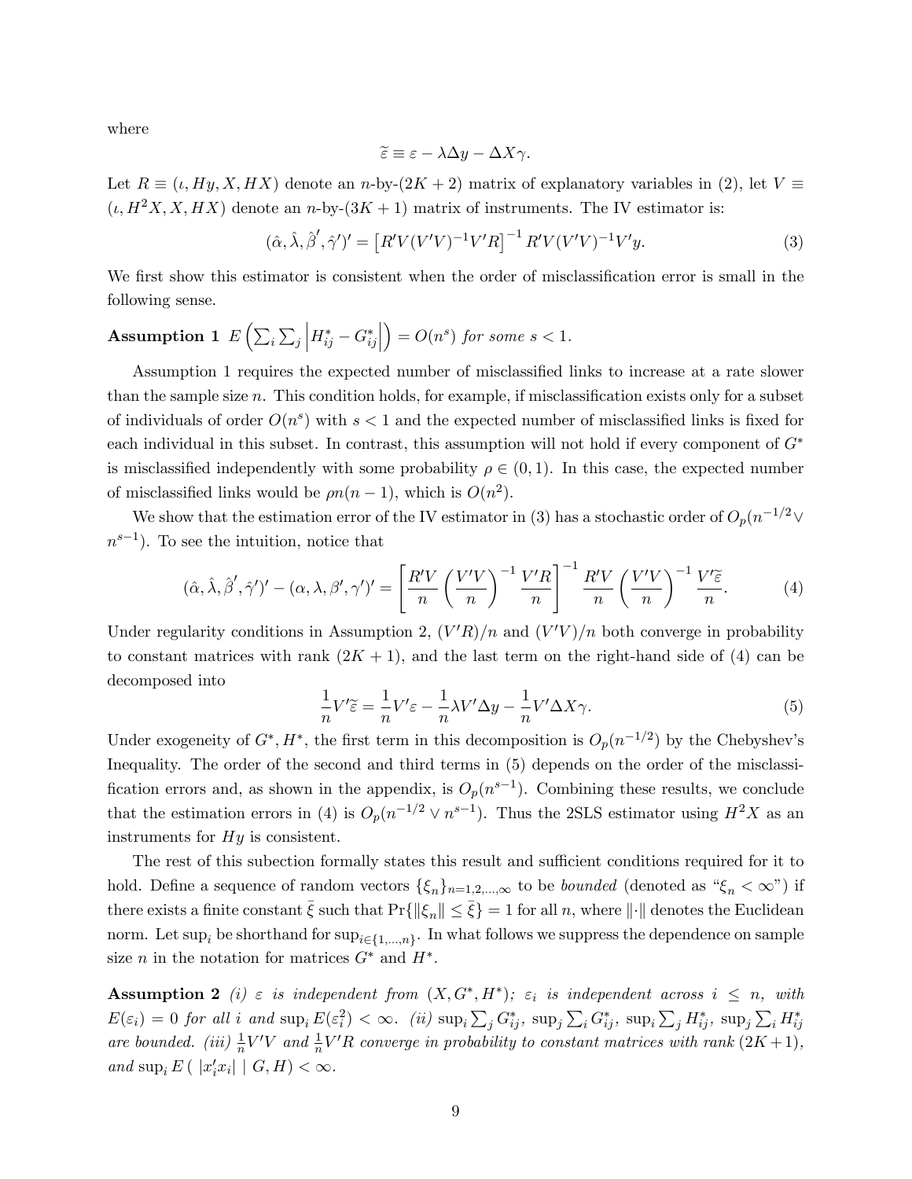where

$$\widetilde{\varepsilon} \equiv \varepsilon - \lambda \Delta y - \Delta X \gamma.$$

Let $R \equiv (\iota, Hy, X, HX)$ denote an $n$-by-$(2K+2)$ matrix of explanatory variables in (2), let $V \equiv (\iota, H^2X, X, HX)$ denote an $n$-by-$(3K+1)$ matrix of instruments. The IV estimator is:

$$(\hat{\alpha}, \hat{\lambda}, \hat{\beta}', \hat{\gamma}')' = \left[R'V(V'V)^{-1}V'R\right]^{-1} R'V(V'V)^{-1}V'y. \tag{3}$$

We first show this estimator is consistent when the order of misclassification error is small in the following sense.

**Assumption 1** *$E\left(\sum_i \sum_j \left|H^*_{ij} - G^*_{ij}\right|\right) = O(n^s)$ for some $s < 1$.*

Assumption 1 requires the expected number of misclassified links to increase at a rate slower than the sample size $n$. This condition holds, for example, if misclassification exists only for a subset of individuals of order $O(n^s)$ with $s < 1$ and the expected number of misclassified links is fixed for each individual in this subset. In contrast, this assumption will not hold if every component of $G^*$ is misclassified independently with some probability $\rho \in (0,1)$. In this case, the expected number of misclassified links would be $\rho n(n-1)$, which is $O(n^2)$.

We show that the estimation error of the IV estimator in (3) has a stochastic order of $O_p(n^{-1/2} \vee n^{s-1})$. To see the intuition, notice that

$$(\hat{\alpha}, \hat{\lambda}, \hat{\beta}', \hat{\gamma}')' - (\alpha, \lambda, \beta', \gamma')' = \left[\frac{R'V}{n}\left(\frac{V'V}{n}\right)^{-1}\frac{V'R}{n}\right]^{-1} \frac{R'V}{n}\left(\frac{V'V}{n}\right)^{-1}\frac{V'\widetilde{\varepsilon}}{n}. \tag{4}$$

Under regularity conditions in Assumption 2, $(V'R)/n$ and $(V'V)/n$ both converge in probability to constant matrices with rank $(2K+1)$, and the last term on the right-hand side of (4) can be decomposed into

$$\frac{1}{n}V'\widetilde{\varepsilon} = \frac{1}{n}V'\varepsilon - \frac{1}{n}\lambda V'\Delta y - \frac{1}{n}V'\Delta X\gamma. \tag{5}$$

Under exogeneity of $G^*, H^*$, the first term in this decomposition is $O_p(n^{-1/2})$ by the Chebyshev's Inequality. The order of the second and third terms in (5) depends on the order of the misclassification errors and, as shown in the appendix, is $O_p(n^{s-1})$. Combining these results, we conclude that the estimation errors in (4) is $O_p(n^{-1/2} \vee n^{s-1})$. Thus the 2SLS estimator using $H^2X$ as an instruments for $Hy$ is consistent.

The rest of this subection formally states this result and sufficient conditions required for it to hold. Define a sequence of random vectors $\{\xi_n\}_{n=1,2,\ldots,\infty}$ to be *bounded* (denoted as "$\xi_n < \infty$") if there exists a finite constant $\bar{\xi}$ such that $\Pr\{\|\xi_n\| \leq \bar{\xi}\} = 1$ for all $n$, where $\|\cdot\|$ denotes the Euclidean norm. Let $\sup_i$ be shorthand for $\sup_{i \in \{1,\ldots,n\}}$. In what follows we suppress the dependence on sample size $n$ in the notation for matrices $G^*$ and $H^*$.

**Assumption 2** *(i) $\varepsilon$ is independent from $(X, G^*, H^*)$; $\varepsilon_i$ is independent across $i \leq n$, with $E(\varepsilon_i) = 0$ for all $i$ and $\sup_i E(\varepsilon_i^2) < \infty$. (ii) $\sup_i \sum_j G^*_{ij}$, $\sup_j \sum_i G^*_{ij}$, $\sup_i \sum_j H^*_{ij}$, $\sup_j \sum_i H^*_{ij}$ are bounded. (iii) $\frac{1}{n}V'V$ and $\frac{1}{n}V'R$ converge in probability to constant matrices with rank $(2K+1)$, and $\sup_i E\left(\, |x_i'x_i| \mid G, H\right) < \infty$.*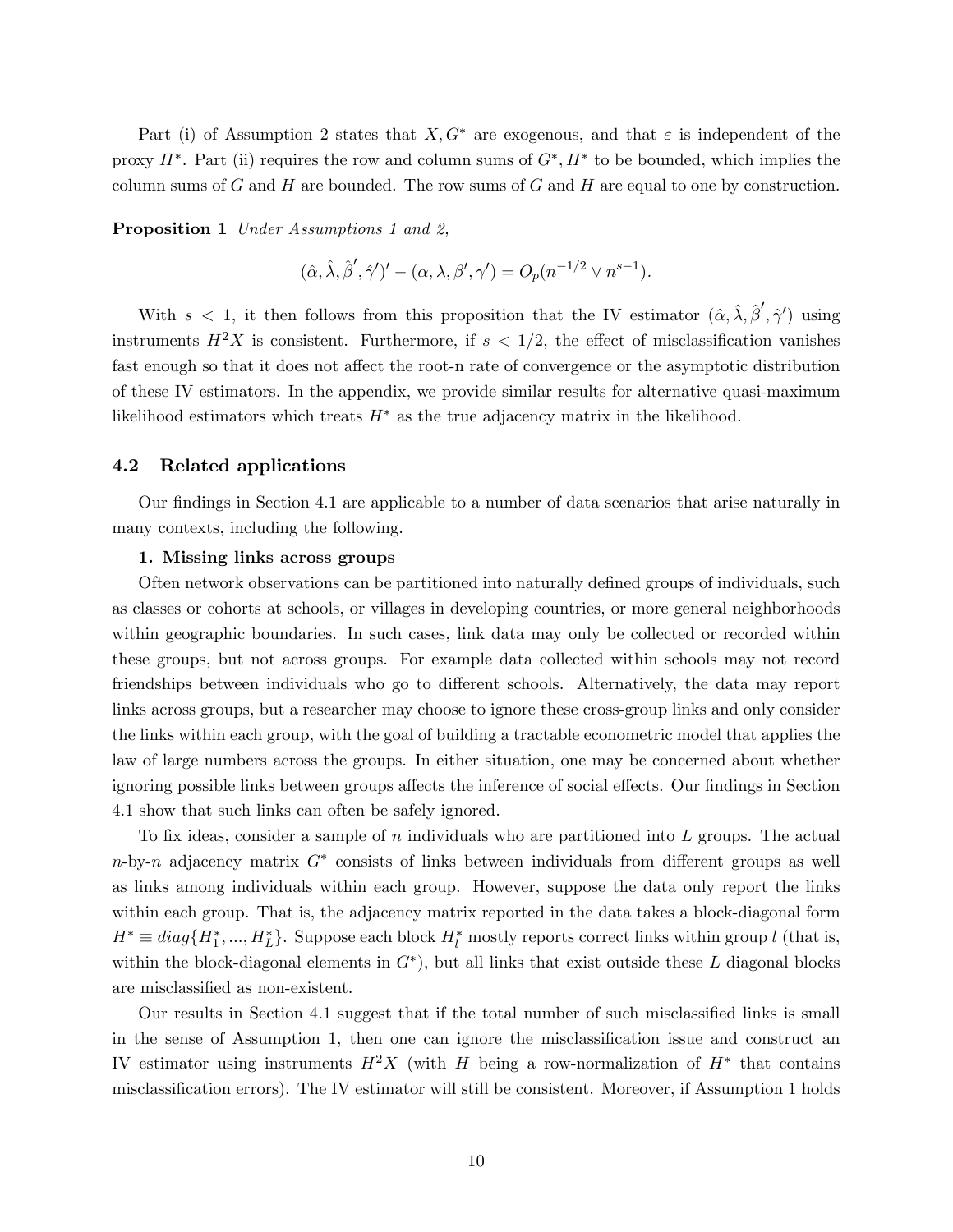Part (i) of Assumption 2 states that $X, G^*$ are exogenous, and that $\varepsilon$ is independent of the proxy $H^*$. Part (ii) requires the row and column sums of $G^*, H^*$ to be bounded, which implies the column sums of $G$ and $H$ are bounded. The row sums of $G$ and $H$ are equal to one by construction.

**Proposition 1** *Under Assumptions 1 and 2,*

$$(\hat{\alpha}, \hat{\lambda}, \hat{\beta}', \hat{\gamma}')' - (\alpha, \lambda, \beta', \gamma') = O_p(n^{-1/2} \vee n^{s-1}).$$

With $s < 1$, it then follows from this proposition that the IV estimator $(\hat{\alpha}, \hat{\lambda}, \hat{\beta}', \hat{\gamma}')$ using instruments $H^2X$ is consistent. Furthermore, if $s < 1/2$, the effect of misclassification vanishes fast enough so that it does not affect the root-n rate of convergence or the asymptotic distribution of these IV estimators. In the appendix, we provide similar results for alternative quasi-maximum likelihood estimators which treats $H^*$ as the true adjacency matrix in the likelihood.

## 4.2 Related applications

Our findings in Section 4.1 are applicable to a number of data scenarios that arise naturally in many contexts, including the following.

**1. Missing links across groups**

Often network observations can be partitioned into naturally defined groups of individuals, such as classes or cohorts at schools, or villages in developing countries, or more general neighborhoods within geographic boundaries. In such cases, link data may only be collected or recorded within these groups, but not across groups. For example data collected within schools may not record friendships between individuals who go to different schools. Alternatively, the data may report links across groups, but a researcher may choose to ignore these cross-group links and only consider the links within each group, with the goal of building a tractable econometric model that applies the law of large numbers across the groups. In either situation, one may be concerned about whether ignoring possible links between groups affects the inference of social effects. Our findings in Section 4.1 show that such links can often be safely ignored.

To fix ideas, consider a sample of $n$ individuals who are partitioned into $L$ groups. The actual $n$-by-$n$ adjacency matrix $G^*$ consists of links between individuals from different groups as well as links among individuals within each group. However, suppose the data only report the links within each group. That is, the adjacency matrix reported in the data takes a block-diagonal form $H^* \equiv diag\{H_1^*, ..., H_L^*\}$. Suppose each block $H_l^*$ mostly reports correct links within group $l$ (that is, within the block-diagonal elements in $G^*$), but all links that exist outside these $L$ diagonal blocks are misclassified as non-existent.

Our results in Section 4.1 suggest that if the total number of such misclassified links is small in the sense of Assumption 1, then one can ignore the misclassification issue and construct an IV estimator using instruments $H^2X$ (with $H$ being a row-normalization of $H^*$ that contains misclassification errors). The IV estimator will still be consistent. Moreover, if Assumption 1 holds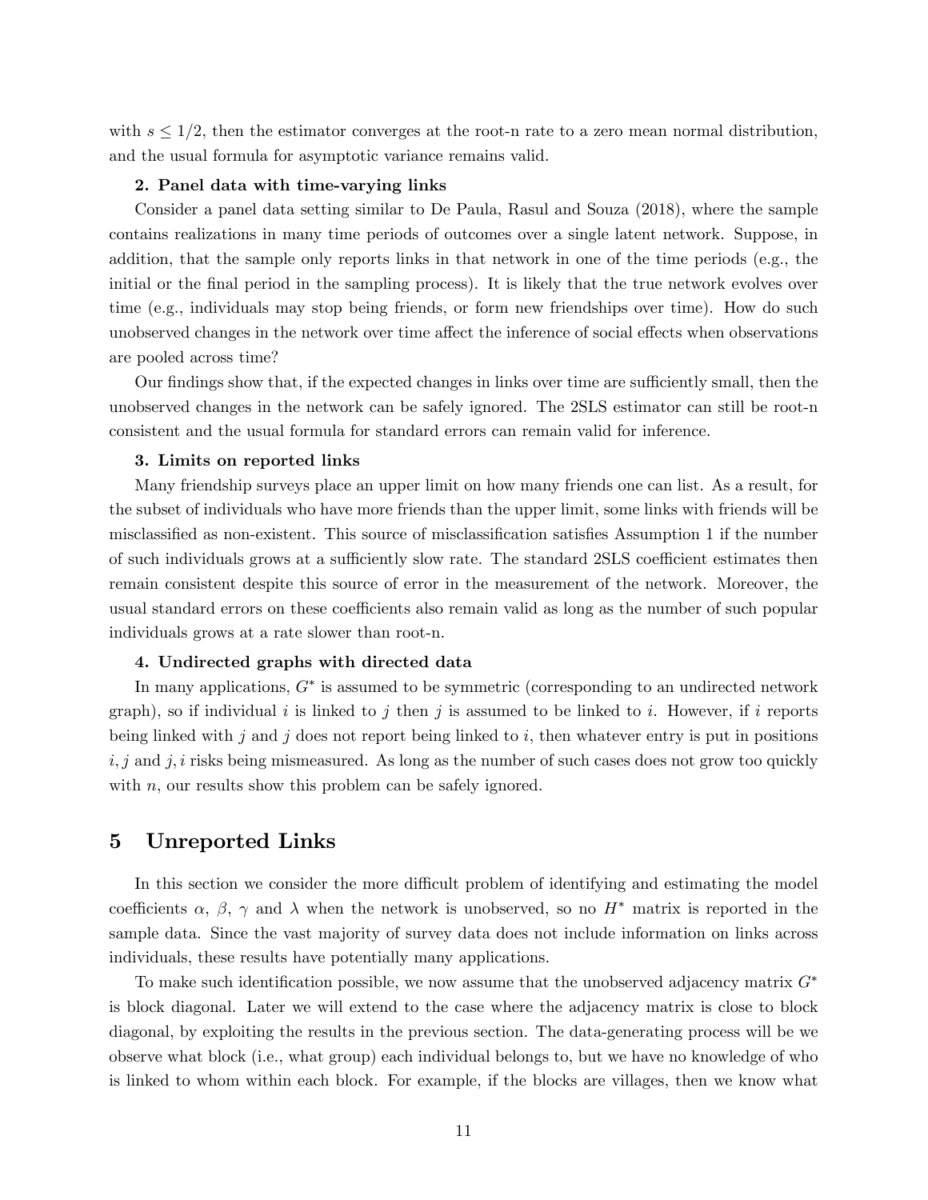with $s \leq 1/2$, then the estimator converges at the root-n rate to a zero mean normal distribution, and the usual formula for asymptotic variance remains valid.

**2. Panel data with time-varying links**

Consider a panel data setting similar to De Paula, Rasul and Souza (2018), where the sample contains realizations in many time periods of outcomes over a single latent network. Suppose, in addition, that the sample only reports links in that network in one of the time periods (e.g., the initial or the final period in the sampling process). It is likely that the true network evolves over time (e.g., individuals may stop being friends, or form new friendships over time). How do such unobserved changes in the network over time affect the inference of social effects when observations are pooled across time?

Our findings show that, if the expected changes in links over time are sufficiently small, then the unobserved changes in the network can be safely ignored. The 2SLS estimator can still be root-n consistent and the usual formula for standard errors can remain valid for inference.

**3. Limits on reported links**

Many friendship surveys place an upper limit on how many friends one can list. As a result, for the subset of individuals who have more friends than the upper limit, some links with friends will be misclassified as non-existent. This source of misclassification satisfies Assumption 1 if the number of such individuals grows at a sufficiently slow rate. The standard 2SLS coefficient estimates then remain consistent despite this source of error in the measurement of the network. Moreover, the usual standard errors on these coefficients also remain valid as long as the number of such popular individuals grows at a rate slower than root-n.

**4. Undirected graphs with directed data**

In many applications, $G^*$ is assumed to be symmetric (corresponding to an undirected network graph), so if individual $i$ is linked to $j$ then $j$ is assumed to be linked to $i$. However, if $i$ reports being linked with $j$ and $j$ does not report being linked to $i$, then whatever entry is put in positions $i, j$ and $j, i$ risks being mismeasured. As long as the number of such cases does not grow too quickly with $n$, our results show this problem can be safely ignored.

## 5 Unreported Links

In this section we consider the more difficult problem of identifying and estimating the model coefficients $\alpha$, $\beta$, $\gamma$ and $\lambda$ when the network is unobserved, so no $H^*$ matrix is reported in the sample data. Since the vast majority of survey data does not include information on links across individuals, these results have potentially many applications.

To make such identification possible, we now assume that the unobserved adjacency matrix $G^*$ is block diagonal. Later we will extend to the case where the adjacency matrix is close to block diagonal, by exploiting the results in the previous section. The data-generating process will be we observe what block (i.e., what group) each individual belongs to, but we have no knowledge of who is linked to whom within each block. For example, if the blocks are villages, then we know what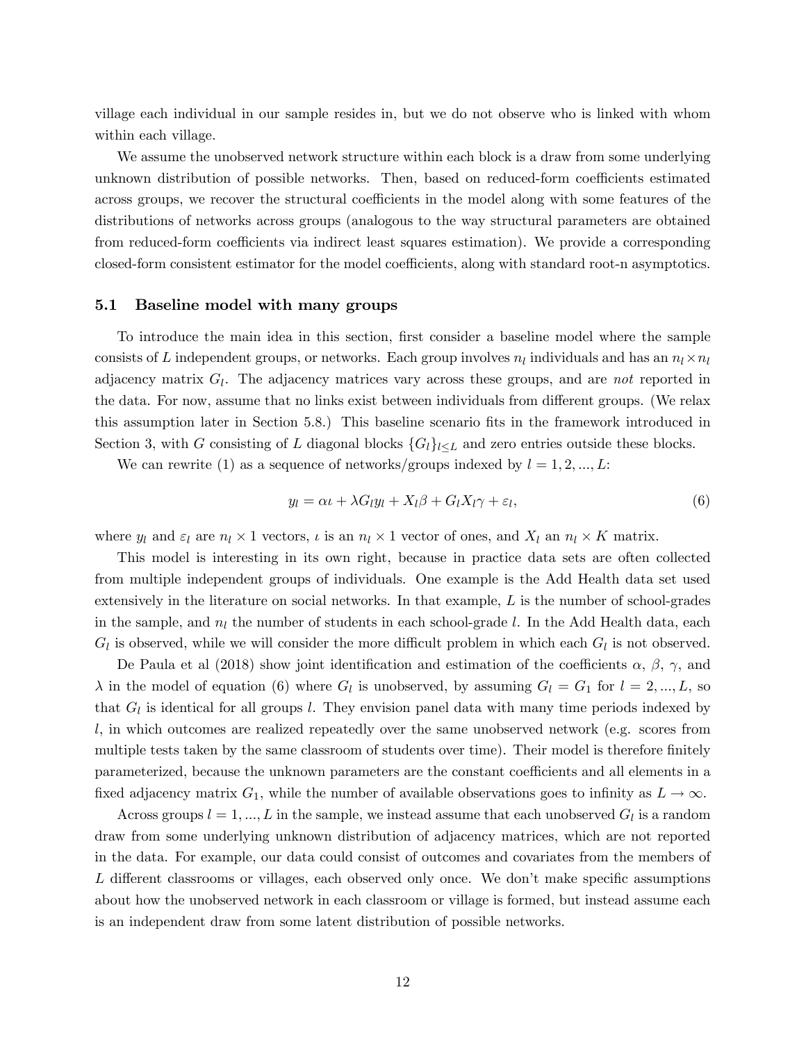village each individual in our sample resides in, but we do not observe who is linked with whom within each village.

We assume the unobserved network structure within each block is a draw from some underlying unknown distribution of possible networks. Then, based on reduced-form coefficients estimated across groups, we recover the structural coefficients in the model along with some features of the distributions of networks across groups (analogous to the way structural parameters are obtained from reduced-form coefficients via indirect least squares estimation). We provide a corresponding closed-form consistent estimator for the model coefficients, along with standard root-n asymptotics.

### 5.1 Baseline model with many groups

To introduce the main idea in this section, first consider a baseline model where the sample consists of $L$ independent groups, or networks. Each group involves $n_l$ individuals and has an $n_l \times n_l$ adjacency matrix $G_l$. The adjacency matrices vary across these groups, and are *not* reported in the data. For now, assume that no links exist between individuals from different groups. (We relax this assumption later in Section 5.8.) This baseline scenario fits in the framework introduced in Section 3, with $G$ consisting of $L$ diagonal blocks $\{G_l\}_{l \leq L}$ and zero entries outside these blocks.

We can rewrite (1) as a sequence of networks/groups indexed by $l = 1, 2, ..., L$:

$$y_l = \alpha \iota + \lambda G_l y_l + X_l \beta + G_l X_l \gamma + \varepsilon_l, \tag{6}$$

where $y_l$ and $\varepsilon_l$ are $n_l \times 1$ vectors, $\iota$ is an $n_l \times 1$ vector of ones, and $X_l$ an $n_l \times K$ matrix.

This model is interesting in its own right, because in practice data sets are often collected from multiple independent groups of individuals. One example is the Add Health data set used extensively in the literature on social networks. In that example, $L$ is the number of school-grades in the sample, and $n_l$ the number of students in each school-grade $l$. In the Add Health data, each $G_l$ is observed, while we will consider the more difficult problem in which each $G_l$ is not observed.

De Paula et al (2018) show joint identification and estimation of the coefficients $\alpha$, $\beta$, $\gamma$, and $\lambda$ in the model of equation (6) where $G_l$ is unobserved, by assuming $G_l = G_1$ for $l = 2, ..., L$, so that $G_l$ is identical for all groups $l$. They envision panel data with many time periods indexed by $l$, in which outcomes are realized repeatedly over the same unobserved network (e.g. scores from multiple tests taken by the same classroom of students over time). Their model is therefore finitely parameterized, because the unknown parameters are the constant coefficients and all elements in a fixed adjacency matrix $G_1$, while the number of available observations goes to infinity as $L \to \infty$.

Across groups $l = 1, ..., L$ in the sample, we instead assume that each unobserved $G_l$ is a random draw from some underlying unknown distribution of adjacency matrices, which are not reported in the data. For example, our data could consist of outcomes and covariates from the members of $L$ different classrooms or villages, each observed only once. We don't make specific assumptions about how the unobserved network in each classroom or village is formed, but instead assume each is an independent draw from some latent distribution of possible networks.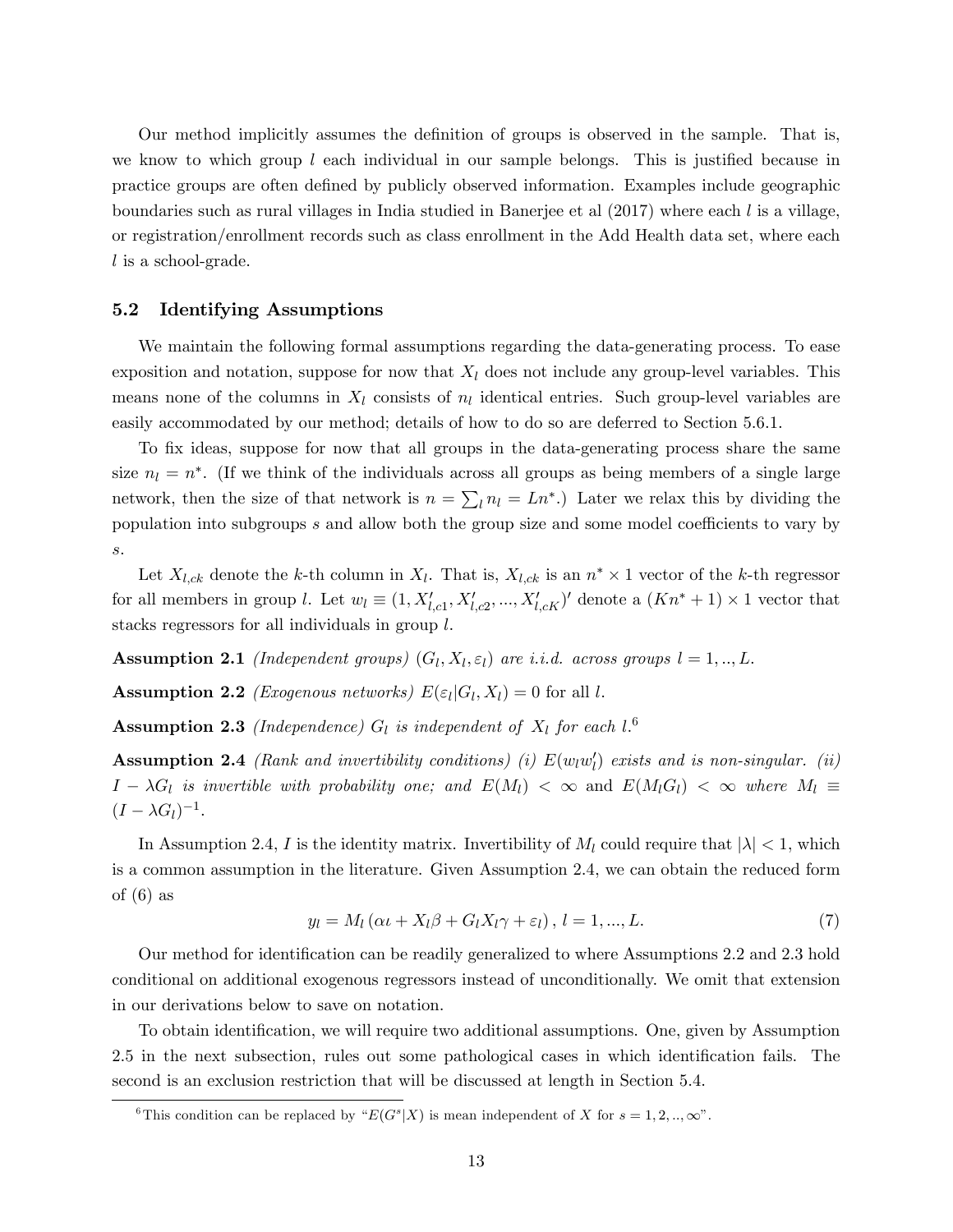Our method implicitly assumes the definition of groups is observed in the sample. That is, we know to which group $l$ each individual in our sample belongs. This is justified because in practice groups are often defined by publicly observed information. Examples include geographic boundaries such as rural villages in India studied in Banerjee et al (2017) where each $l$ is a village, or registration/enrollment records such as class enrollment in the Add Health data set, where each $l$ is a school-grade.

### 5.2 Identifying Assumptions

We maintain the following formal assumptions regarding the data-generating process. To ease exposition and notation, suppose for now that $X_l$ does not include any group-level variables. This means none of the columns in $X_l$ consists of $n_l$ identical entries. Such group-level variables are easily accommodated by our method; details of how to do so are deferred to Section 5.6.1.

To fix ideas, suppose for now that all groups in the data-generating process share the same size $n_l = n^*$. (If we think of the individuals across all groups as being members of a single large network, then the size of that network is $n = \sum_l n_l = Ln^*$.) Later we relax this by dividing the population into subgroups $s$ and allow both the group size and some model coefficients to vary by $s$.

Let $X_{l,ck}$ denote the $k$-th column in $X_l$. That is, $X_{l,ck}$ is an $n^* \times 1$ vector of the $k$-th regressor for all members in group $l$. Let $w_l \equiv (1, X'_{l,c1}, X'_{l,c2}, ..., X'_{l,cK})'$ denote a $(Kn^* + 1) \times 1$ vector that stacks regressors for all individuals in group $l$.

**Assumption 2.1** *(Independent groups)* $(G_l, X_l, \varepsilon_l)$ *are i.i.d. across groups* $l = 1, .., L$.

**Assumption 2.2** *(Exogenous networks)* $E(\varepsilon_l | G_l, X_l) = 0$ for all $l$.

**Assumption 2.3** *(Independence)* $G_l$ *is independent of* $X_l$ *for each* $l$.[6]

**Assumption 2.4** *(Rank and invertibility conditions) (i)* $E(w_l w_l')$ *exists and is non-singular. (ii)* $I - \lambda G_l$ *is invertible with probability one; and* $E(M_l) < \infty$ and $E(M_l G_l) < \infty$ *where* $M_l \equiv (I - \lambda G_l)^{-1}$.

In Assumption 2.4, $I$ is the identity matrix. Invertibility of $M_l$ could require that $|\lambda| < 1$, which is a common assumption in the literature. Given Assumption 2.4, we can obtain the reduced form of (6) as

$$y_l = M_l \left( \alpha \iota + X_l \beta + G_l X_l \gamma + \varepsilon_l \right), \, l = 1, ..., L. \tag{7}$$

Our method for identification can be readily generalized to where Assumptions 2.2 and 2.3 hold conditional on additional exogenous regressors instead of unconditionally. We omit that extension in our derivations below to save on notation.

To obtain identification, we will require two additional assumptions. One, given by Assumption 2.5 in the next subsection, rules out some pathological cases in which identification fails. The second is an exclusion restriction that will be discussed at length in Section 5.4.

[6] This condition can be replaced by "$E(G^s|X)$ is mean independent of $X$ for $s = 1, 2, .., \infty$".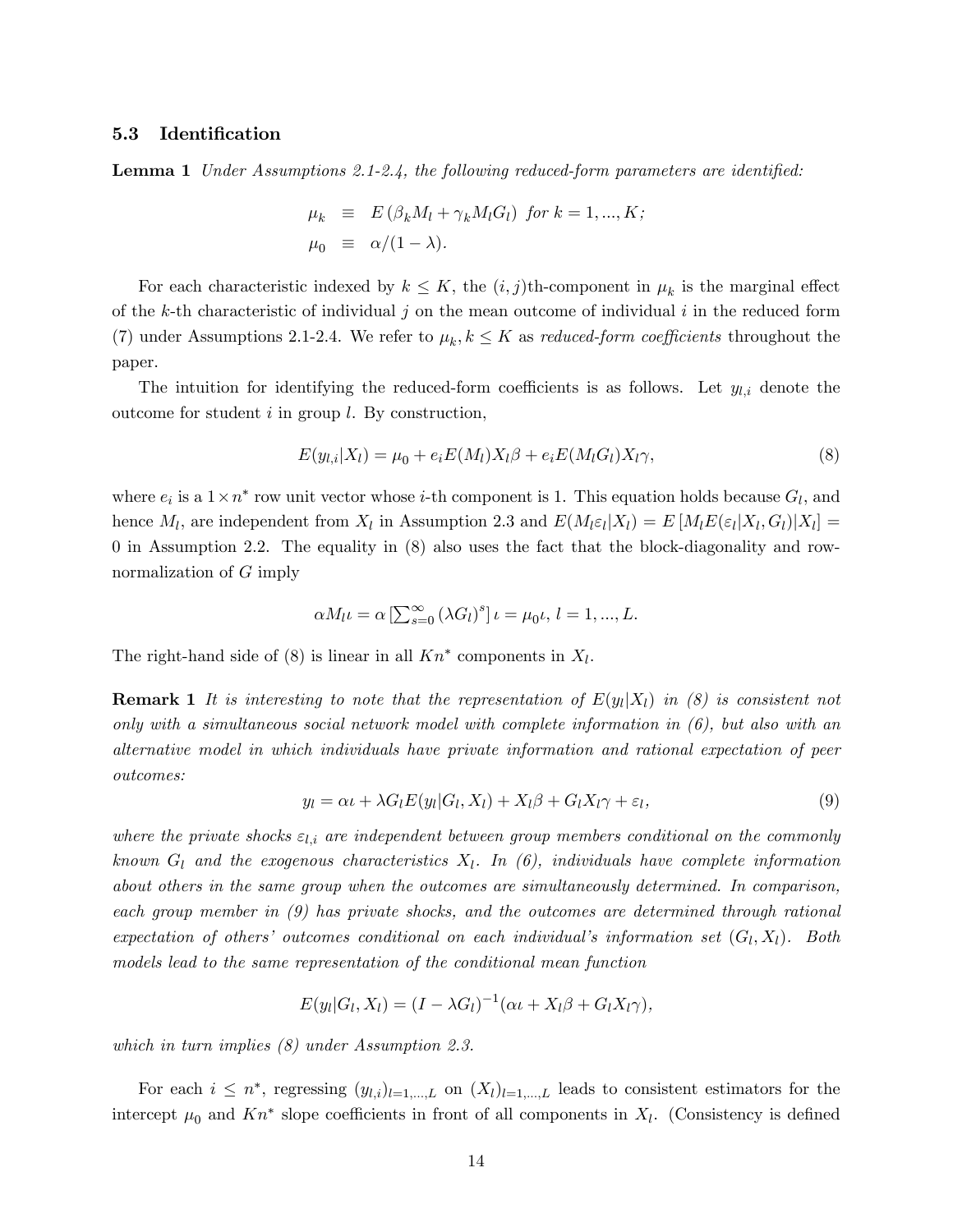### 5.3 Identification

**Lemma 1** *Under Assumptions 2.1-2.4, the following reduced-form parameters are identified:*

$$
\begin{aligned}
\mu_k &\equiv E\left(\beta_k M_l + \gamma_k M_l G_l\right) \text{ for } k = 1, ..., K; \\
\mu_0 &\equiv \alpha/(1-\lambda).
\end{aligned}
$$

For each characteristic indexed by $k \leq K$, the $(i,j)$th-component in $\mu_k$ is the marginal effect of the $k$-th characteristic of individual $j$ on the mean outcome of individual $i$ in the reduced form (7) under Assumptions 2.1-2.4. We refer to $\mu_k, k \leq K$ as *reduced-form coefficients* throughout the paper.

The intuition for identifying the reduced-form coefficients is as follows. Let $y_{l,i}$ denote the outcome for student $i$ in group $l$. By construction,

$$
E(y_{l,i}|X_l) = \mu_0 + e_i E(M_l) X_l \beta + e_i E(M_l G_l) X_l \gamma, \tag{8}
$$

where $e_i$ is a $1 \times n^*$ row unit vector whose $i$-th component is 1. This equation holds because $G_l$, and hence $M_l$, are independent from $X_l$ in Assumption 2.3 and $E(M_l \varepsilon_l | X_l) = E\left[M_l E(\varepsilon_l | X_l, G_l) | X_l\right] = 0$ in Assumption 2.2. The equality in (8) also uses the fact that the block-diagonality and row-normalization of $G$ imply

$$
\alpha M_l \iota = \alpha \left[\textstyle\sum_{s=0}^{\infty} (\lambda G_l)^s\right] \iota = \mu_0 \iota, \; l = 1, ..., L.
$$

The right-hand side of (8) is linear in all $Kn^*$ components in $X_l$.

**Remark 1** *It is interesting to note that the representation of $E(y_l|X_l)$ in (8) is consistent not only with a simultaneous social network model with complete information in (6), but also with an alternative model in which individuals have private information and rational expectation of peer outcomes:*

$$
y_l = \alpha \iota + \lambda G_l E(y_l | G_l, X_l) + X_l \beta + G_l X_l \gamma + \varepsilon_l, \tag{9}
$$

*where the private shocks $\varepsilon_{l,i}$ are independent between group members conditional on the commonly known $G_l$ and the exogenous characteristics $X_l$. In (6), individuals have complete information about others in the same group when the outcomes are simultaneously determined. In comparison, each group member in (9) has private shocks, and the outcomes are determined through rational expectation of others' outcomes conditional on each individual's information set $(G_l, X_l)$. Both models lead to the same representation of the conditional mean function*

$$
E(y_l | G_l, X_l) = (I - \lambda G_l)^{-1} (\alpha \iota + X_l \beta + G_l X_l \gamma),
$$

*which in turn implies (8) under Assumption 2.3.*

For each $i \leq n^*$, regressing $(y_{l,i})_{l=1,...,L}$ on $(X_l)_{l=1,...,L}$ leads to consistent estimators for the intercept $\mu_0$ and $Kn^*$ slope coefficients in front of all components in $X_l$. (Consistency is defined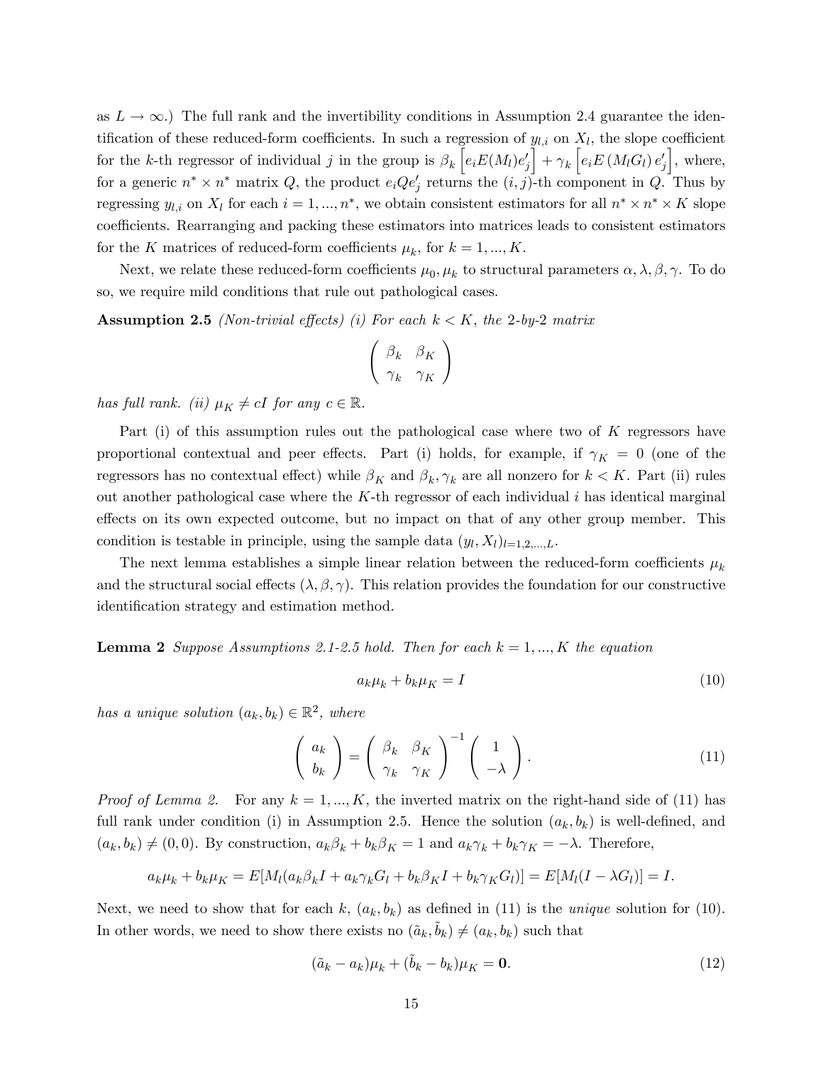as $L \to \infty$.) The full rank and the invertibility conditions in Assumption 2.4 guarantee the identification of these reduced-form coefficients. In such a regression of $y_{l,i}$ on $X_l$, the slope coefficient for the $k$-th regressor of individual $j$ in the group is $\beta_k \left[e_i E(M_l) e_j'\right] + \gamma_k \left[e_i E\left(M_l G_l\right) e_j'\right]$, where, for a generic $n^* \times n^*$ matrix $Q$, the product $e_i Q e_j'$ returns the $(i,j)$-th component in $Q$. Thus by regressing $y_{l,i}$ on $X_l$ for each $i = 1, ..., n^*$, we obtain consistent estimators for all $n^* \times n^* \times K$ slope coefficients. Rearranging and packing these estimators into matrices leads to consistent estimators for the $K$ matrices of reduced-form coefficients $\mu_k$, for $k = 1, ..., K$.

Next, we relate these reduced-form coefficients $\mu_0, \mu_k$ to structural parameters $\alpha, \lambda, \beta, \gamma$. To do so, we require mild conditions that rule out pathological cases.

**Assumption 2.5** *(Non-trivial effects) (i) For each $k < K$, the 2-by-2 matrix*

$$\begin{pmatrix} \beta_k & \beta_K \\ \gamma_k & \gamma_K \end{pmatrix}$$

*has full rank. (ii) $\mu_K \neq cI$ for any $c \in \mathbb{R}$.*

Part (i) of this assumption rules out the pathological case where two of $K$ regressors have proportional contextual and peer effects. Part (i) holds, for example, if $\gamma_K = 0$ (one of the regressors has no contextual effect) while $\beta_K$ and $\beta_k, \gamma_k$ are all nonzero for $k < K$. Part (ii) rules out another pathological case where the $K$-th regressor of each individual $i$ has identical marginal effects on its own expected outcome, but no impact on that of any other group member. This condition is testable in principle, using the sample data $(y_l, X_l)_{l=1,2,...,L}$.

The next lemma establishes a simple linear relation between the reduced-form coefficients $\mu_k$ and the structural social effects $(\lambda, \beta, \gamma)$. This relation provides the foundation for our constructive identification strategy and estimation method.

**Lemma 2** *Suppose Assumptions 2.1-2.5 hold. Then for each $k = 1, ..., K$ the equation*

$$a_k \mu_k + b_k \mu_K = I \tag{10}$$

*has a unique solution $(a_k, b_k) \in \mathbb{R}^2$, where*

$$\begin{pmatrix} a_k \\ b_k \end{pmatrix} = \begin{pmatrix} \beta_k & \beta_K \\ \gamma_k & \gamma_K \end{pmatrix}^{-1} \begin{pmatrix} 1 \\ -\lambda \end{pmatrix}. \tag{11}$$

*Proof of Lemma 2.* For any $k = 1, ..., K$, the inverted matrix on the right-hand side of (11) has full rank under condition (i) in Assumption 2.5. Hence the solution $(a_k, b_k)$ is well-defined, and $(a_k, b_k) \neq (0,0)$. By construction, $a_k \beta_k + b_k \beta_K = 1$ and $a_k \gamma_k + b_k \gamma_K = -\lambda$. Therefore,

$$a_k \mu_k + b_k \mu_K = E[M_l(a_k \beta_k I + a_k \gamma_k G_l + b_k \beta_K I + b_k \gamma_K G_l)] = E[M_l(I - \lambda G_l)] = I.$$

Next, we need to show that for each $k$, $(a_k, b_k)$ as defined in (11) is the *unique* solution for (10). In other words, we need to show there exists no $(\tilde{a}_k, \tilde{b}_k) \neq (a_k, b_k)$ such that

$$(\tilde{a}_k - a_k)\mu_k + (\tilde{b}_k - b_k)\mu_K = \mathbf{0}. \tag{12}$$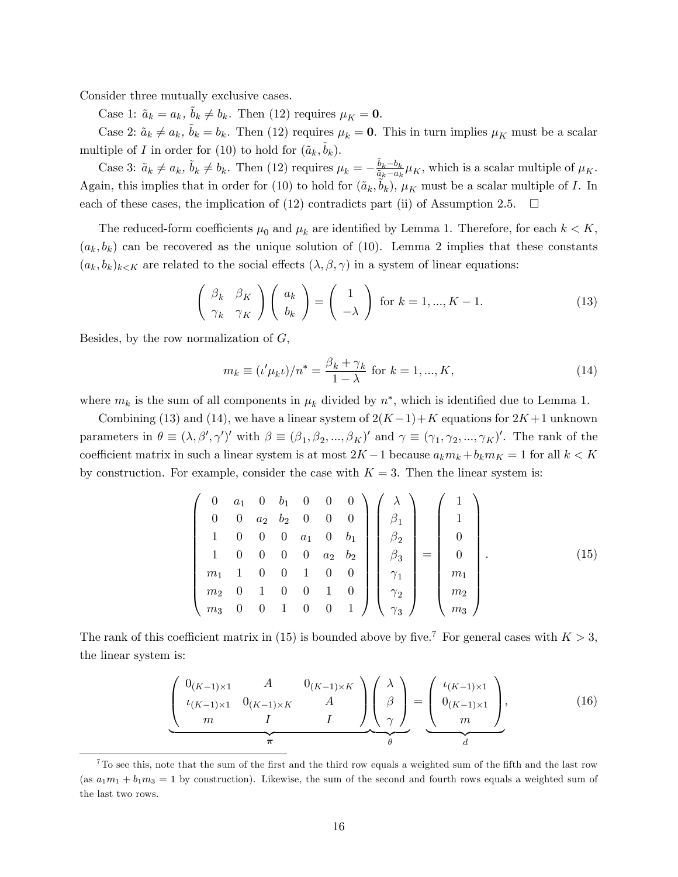Consider three mutually exclusive cases.

Case 1: $\tilde{a}_k = a_k$, $\tilde{b}_k \neq b_k$. Then (12) requires $\mu_K = \mathbf{0}$.

Case 2: $\tilde{a}_k \neq a_k$, $\tilde{b}_k = b_k$. Then (12) requires $\mu_k = \mathbf{0}$. This in turn implies $\mu_K$ must be a scalar multiple of $I$ in order for (10) to hold for $(\tilde{a}_k, \tilde{b}_k)$.

Case 3: $\tilde{a}_k \neq a_k$, $\tilde{b}_k \neq b_k$. Then (12) requires $\mu_k = -\frac{\tilde{b}_k - b_k}{\tilde{a}_k - a_k}\mu_K$, which is a scalar multiple of $\mu_K$. Again, this implies that in order for (10) to hold for $(\tilde{a}_k, \tilde{b}_k)$, $\mu_K$ must be a scalar multiple of $I$. In each of these cases, the implication of (12) contradicts part (ii) of Assumption 2.5. $\square$

The reduced-form coefficients $\mu_0$ and $\mu_k$ are identified by Lemma 1. Therefore, for each $k < K$, $(a_k, b_k)$ can be recovered as the unique solution of (10). Lemma 2 implies that these constants $(a_k, b_k)_{k<K}$ are related to the social effects $(\lambda, \beta, \gamma)$ in a system of linear equations:

$$\begin{pmatrix} \beta_k & \beta_K \\ \gamma_k & \gamma_K \end{pmatrix} \begin{pmatrix} a_k \\ b_k \end{pmatrix} = \begin{pmatrix} 1 \\ -\lambda \end{pmatrix} \text{ for } k = 1, ..., K-1. \tag{13}$$

Besides, by the row normalization of $G$,

$$m_k \equiv (\iota' \mu_k \iota)/n^* = \frac{\beta_k + \gamma_k}{1 - \lambda} \text{ for } k = 1, ..., K, \tag{14}$$

where $m_k$ is the sum of all components in $\mu_k$ divided by $n^*$, which is identified due to Lemma 1.

Combining (13) and (14), we have a linear system of $2(K-1)+K$ equations for $2K+1$ unknown parameters in $\theta \equiv (\lambda, \beta', \gamma')'$ with $\beta \equiv (\beta_1, \beta_2, ..., \beta_K)'$ and $\gamma \equiv (\gamma_1, \gamma_2, ..., \gamma_K)'$. The rank of the coefficient matrix in such a linear system is at most $2K-1$ because $a_k m_k + b_k m_K = 1$ for all $k < K$ by construction. For example, consider the case with $K = 3$. Then the linear system is:

$$\begin{pmatrix} 0 & a_1 & 0 & b_1 & 0 & 0 & 0 \\ 0 & 0 & a_2 & b_2 & 0 & 0 & 0 \\ 1 & 0 & 0 & 0 & a_1 & 0 & b_1 \\ 1 & 0 & 0 & 0 & 0 & a_2 & b_2 \\ m_1 & 1 & 0 & 0 & 1 & 0 & 0 \\ m_2 & 0 & 1 & 0 & 0 & 1 & 0 \\ m_3 & 0 & 0 & 1 & 0 & 0 & 1 \end{pmatrix} \begin{pmatrix} \lambda \\ \beta_1 \\ \beta_2 \\ \beta_3 \\ \gamma_1 \\ \gamma_2 \\ \gamma_3 \end{pmatrix} = \begin{pmatrix} 1 \\ 1 \\ 0 \\ 0 \\ m_1 \\ m_2 \\ m_3 \end{pmatrix}. \tag{15}$$

The rank of this coefficient matrix in (15) is bounded above by five.[7] For general cases with $K > 3$, the linear system is:

$$\underbrace{\begin{pmatrix} 0_{(K-1)\times 1} & A & 0_{(K-1)\times K} \\ \iota_{(K-1)\times 1} & 0_{(K-1)\times K} & A \\ m & I & I \end{pmatrix}}_{\boldsymbol{\pi}} \underbrace{\begin{pmatrix} \lambda \\ \beta \\ \gamma \end{pmatrix}}_{\theta} = \underbrace{\begin{pmatrix} \iota_{(K-1)\times 1} \\ 0_{(K-1)\times 1} \\ m \end{pmatrix}}_{d}, \tag{16}$$

[7] To see this, note that the sum of the first and the third row equals a weighted sum of the fifth and the last row (as $a_1 m_1 + b_1 m_3 = 1$ by construction). Likewise, the sum of the second and fourth rows equals a weighted sum of the last two rows.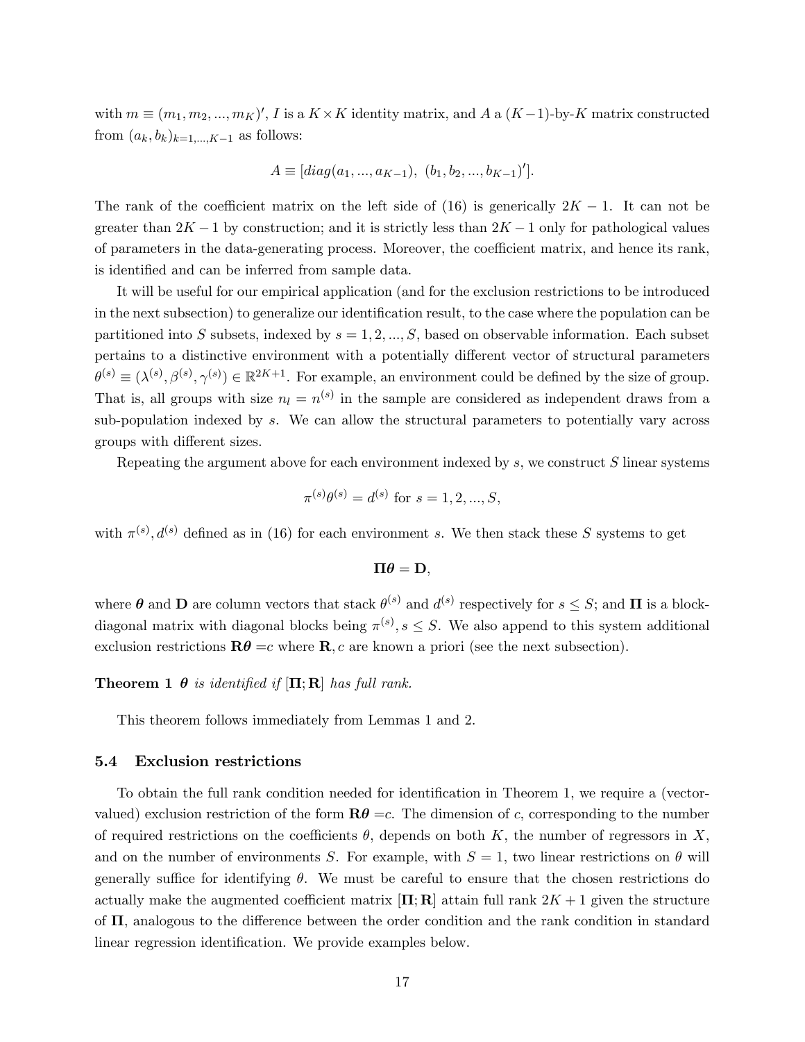with $m \equiv (m_1, m_2, ..., m_K)'$, $I$ is a $K \times K$ identity matrix, and $A$ a $(K-1)$-by-$K$ matrix constructed from $(a_k, b_k)_{k=1,...,K-1}$ as follows:

$$A \equiv [diag(a_1, ..., a_{K-1}),\ (b_1, b_2, ..., b_{K-1})'].$$

The rank of the coefficient matrix on the left side of (16) is generically $2K - 1$. It can not be greater than $2K - 1$ by construction; and it is strictly less than $2K - 1$ only for pathological values of parameters in the data-generating process. Moreover, the coefficient matrix, and hence its rank, is identified and can be inferred from sample data.

It will be useful for our empirical application (and for the exclusion restrictions to be introduced in the next subsection) to generalize our identification result, to the case where the population can be partitioned into $S$ subsets, indexed by $s = 1, 2, ..., S$, based on observable information. Each subset pertains to a distinctive environment with a potentially different vector of structural parameters $\theta^{(s)} \equiv (\lambda^{(s)}, \beta^{(s)}, \gamma^{(s)}) \in \mathbb{R}^{2K+1}$. For example, an environment could be defined by the size of group. That is, all groups with size $n_l = n^{(s)}$ in the sample are considered as independent draws from a sub-population indexed by $s$. We can allow the structural parameters to potentially vary across groups with different sizes.

Repeating the argument above for each environment indexed by $s$, we construct $S$ linear systems

$$\pi^{(s)}\theta^{(s)} = d^{(s)} \text{ for } s = 1, 2, ..., S,$$

with $\pi^{(s)}, d^{(s)}$ defined as in (16) for each environment $s$. We then stack these $S$ systems to get

$$\mathbf{\Pi}\boldsymbol{\theta} = \mathbf{D},$$

where $\boldsymbol{\theta}$ and $\mathbf{D}$ are column vectors that stack $\theta^{(s)}$ and $d^{(s)}$ respectively for $s \leq S$; and $\mathbf{\Pi}$ is a block-diagonal matrix with diagonal blocks being $\pi^{(s)}, s \leq S$. We also append to this system additional exclusion restrictions $\mathbf{R}\boldsymbol{\theta} = c$ where $\mathbf{R}, c$ are known a priori (see the next subsection).

**Theorem 1** *$\boldsymbol{\theta}$ is identified if $[\mathbf{\Pi}; \mathbf{R}]$ has full rank.*

This theorem follows immediately from Lemmas 1 and 2.

### 5.4 Exclusion restrictions

To obtain the full rank condition needed for identification in Theorem 1, we require a (vector-valued) exclusion restriction of the form $\mathbf{R}\boldsymbol{\theta} = c$. The dimension of $c$, corresponding to the number of required restrictions on the coefficients $\theta$, depends on both $K$, the number of regressors in $X$, and on the number of environments $S$. For example, with $S = 1$, two linear restrictions on $\theta$ will generally suffice for identifying $\theta$. We must be careful to ensure that the chosen restrictions do actually make the augmented coefficient matrix $[\mathbf{\Pi}; \mathbf{R}]$ attain full rank $2K + 1$ given the structure of $\mathbf{\Pi}$, analogous to the difference between the order condition and the rank condition in standard linear regression identification. We provide examples below.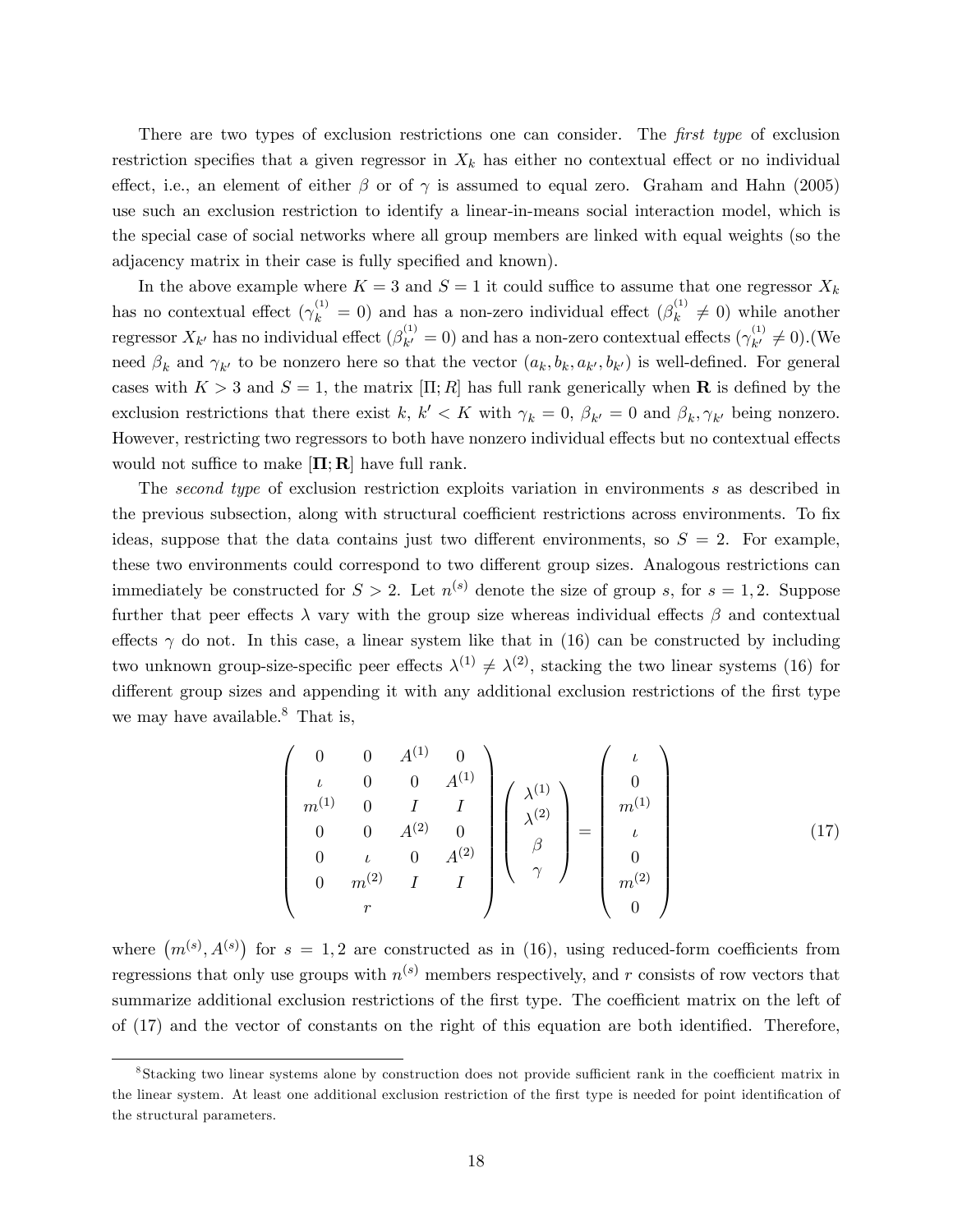There are two types of exclusion restrictions one can consider. The *first type* of exclusion restriction specifies that a given regressor in $X_k$ has either no contextual effect or no individual effect, i.e., an element of either $\beta$ or of $\gamma$ is assumed to equal zero. Graham and Hahn (2005) use such an exclusion restriction to identify a linear-in-means social interaction model, which is the special case of social networks where all group members are linked with equal weights (so the adjacency matrix in their case is fully specified and known).

In the above example where $K = 3$ and $S = 1$ it could suffice to assume that one regressor $X_k$ has no contextual effect ($\gamma_k^{(1)} = 0$) and has a non-zero individual effect ($\beta_k^{(1)} \neq 0$) while another regressor $X_{k'}$ has no individual effect ($\beta_{k'}^{(1)} = 0$) and has a non-zero contextual effects ($\gamma_{k'}^{(1)} \neq 0$).(We need $\beta_k$ and $\gamma_{k'}$ to be nonzero here so that the vector $(a_k, b_k, a_{k'}, b_{k'})$ is well-defined. For general cases with $K > 3$ and $S = 1$, the matrix $[\Pi; R]$ has full rank generically when $\mathbf{R}$ is defined by the exclusion restrictions that there exist $k$, $k' < K$ with $\gamma_k = 0$, $\beta_{k'} = 0$ and $\beta_k, \gamma_{k'}$ being nonzero. However, restricting two regressors to both have nonzero individual effects but no contextual effects would not suffice to make $[\mathbf{\Pi}; \mathbf{R}]$ have full rank.

The *second type* of exclusion restriction exploits variation in environments $s$ as described in the previous subsection, along with structural coefficient restrictions across environments. To fix ideas, suppose that the data contains just two different environments, so $S = 2$. For example, these two environments could correspond to two different group sizes. Analogous restrictions can immediately be constructed for $S > 2$. Let $n^{(s)}$ denote the size of group $s$, for $s = 1, 2$. Suppose further that peer effects $\lambda$ vary with the group size whereas individual effects $\beta$ and contextual effects $\gamma$ do not. In this case, a linear system like that in (16) can be constructed by including two unknown group-size-specific peer effects $\lambda^{(1)} \neq \lambda^{(2)}$, stacking the two linear systems (16) for different group sizes and appending it with any additional exclusion restrictions of the first type we may have available.[8] That is,

$$
\begin{pmatrix}
0 & 0 & A^{(1)} & 0 \\
\iota & 0 & 0 & A^{(1)} \\
m^{(1)} & 0 & I & I \\
0 & 0 & A^{(2)} & 0 \\
0 & \iota & 0 & A^{(2)} \\
0 & m^{(2)} & I & I \\
 & & r & 
\end{pmatrix}
\begin{pmatrix}
\lambda^{(1)} \\
\lambda^{(2)} \\
\beta \\
\gamma
\end{pmatrix}
=
\begin{pmatrix}
\iota \\
0 \\
m^{(1)} \\
\iota \\
0 \\
m^{(2)} \\
0
\end{pmatrix}
\tag{17}
$$

where $\left(m^{(s)}, A^{(s)}\right)$ for $s = 1, 2$ are constructed as in (16), using reduced-form coefficients from regressions that only use groups with $n^{(s)}$ members respectively, and $r$ consists of row vectors that summarize additional exclusion restrictions of the first type. The coefficient matrix on the left of of (17) and the vector of constants on the right of this equation are both identified. Therefore,

[8] Stacking two linear systems alone by construction does not provide sufficient rank in the coefficient matrix in the linear system. At least one additional exclusion restriction of the first type is needed for point identification of the structural parameters.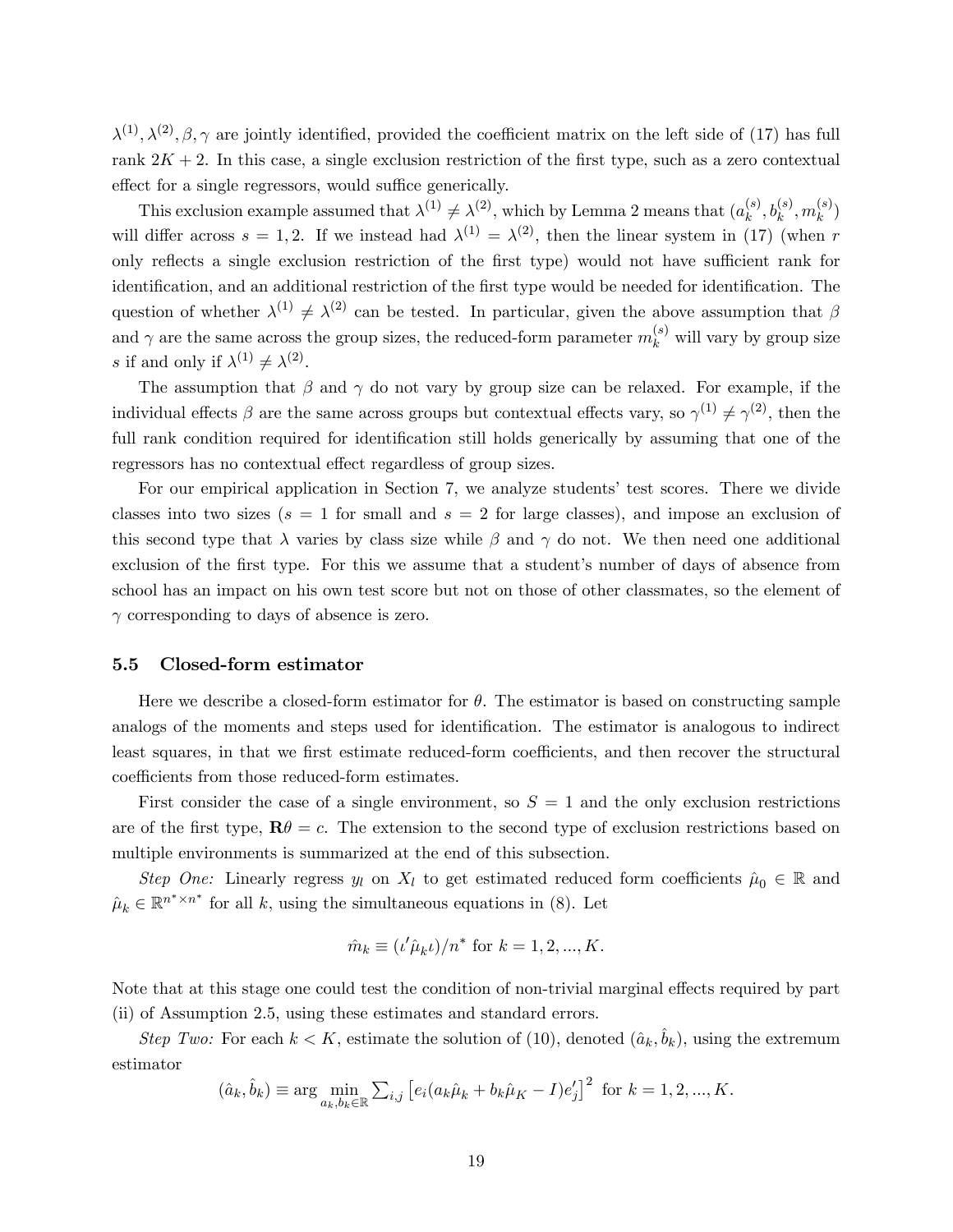$\lambda^{(1)}, \lambda^{(2)}, \beta, \gamma$ are jointly identified, provided the coefficient matrix on the left side of (17) has full rank $2K + 2$. In this case, a single exclusion restriction of the first type, such as a zero contextual effect for a single regressors, would suffice generically.

This exclusion example assumed that $\lambda^{(1)} \neq \lambda^{(2)}$, which by Lemma 2 means that $(a_k^{(s)}, b_k^{(s)}, m_k^{(s)})$ will differ across $s = 1, 2$. If we instead had $\lambda^{(1)} = \lambda^{(2)}$, then the linear system in (17) (when $r$ only reflects a single exclusion restriction of the first type) would not have sufficient rank for identification, and an additional restriction of the first type would be needed for identification. The question of whether $\lambda^{(1)} \neq \lambda^{(2)}$ can be tested. In particular, given the above assumption that $\beta$ and $\gamma$ are the same across the group sizes, the reduced-form parameter $m_k^{(s)}$ will vary by group size $s$ if and only if $\lambda^{(1)} \neq \lambda^{(2)}$.

The assumption that $\beta$ and $\gamma$ do not vary by group size can be relaxed. For example, if the individual effects $\beta$ are the same across groups but contextual effects vary, so $\gamma^{(1)} \neq \gamma^{(2)}$, then the full rank condition required for identification still holds generically by assuming that one of the regressors has no contextual effect regardless of group sizes.

For our empirical application in Section 7, we analyze students' test scores. There we divide classes into two sizes ($s = 1$ for small and $s = 2$ for large classes), and impose an exclusion of this second type that $\lambda$ varies by class size while $\beta$ and $\gamma$ do not. We then need one additional exclusion of the first type. For this we assume that a student's number of days of absence from school has an impact on his own test score but not on those of other classmates, so the element of $\gamma$ corresponding to days of absence is zero.

### 5.5 Closed-form estimator

Here we describe a closed-form estimator for $\theta$. The estimator is based on constructing sample analogs of the moments and steps used for identification. The estimator is analogous to indirect least squares, in that we first estimate reduced-form coefficients, and then recover the structural coefficients from those reduced-form estimates.

First consider the case of a single environment, so $S = 1$ and the only exclusion restrictions are of the first type, $\mathbf{R}\theta = c$. The extension to the second type of exclusion restrictions based on multiple environments is summarized at the end of this subsection.

*Step One:* Linearly regress $y_l$ on $X_l$ to get estimated reduced form coefficients $\hat{\mu}_0 \in \mathbb{R}$ and $\hat{\mu}_k \in \mathbb{R}^{n^* \times n^*}$ for all $k$, using the simultaneous equations in (8). Let

$$\hat{m}_k \equiv (\iota' \hat{\mu}_k \iota)/n^* \text{ for } k = 1, 2, ..., K.$$

Note that at this stage one could test the condition of non-trivial marginal effects required by part (ii) of Assumption 2.5, using these estimates and standard errors.

*Step Two:* For each $k < K$, estimate the solution of (10), denoted $(\hat{a}_k, \hat{b}_k)$, using the extremum estimator

$$(\hat{a}_k, \hat{b}_k) \equiv \arg \min_{a_k, b_k \in \mathbb{R}} \sum_{i,j} \left[ e_i (a_k \hat{\mu}_k + b_k \hat{\mu}_K - I) e_j' \right]^2 \text{ for } k = 1, 2, ..., K.$$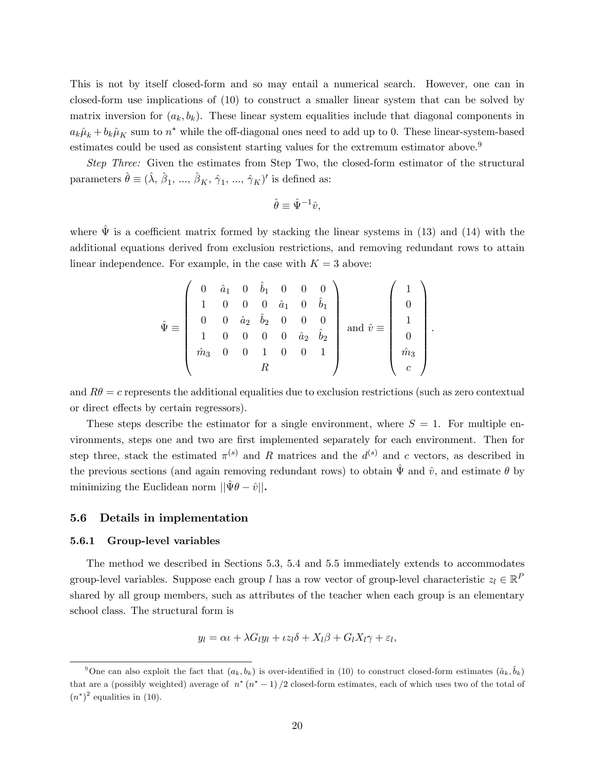This is not by itself closed-form and so may entail a numerical search. However, one can in closed-form use implications of (10) to construct a smaller linear system that can be solved by matrix inversion for $(a_k, b_k)$. These linear system equalities include that diagonal components in $a_k\hat{\mu}_k + b_k\hat{\mu}_K$ sum to $n^*$ while the off-diagonal ones need to add up to 0. These linear-system-based estimates could be used as consistent starting values for the extremum estimator above.[9]

*Step Three:* Given the estimates from Step Two, the closed-form estimator of the structural parameters $\hat{\theta} \equiv (\hat{\lambda}, \hat{\beta}_1, ..., \hat{\beta}_K, \hat{\gamma}_1, ..., \hat{\gamma}_K)'$ is defined as:

$$\hat{\theta} \equiv \hat{\Psi}^{-1}\hat{v},$$

where $\hat{\Psi}$ is a coefficient matrix formed by stacking the linear systems in (13) and (14) with the additional equations derived from exclusion restrictions, and removing redundant rows to attain linear independence. For example, in the case with $K = 3$ above:

$$\hat{\Psi} \equiv \begin{pmatrix} 0 & \hat{a}_1 & 0 & \hat{b}_1 & 0 & 0 & 0 \\ 1 & 0 & 0 & 0 & \hat{a}_1 & 0 & \hat{b}_1 \\ 0 & 0 & \hat{a}_2 & \hat{b}_2 & 0 & 0 & 0 \\ 1 & 0 & 0 & 0 & 0 & \hat{a}_2 & \hat{b}_2 \\ \hat{m}_3 & 0 & 0 & 1 & 0 & 0 & 1 \\ & & & R & & & \end{pmatrix} \text{ and } \hat{v} \equiv \begin{pmatrix} 1 \\ 0 \\ 1 \\ 0 \\ \hat{m}_3 \\ c \end{pmatrix}.$$

and $R\theta = c$ represents the additional equalities due to exclusion restrictions (such as zero contextual or direct effects by certain regressors).

These steps describe the estimator for a single environment, where $S = 1$. For multiple environments, steps one and two are first implemented separately for each environment. Then for step three, stack the estimated $\pi^{(s)}$ and $R$ matrices and the $d^{(s)}$ and $c$ vectors, as described in the previous sections (and again removing redundant rows) to obtain $\hat{\Psi}$ and $\hat{v}$, and estimate $\theta$ by minimizing the Euclidean norm $||\hat{\Psi}\theta - \hat{v}||$.

### 5.6 Details in implementation

#### 5.6.1 Group-level variables

The method we described in Sections 5.3, 5.4 and 5.5 immediately extends to accommodates group-level variables. Suppose each group $l$ has a row vector of group-level characteristic $z_l \in \mathbb{R}^P$ shared by all group members, such as attributes of the teacher when each group is an elementary school class. The structural form is

$$y_l = \alpha\iota + \lambda G_l y_l + \iota z_l \delta + X_l \beta + G_l X_l \gamma + \varepsilon_l,$$

[9] One can also exploit the fact that $(a_k, b_k)$ is over-identified in (10) to construct closed-form estimates $(\hat{a}_k, \hat{b}_k)$ that are a (possibly weighted) average of $n^*(n^*-1)/2$ closed-form estimates, each of which uses two of the total of $(n^*)^2$ equalities in (10).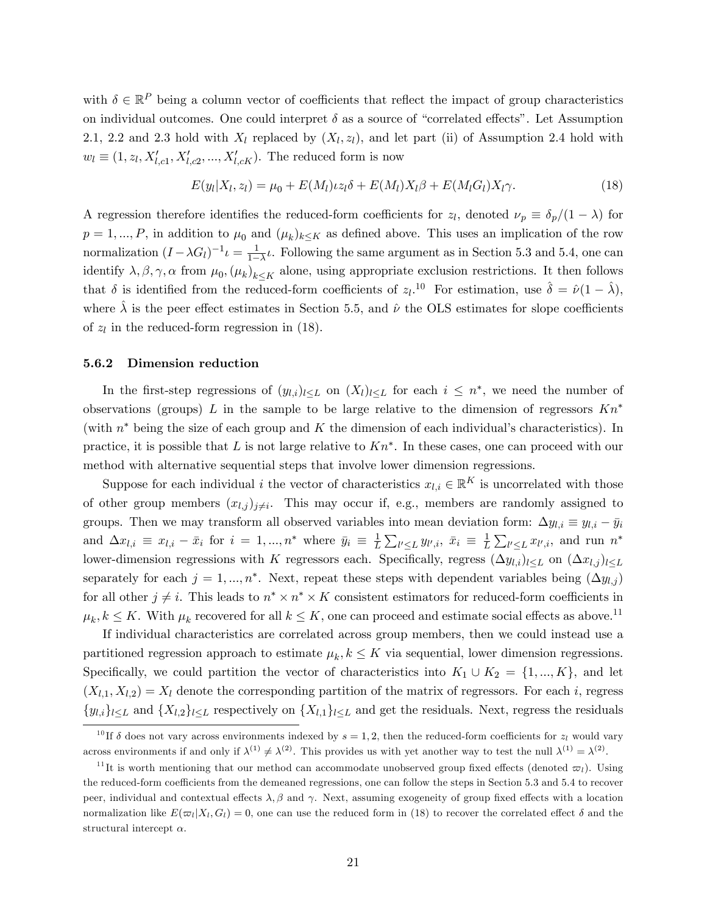with $\delta \in \mathbb{R}^P$ being a column vector of coefficients that reflect the impact of group characteristics on individual outcomes. One could interpret $\delta$ as a source of "correlated effects". Let Assumption 2.1, 2.2 and 2.3 hold with $X_l$ replaced by $(X_l, z_l)$, and let part (ii) of Assumption 2.4 hold with $w_l \equiv (1, z_l, X'_{l,c1}, X'_{l,c2}, ..., X'_{l,cK})$. The reduced form is now

$$E(y_l|X_l, z_l) = \mu_0 + E(M_l)\iota z_l \delta + E(M_l)X_l\beta + E(M_l G_l)X_l\gamma. \tag{18}$$

A regression therefore identifies the reduced-form coefficients for $z_l$, denoted $\nu_p \equiv \delta_p/(1-\lambda)$ for $p = 1, ..., P$, in addition to $\mu_0$ and $(\mu_k)_{k \leq K}$ as defined above. This uses an implication of the row normalization $(I - \lambda G_l)^{-1}\iota = \frac{1}{1-\lambda}\iota$. Following the same argument as in Section 5.3 and 5.4, one can identify $\lambda, \beta, \gamma, \alpha$ from $\mu_0, (\mu_k)_{k \leq K}$ alone, using appropriate exclusion restrictions. It then follows that $\delta$ is identified from the reduced-form coefficients of $z_l$.[10] For estimation, use $\hat{\delta} = \hat{\nu}(1 - \hat{\lambda})$, where $\hat{\lambda}$ is the peer effect estimates in Section 5.5, and $\hat{\nu}$ the OLS estimates for slope coefficients of $z_l$ in the reduced-form regression in (18).

### 5.6.2 Dimension reduction

In the first-step regressions of $(y_{l,i})_{l \leq L}$ on $(X_l)_{l \leq L}$ for each $i \leq n^*$, we need the number of observations (groups) $L$ in the sample to be large relative to the dimension of regressors $Kn^*$ (with $n^*$ being the size of each group and $K$ the dimension of each individual's characteristics). In practice, it is possible that $L$ is not large relative to $Kn^*$. In these cases, one can proceed with our method with alternative sequential steps that involve lower dimension regressions.

Suppose for each individual $i$ the vector of characteristics $x_{l,i} \in \mathbb{R}^K$ is uncorrelated with those of other group members $(x_{l,j})_{j \neq i}$. This may occur if, e.g., members are randomly assigned to groups. Then we may transform all observed variables into mean deviation form: $\Delta y_{l,i} \equiv y_{l,i} - \bar{y}_i$ and $\Delta x_{l,i} \equiv x_{l,i} - \bar{x}_i$ for $i = 1, ..., n^*$ where $\bar{y}_i \equiv \frac{1}{L}\sum_{l' \leq L} y_{l',i}$, $\bar{x}_i \equiv \frac{1}{L}\sum_{l' \leq L} x_{l',i}$, and run $n^*$ lower-dimension regressions with $K$ regressors each. Specifically, regress $(\Delta y_{l,i})_{l \leq L}$ on $(\Delta x_{l,j})_{l \leq L}$ separately for each $j = 1, ..., n^*$. Next, repeat these steps with dependent variables being $(\Delta y_{l,j})$ for all other $j \neq i$. This leads to $n^* \times n^* \times K$ consistent estimators for reduced-form coefficients in $\mu_k, k \leq K$. With $\mu_k$ recovered for all $k \leq K$, one can proceed and estimate social effects as above.[11]

If individual characteristics are correlated across group members, then we could instead use a partitioned regression approach to estimate $\mu_k, k \leq K$ via sequential, lower dimension regressions. Specifically, we could partition the vector of characteristics into $K_1 \cup K_2 = \{1, ..., K\}$, and let $(X_{l,1}, X_{l,2}) = X_l$ denote the corresponding partition of the matrix of regressors. For each $i$, regress $\{y_{l,i}\}_{l \leq L}$ and $\{X_{l,2}\}_{l \leq L}$ respectively on $\{X_{l,1}\}_{l \leq L}$ and get the residuals. Next, regress the residuals

---

[10] If $\delta$ does not vary across environments indexed by $s = 1, 2$, then the reduced-form coefficients for $z_l$ would vary across environments if and only if $\lambda^{(1)} \neq \lambda^{(2)}$. This provides us with yet another way to test the null $\lambda^{(1)} = \lambda^{(2)}$.

[11] It is worth mentioning that our method can accommodate unobserved group fixed effects (denoted $\varpi_l$). Using the reduced-form coefficients from the demeaned regressions, one can follow the steps in Section 5.3 and 5.4 to recover peer, individual and contextual effects $\lambda, \beta$ and $\gamma$. Next, assuming exogeneity of group fixed effects with a location normalization like $E(\varpi_l|X_l, G_l) = 0$, one can use the reduced form in (18) to recover the correlated effect $\delta$ and the structural intercept $\alpha$.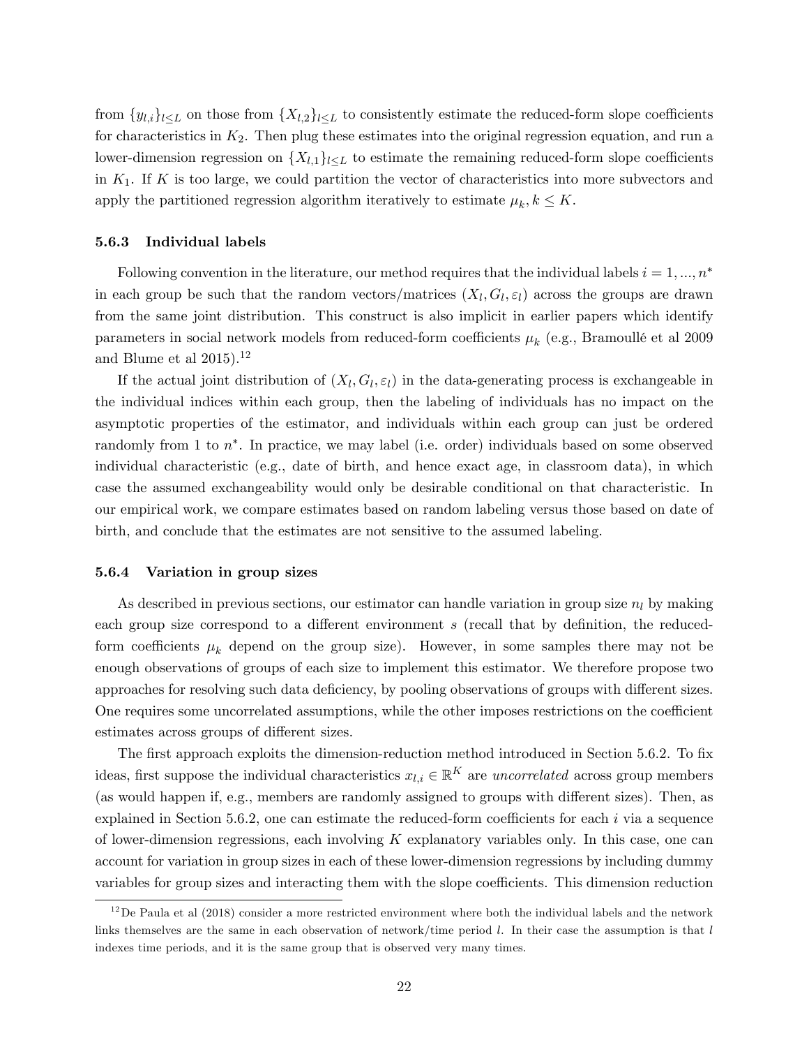from $\{y_{l,i}\}_{l\leq L}$ on those from $\{X_{l,2}\}_{l\leq L}$ to consistently estimate the reduced-form slope coefficients for characteristics in $K_2$. Then plug these estimates into the original regression equation, and run a lower-dimension regression on $\{X_{l,1}\}_{l\leq L}$ to estimate the remaining reduced-form slope coefficients in $K_1$. If $K$ is too large, we could partition the vector of characteristics into more subvectors and apply the partitioned regression algorithm iteratively to estimate $\mu_k, k \leq K$.

### 5.6.3 Individual labels

Following convention in the literature, our method requires that the individual labels $i = 1, ..., n^*$ in each group be such that the random vectors/matrices $(X_l, G_l, \varepsilon_l)$ across the groups are drawn from the same joint distribution. This construct is also implicit in earlier papers which identify parameters in social network models from reduced-form coefficients $\mu_k$ (e.g., Bramoullé et al 2009 and Blume et al 2015).[12]

If the actual joint distribution of $(X_l, G_l, \varepsilon_l)$ in the data-generating process is exchangeable in the individual indices within each group, then the labeling of individuals has no impact on the asymptotic properties of the estimator, and individuals within each group can just be ordered randomly from 1 to $n^*$. In practice, we may label (i.e. order) individuals based on some observed individual characteristic (e.g., date of birth, and hence exact age, in classroom data), in which case the assumed exchangeability would only be desirable conditional on that characteristic. In our empirical work, we compare estimates based on random labeling versus those based on date of birth, and conclude that the estimates are not sensitive to the assumed labeling.

### 5.6.4 Variation in group sizes

As described in previous sections, our estimator can handle variation in group size $n_l$ by making each group size correspond to a different environment $s$ (recall that by definition, the reduced-form coefficients $\mu_k$ depend on the group size). However, in some samples there may not be enough observations of groups of each size to implement this estimator. We therefore propose two approaches for resolving such data deficiency, by pooling observations of groups with different sizes. One requires some uncorrelated assumptions, while the other imposes restrictions on the coefficient estimates across groups of different sizes.

The first approach exploits the dimension-reduction method introduced in Section 5.6.2. To fix ideas, first suppose the individual characteristics $x_{l,i} \in \mathbb{R}^K$ are *uncorrelated* across group members (as would happen if, e.g., members are randomly assigned to groups with different sizes). Then, as explained in Section 5.6.2, one can estimate the reduced-form coefficients for each $i$ via a sequence of lower-dimension regressions, each involving $K$ explanatory variables only. In this case, one can account for variation in group sizes in each of these lower-dimension regressions by including dummy variables for group sizes and interacting them with the slope coefficients. This dimension reduction

[12] De Paula et al (2018) consider a more restricted environment where both the individual labels and the network links themselves are the same in each observation of network/time period $l$. In their case the assumption is that $l$ indexes time periods, and it is the same group that is observed very many times.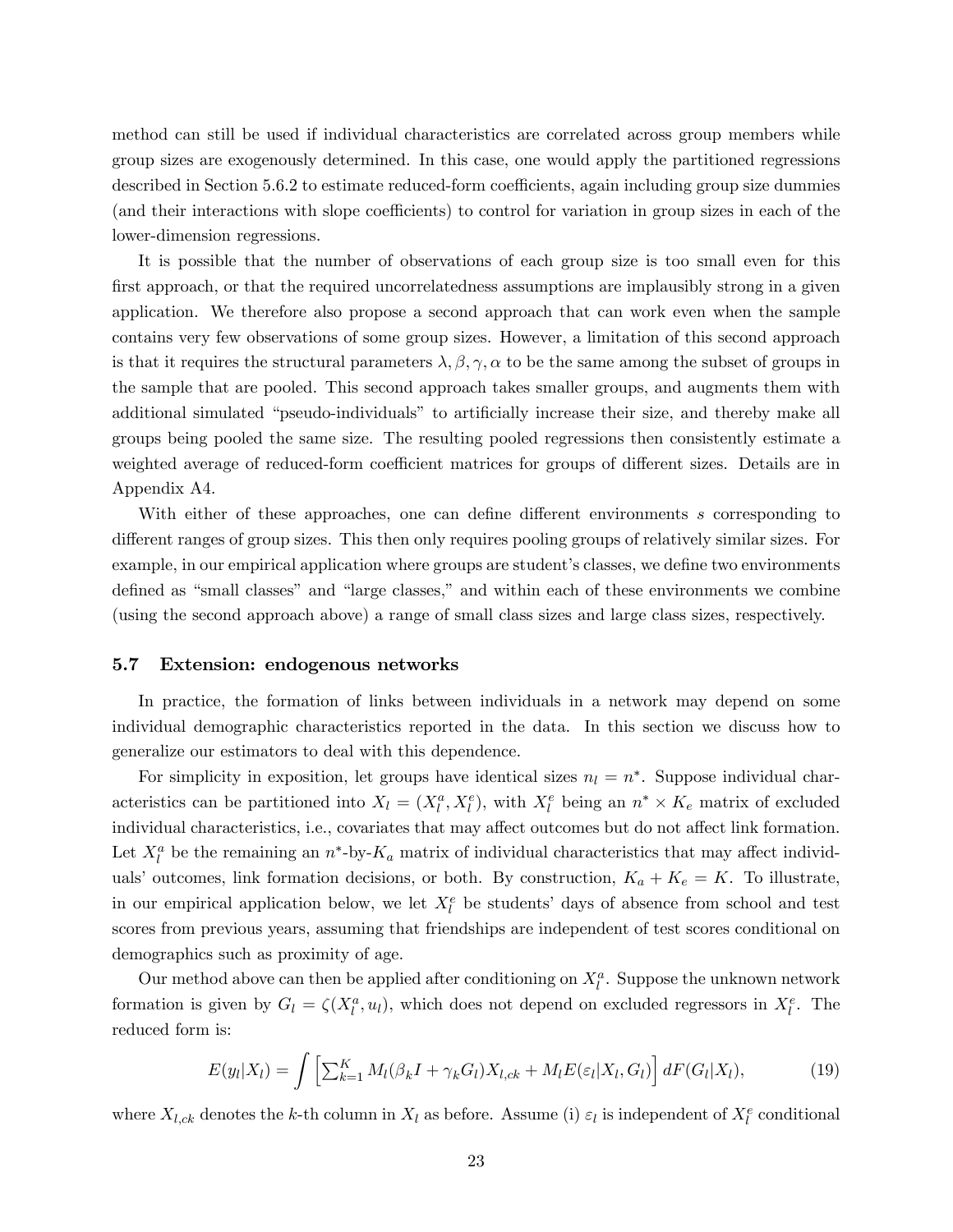method can still be used if individual characteristics are correlated across group members while group sizes are exogenously determined. In this case, one would apply the partitioned regressions described in Section 5.6.2 to estimate reduced-form coefficients, again including group size dummies (and their interactions with slope coefficients) to control for variation in group sizes in each of the lower-dimension regressions.

It is possible that the number of observations of each group size is too small even for this first approach, or that the required uncorrelatedness assumptions are implausibly strong in a given application. We therefore also propose a second approach that can work even when the sample contains very few observations of some group sizes. However, a limitation of this second approach is that it requires the structural parameters $\lambda, \beta, \gamma, \alpha$ to be the same among the subset of groups in the sample that are pooled. This second approach takes smaller groups, and augments them with additional simulated "pseudo-individuals" to artificially increase their size, and thereby make all groups being pooled the same size. The resulting pooled regressions then consistently estimate a weighted average of reduced-form coefficient matrices for groups of different sizes. Details are in Appendix A4.

With either of these approaches, one can define different environments $s$ corresponding to different ranges of group sizes. This then only requires pooling groups of relatively similar sizes. For example, in our empirical application where groups are student's classes, we define two environments defined as "small classes" and "large classes," and within each of these environments we combine (using the second approach above) a range of small class sizes and large class sizes, respectively.

### 5.7 Extension: endogenous networks

In practice, the formation of links between individuals in a network may depend on some individual demographic characteristics reported in the data. In this section we discuss how to generalize our estimators to deal with this dependence.

For simplicity in exposition, let groups have identical sizes $n_l = n^*$. Suppose individual characteristics can be partitioned into $X_l = (X_l^a, X_l^e)$, with $X_l^e$ being an $n^* \times K_e$ matrix of excluded individual characteristics, i.e., covariates that may affect outcomes but do not affect link formation. Let $X_l^a$ be the remaining an $n^*$-by-$K_a$ matrix of individual characteristics that may affect individuals' outcomes, link formation decisions, or both. By construction, $K_a + K_e = K$. To illustrate, in our empirical application below, we let $X_l^e$ be students' days of absence from school and test scores from previous years, assuming that friendships are independent of test scores conditional on demographics such as proximity of age.

Our method above can then be applied after conditioning on $X_l^a$. Suppose the unknown network formation is given by $G_l = \zeta(X_l^a, u_l)$, which does not depend on excluded regressors in $X_l^e$. The reduced form is:

$$E(y_l|X_l) = \int \left[ \sum_{k=1}^{K} M_l(\beta_k I + \gamma_k G_l) X_{l,ck} + M_l E(\varepsilon_l|X_l, G_l) \right] dF(G_l|X_l), \tag{19}$$

where $X_{l,ck}$ denotes the $k$-th column in $X_l$ as before. Assume (i) $\varepsilon_l$ is independent of $X_l^e$ conditional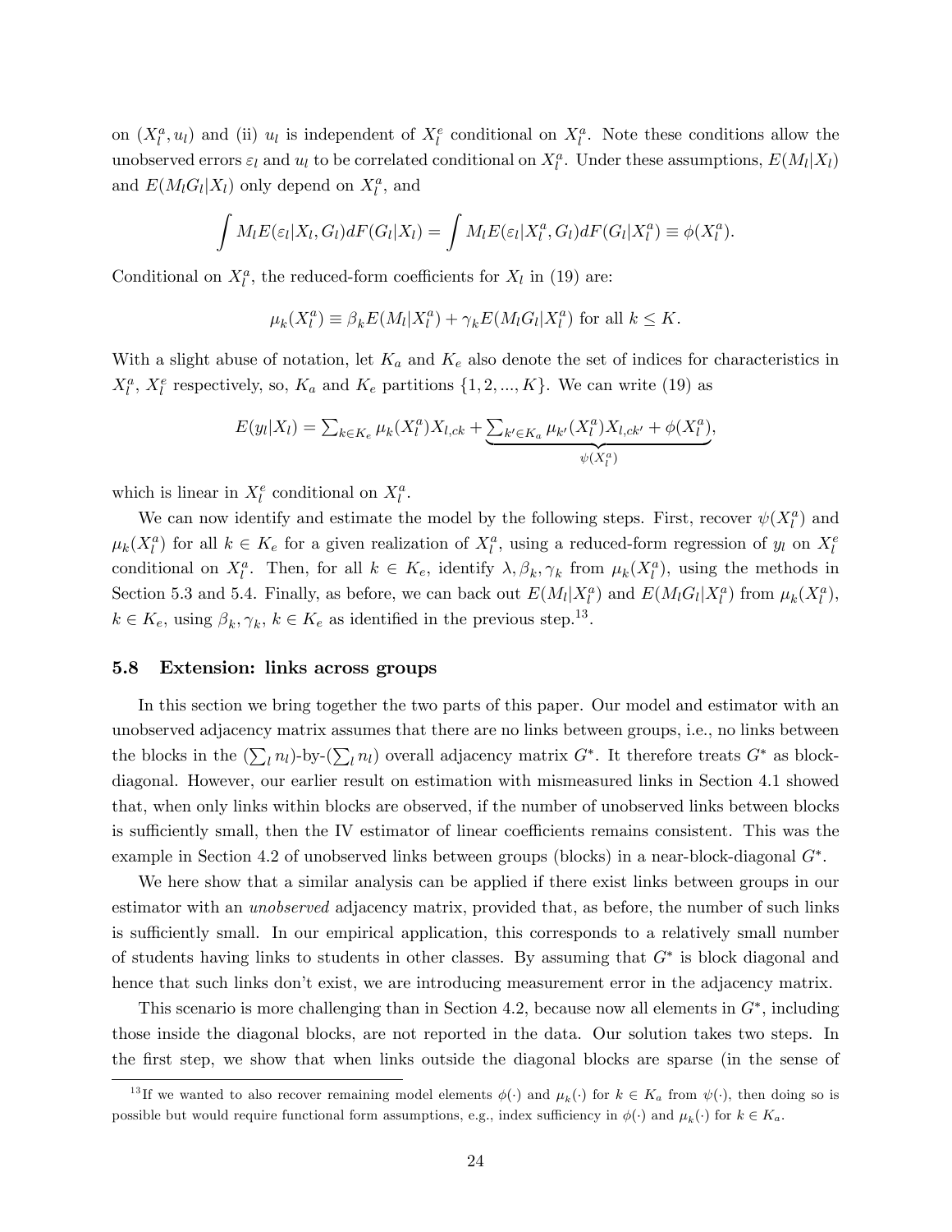on $(X_l^a, u_l)$ and (ii) $u_l$ is independent of $X_l^e$ conditional on $X_l^a$. Note these conditions allow the unobserved errors $\varepsilon_l$ and $u_l$ to be correlated conditional on $X_l^a$. Under these assumptions, $E(M_l|X_l)$ and $E(M_l G_l|X_l)$ only depend on $X_l^a$, and

$$\int M_l E(\varepsilon_l|X_l, G_l) dF(G_l|X_l) = \int M_l E(\varepsilon_l|X_l^a, G_l) dF(G_l|X_l^a) \equiv \phi(X_l^a).$$

Conditional on $X_l^a$, the reduced-form coefficients for $X_l$ in (19) are:

$$\mu_k(X_l^a) \equiv \beta_k E(M_l|X_l^a) + \gamma_k E(M_l G_l|X_l^a) \text{ for all } k \leq K.$$

With a slight abuse of notation, let $K_a$ and $K_e$ also denote the set of indices for characteristics in $X_l^a$, $X_l^e$ respectively, so, $K_a$ and $K_e$ partitions $\{1, 2, ..., K\}$. We can write (19) as

$$E(y_l|X_l) = \textstyle\sum_{k \in K_e} \mu_k(X_l^a) X_{l,ck} + \underbrace{\textstyle\sum_{k' \in K_a} \mu_{k'}(X_l^a) X_{l,ck'} + \phi(X_l^a)}_{\psi(X_l^a)},$$

which is linear in $X_l^e$ conditional on $X_l^a$.

We can now identify and estimate the model by the following steps. First, recover $\psi(X_l^a)$ and $\mu_k(X_l^a)$ for all $k \in K_e$ for a given realization of $X_l^a$, using a reduced-form regression of $y_l$ on $X_l^e$ conditional on $X_l^a$. Then, for all $k \in K_e$, identify $\lambda, \beta_k, \gamma_k$ from $\mu_k(X_l^a)$, using the methods in Section 5.3 and 5.4. Finally, as before, we can back out $E(M_l|X_l^a)$ and $E(M_l G_l|X_l^a)$ from $\mu_k(X_l^a)$, $k \in K_e$, using $\beta_k, \gamma_k$, $k \in K_e$ as identified in the previous step.[13].

### 5.8 Extension: links across groups

In this section we bring together the two parts of this paper. Our model and estimator with an unobserved adjacency matrix assumes that there are no links between groups, i.e., no links between the blocks in the $(\sum_l n_l)$-by-$(\sum_l n_l)$ overall adjacency matrix $G^*$. It therefore treats $G^*$ as block-diagonal. However, our earlier result on estimation with mismeasured links in Section 4.1 showed that, when only links within blocks are observed, if the number of unobserved links between blocks is sufficiently small, then the IV estimator of linear coefficients remains consistent. This was the example in Section 4.2 of unobserved links between groups (blocks) in a near-block-diagonal $G^*$.

We here show that a similar analysis can be applied if there exist links between groups in our estimator with an *unobserved* adjacency matrix, provided that, as before, the number of such links is sufficiently small. In our empirical application, this corresponds to a relatively small number of students having links to students in other classes. By assuming that $G^*$ is block diagonal and hence that such links don't exist, we are introducing measurement error in the adjacency matrix.

This scenario is more challenging than in Section 4.2, because now all elements in $G^*$, including those inside the diagonal blocks, are not reported in the data. Our solution takes two steps. In the first step, we show that when links outside the diagonal blocks are sparse (in the sense of

[13]If we wanted to also recover remaining model elements $\phi(\cdot)$ and $\mu_k(\cdot)$ for $k \in K_a$ from $\psi(\cdot)$, then doing so is possible but would require functional form assumptions, e.g., index sufficiency in $\phi(\cdot)$ and $\mu_k(\cdot)$ for $k \in K_a$.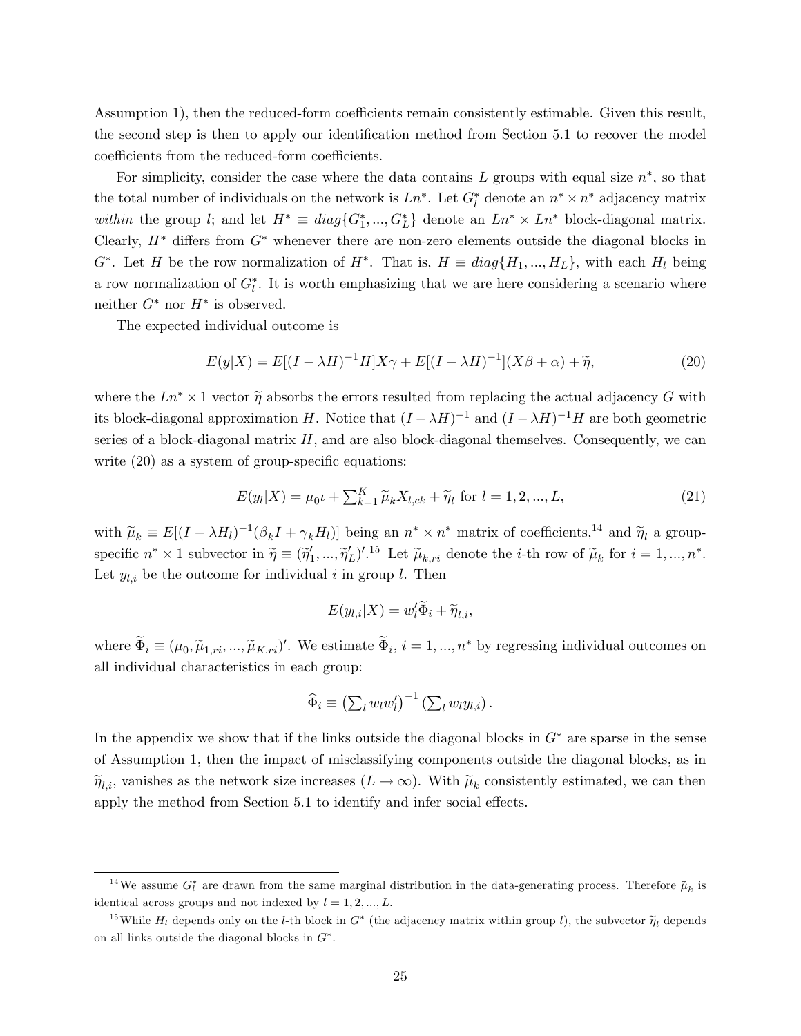Assumption 1), then the reduced-form coefficients remain consistently estimable. Given this result, the second step is then to apply our identification method from Section 5.1 to recover the model coefficients from the reduced-form coefficients.

For simplicity, consider the case where the data contains $L$ groups with equal size $n^*$, so that the total number of individuals on the network is $Ln^*$. Let $G_l^*$ denote an $n^* \times n^*$ adjacency matrix *within* the group $l$; and let $H^* \equiv diag\{G_1^*, ..., G_L^*\}$ denote an $Ln^* \times Ln^*$ block-diagonal matrix. Clearly, $H^*$ differs from $G^*$ whenever there are non-zero elements outside the diagonal blocks in $G^*$. Let $H$ be the row normalization of $H^*$. That is, $H \equiv diag\{H_1, ..., H_L\}$, with each $H_l$ being a row normalization of $G_l^*$. It is worth emphasizing that we are here considering a scenario where neither $G^*$ nor $H^*$ is observed.

The expected individual outcome is

$$E(y|X) = E[(I - \lambda H)^{-1} H] X\gamma + E[(I - \lambda H)^{-1}](X\beta + \alpha) + \widetilde{\eta}, \tag{20}$$

where the $Ln^* \times 1$ vector $\widetilde{\eta}$ absorbs the errors resulted from replacing the actual adjacency $G$ with its block-diagonal approximation $H$. Notice that $(I - \lambda H)^{-1}$ and $(I - \lambda H)^{-1}H$ are both geometric series of a block-diagonal matrix $H$, and are also block-diagonal themselves. Consequently, we can write (20) as a system of group-specific equations:

$$E(y_l|X) = \mu_0 \iota + \textstyle\sum_{k=1}^{K} \widetilde{\mu}_k X_{l,ck} + \widetilde{\eta}_l \text{ for } l = 1, 2, ..., L, \tag{21}$$

with $\widetilde{\mu}_k \equiv E[(I - \lambda H_l)^{-1}(\beta_k I + \gamma_k H_l)]$ being an $n^* \times n^*$ matrix of coefficients,[14] and $\widetilde{\eta}_l$ a group-specific $n^* \times 1$ subvector in $\widetilde{\eta} \equiv (\widetilde{\eta}_1', ..., \widetilde{\eta}_L')'$.[15] Let $\widetilde{\mu}_{k,ri}$ denote the $i$-th row of $\widetilde{\mu}_k$ for $i = 1, ..., n^*$. Let $y_{l,i}$ be the outcome for individual $i$ in group $l$. Then

$$E(y_{l,i}|X) = w_l' \widetilde{\Phi}_i + \widetilde{\eta}_{l,i},$$

where $\widetilde{\Phi}_i \equiv (\mu_0, \widetilde{\mu}_{1,ri}, ..., \widetilde{\mu}_{K,ri})'$. We estimate $\widetilde{\Phi}_i$, $i = 1, ..., n^*$ by regressing individual outcomes on all individual characteristics in each group:

$$\widehat{\Phi}_i \equiv \left(\textstyle\sum_l w_l w_l'\right)^{-1} \left(\textstyle\sum_l w_l y_{l,i}\right).$$

In the appendix we show that if the links outside the diagonal blocks in $G^*$ are sparse in the sense of Assumption 1, then the impact of misclassifying components outside the diagonal blocks, as in $\widetilde{\eta}_{l,i}$, vanishes as the network size increases ($L \to \infty$). With $\widetilde{\mu}_k$ consistently estimated, we can then apply the method from Section 5.1 to identify and infer social effects.

---

[14] We assume $G_l^*$ are drawn from the same marginal distribution in the data-generating process. Therefore $\tilde{\mu}_k$ is identical across groups and not indexed by $l = 1, 2, ..., L$.

[15] While $H_l$ depends only on the $l$-th block in $G^*$ (the adjacency matrix within group $l$), the subvector $\widetilde{\eta}_l$ depends on all links outside the diagonal blocks in $G^*$.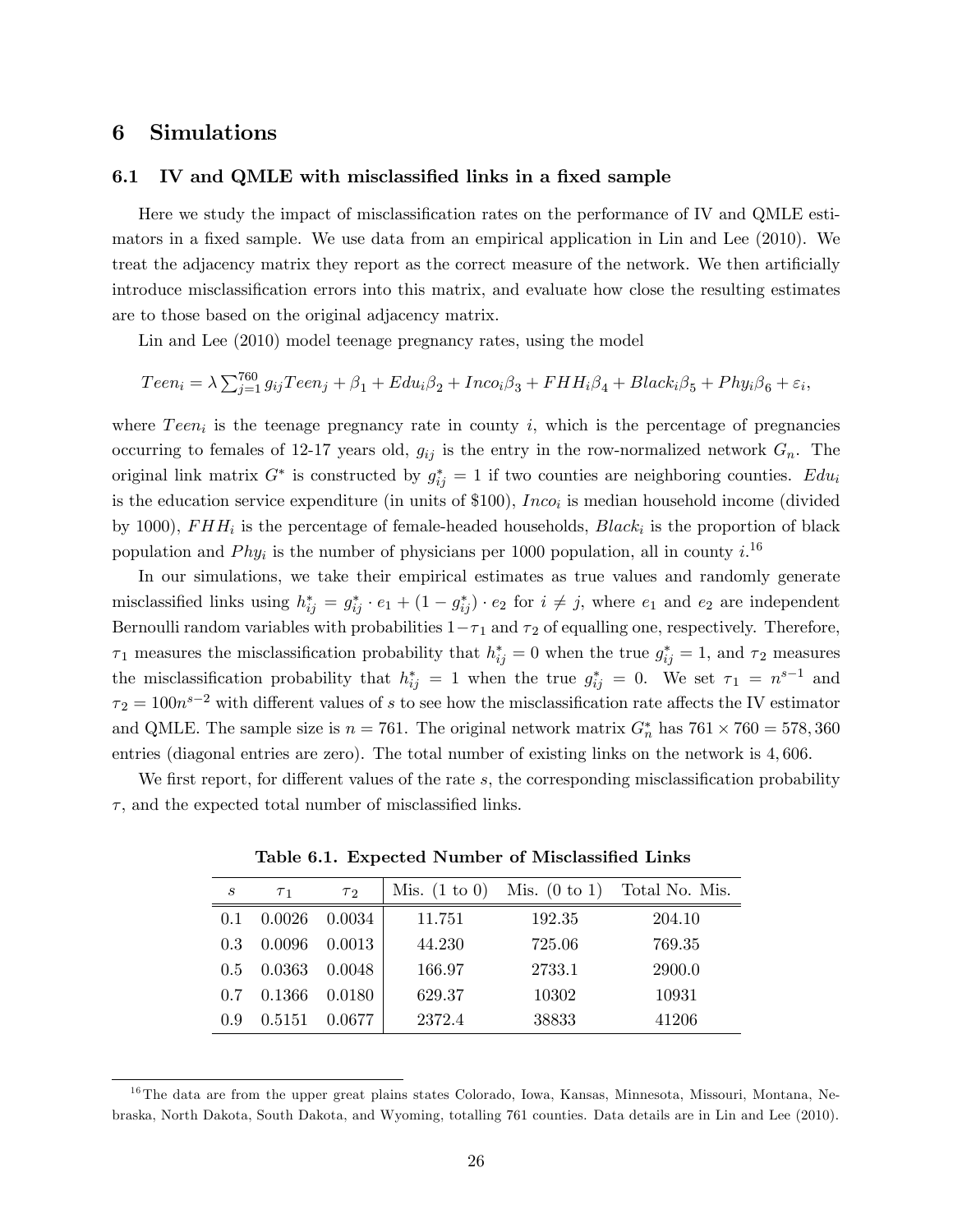## 6 Simulations

### 6.1 IV and QMLE with misclassified links in a fixed sample

Here we study the impact of misclassification rates on the performance of IV and QMLE estimators in a fixed sample. We use data from an empirical application in Lin and Lee (2010). We treat the adjacency matrix they report as the correct measure of the network. We then artificially introduce misclassification errors into this matrix, and evaluate how close the resulting estimates are to those based on the original adjacency matrix.

Lin and Lee (2010) model teenage pregnancy rates, using the model

$$Teen_i = \lambda \sum_{j=1}^{760} g_{ij} Teen_j + \beta_1 + Edu_i\beta_2 + Inco_i\beta_3 + FHH_i\beta_4 + Black_i\beta_5 + Phy_i\beta_6 + \varepsilon_i,$$

where $Teen_i$ is the teenage pregnancy rate in county $i$, which is the percentage of pregnancies occurring to females of 12-17 years old, $g_{ij}$ is the entry in the row-normalized network $G_n$. The original link matrix $G^*$ is constructed by $g^*_{ij} = 1$ if two counties are neighboring counties. $Edu_i$ is the education service expenditure (in units of \$100), $Inco_i$ is median household income (divided by 1000), $FHH_i$ is the percentage of female-headed households, $Black_i$ is the proportion of black population and $Phy_i$ is the number of physicians per 1000 population, all in county $i$.[16]

In our simulations, we take their empirical estimates as true values and randomly generate misclassified links using $h^*_{ij} = g^*_{ij} \cdot e_1 + (1 - g^*_{ij}) \cdot e_2$ for $i \neq j$, where $e_1$ and $e_2$ are independent Bernoulli random variables with probabilities $1-\tau_1$ and $\tau_2$ of equalling one, respectively. Therefore, $\tau_1$ measures the misclassification probability that $h^*_{ij} = 0$ when the true $g^*_{ij} = 1$, and $\tau_2$ measures the misclassification probability that $h^*_{ij} = 1$ when the true $g^*_{ij} = 0$. We set $\tau_1 = n^{s-1}$ and $\tau_2 = 100n^{s-2}$ with different values of $s$ to see how the misclassification rate affects the IV estimator and QMLE. The sample size is $n = 761$. The original network matrix $G^*_n$ has $761 \times 760 = 578,360$ entries (diagonal entries are zero). The total number of existing links on the network is $4,606$.

We first report, for different values of the rate $s$, the corresponding misclassification probability $\tau$, and the expected total number of misclassified links.

**Table 6.1. Expected Number of Misclassified Links**

| $s$ | $\tau_1$ | $\tau_2$ | Mis. (1 to 0) | Mis. (0 to 1) | Total No. Mis. |
|---|---|---|---|---|---|
| 0.1 | 0.0026 | 0.0034 | 11.751 | 192.35 | 204.10 |
| 0.3 | 0.0096 | 0.0013 | 44.230 | 725.06 | 769.35 |
| 0.5 | 0.0363 | 0.0048 | 166.97 | 2733.1 | 2900.0 |
| 0.7 | 0.1366 | 0.0180 | 629.37 | 10302 | 10931 |
| 0.9 | 0.5151 | 0.0677 | 2372.4 | 38833 | 41206 |

[16] The data are from the upper great plains states Colorado, Iowa, Kansas, Minnesota, Missouri, Montana, Nebraska, North Dakota, South Dakota, and Wyoming, totalling 761 counties. Data details are in Lin and Lee (2010).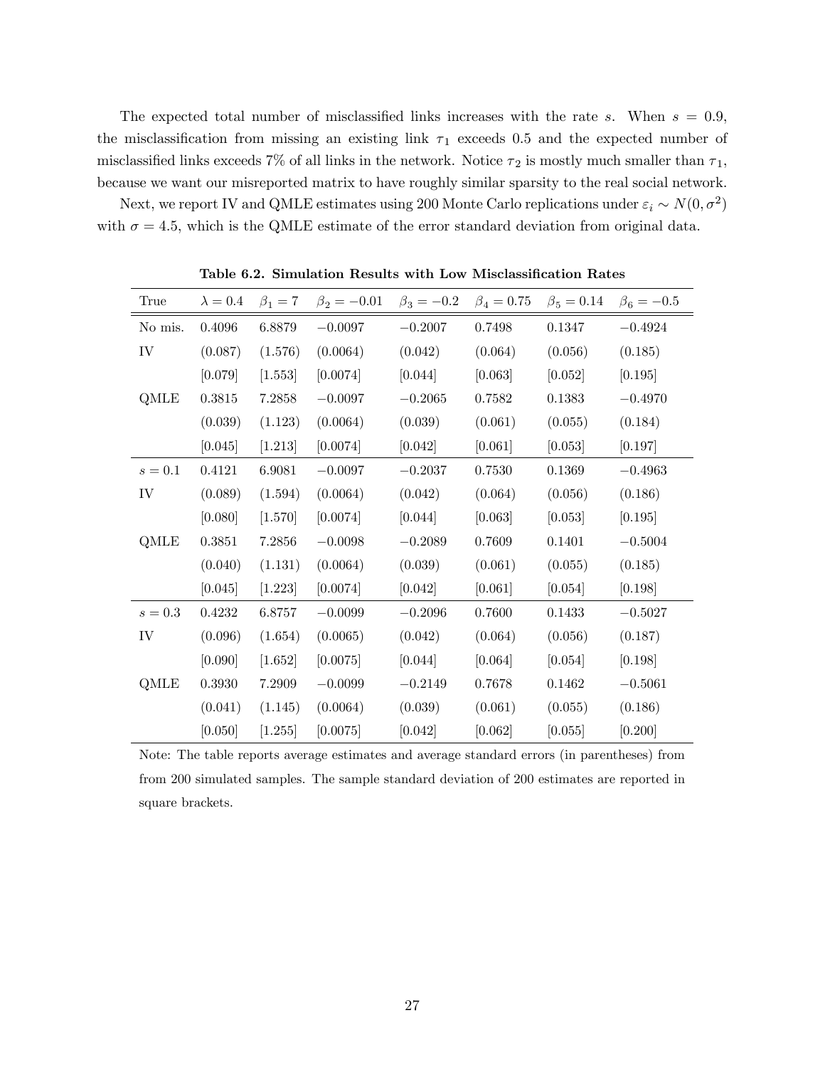The expected total number of misclassified links increases with the rate $s$. When $s = 0.9$, the misclassification from missing an existing link $\tau_1$ exceeds 0.5 and the expected number of misclassified links exceeds 7% of all links in the network. Notice $\tau_2$ is mostly much smaller than $\tau_1$, because we want our misreported matrix to have roughly similar sparsity to the real social network.

Next, we report IV and QMLE estimates using 200 Monte Carlo replications under $\varepsilon_i \sim N(0, \sigma^2)$ with $\sigma = 4.5$, which is the QMLE estimate of the error standard deviation from original data.

**Table 6.2. Simulation Results with Low Misclassification Rates**

| True | $\lambda = 0.4$ | $\beta_1 = 7$ | $\beta_2 = -0.01$ | $\beta_3 = -0.2$ | $\beta_4 = 0.75$ | $\beta_5 = 0.14$ | $\beta_6 = -0.5$ |
|---|---|---|---|---|---|---|---|
| No mis. | 0.4096 | 6.8879 | $-0.0097$ | $-0.2007$ | 0.7498 | 0.1347 | $-0.4924$ |
| IV | (0.087) | (1.576) | (0.0064) | (0.042) | (0.064) | (0.056) | (0.185) |
| | [0.079] | [1.553] | [0.0074] | [0.044] | [0.063] | [0.052] | [0.195] |
| QMLE | 0.3815 | 7.2858 | $-0.0097$ | $-0.2065$ | 0.7582 | 0.1383 | $-0.4970$ |
| | (0.039) | (1.123) | (0.0064) | (0.039) | (0.061) | (0.055) | (0.184) |
| | [0.045] | [1.213] | [0.0074] | [0.042] | [0.061] | [0.053] | [0.197] |
| $s = 0.1$ | 0.4121 | 6.9081 | $-0.0097$ | $-0.2037$ | 0.7530 | 0.1369 | $-0.4963$ |
| IV | (0.089) | (1.594) | (0.0064) | (0.042) | (0.064) | (0.056) | (0.186) |
| | [0.080] | [1.570] | [0.0074] | [0.044] | [0.063] | [0.053] | [0.195] |
| QMLE | 0.3851 | 7.2856 | $-0.0098$ | $-0.2089$ | 0.7609 | 0.1401 | $-0.5004$ |
| | (0.040) | (1.131) | (0.0064) | (0.039) | (0.061) | (0.055) | (0.185) |
| | [0.045] | [1.223] | [0.0074] | [0.042] | [0.061] | [0.054] | [0.198] |
| $s = 0.3$ | 0.4232 | 6.8757 | $-0.0099$ | $-0.2096$ | 0.7600 | 0.1433 | $-0.5027$ |
| IV | (0.096) | (1.654) | (0.0065) | (0.042) | (0.064) | (0.056) | (0.187) |
| | [0.090] | [1.652] | [0.0075] | [0.044] | [0.064] | [0.054] | [0.198] |
| QMLE | 0.3930 | 7.2909 | $-0.0099$ | $-0.2149$ | 0.7678 | 0.1462 | $-0.5061$ |
| | (0.041) | (1.145) | (0.0064) | (0.039) | (0.061) | (0.055) | (0.186) |
| | [0.050] | [1.255] | [0.0075] | [0.042] | [0.062] | [0.055] | [0.200] |

Note: The table reports average estimates and average standard errors (in parentheses) from from 200 simulated samples. The sample standard deviation of 200 estimates are reported in square brackets.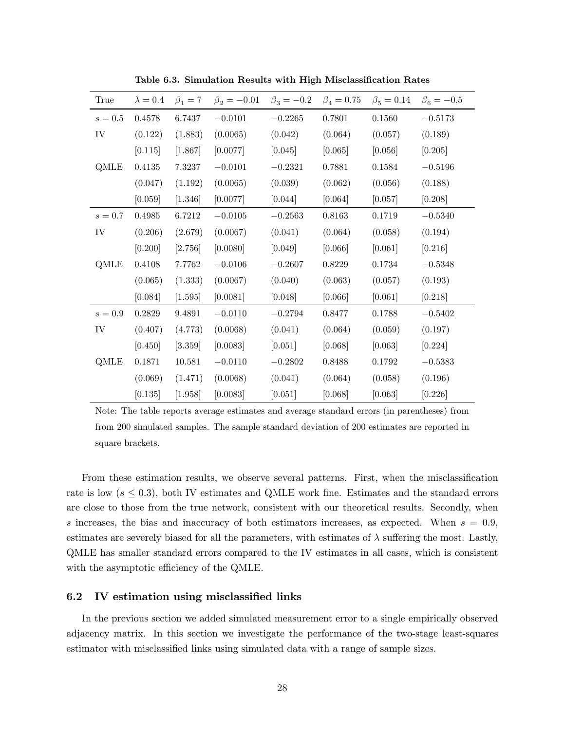**Table 6.3. Simulation Results with High Misclassification Rates**

| True | $\lambda = 0.4$ | $\beta_1 = 7$ | $\beta_2 = -0.01$ | $\beta_3 = -0.2$ | $\beta_4 = 0.75$ | $\beta_5 = 0.14$ | $\beta_6 = -0.5$ |
|---|---|---|---|---|---|---|---|
| $s = 0.5$ | 0.4578 | 6.7437 | $-0.0101$ | $-0.2265$ | 0.7801 | 0.1560 | $-0.5173$ |
| IV | (0.122) | (1.883) | (0.0065) | (0.042) | (0.064) | (0.057) | (0.189) |
| | [0.115] | [1.867] | [0.0077] | [0.045] | [0.065] | [0.056] | [0.205] |
| QMLE | 0.4135 | 7.3237 | $-0.0101$ | $-0.2321$ | 0.7881 | 0.1584 | $-0.5196$ |
| | (0.047) | (1.192) | (0.0065) | (0.039) | (0.062) | (0.056) | (0.188) |
| | [0.059] | [1.346] | [0.0077] | [0.044] | [0.064] | [0.057] | [0.208] |
| $s = 0.7$ | 0.4985 | 6.7212 | $-0.0105$ | $-0.2563$ | 0.8163 | 0.1719 | $-0.5340$ |
| IV | (0.206) | (2.679) | (0.0067) | (0.041) | (0.064) | (0.058) | (0.194) |
| | [0.200] | [2.756] | [0.0080] | [0.049] | [0.066] | [0.061] | [0.216] |
| QMLE | 0.4108 | 7.7762 | $-0.0106$ | $-0.2607$ | 0.8229 | 0.1734 | $-0.5348$ |
| | (0.065) | (1.333) | (0.0067) | (0.040) | (0.063) | (0.057) | (0.193) |
| | [0.084] | [1.595] | [0.0081] | [0.048] | [0.066] | [0.061] | [0.218] |
| $s = 0.9$ | 0.2829 | 9.4891 | $-0.0110$ | $-0.2794$ | 0.8477 | 0.1788 | $-0.5402$ |
| IV | (0.407) | (4.773) | (0.0068) | (0.041) | (0.064) | (0.059) | (0.197) |
| | [0.450] | [3.359] | [0.0083] | [0.051] | [0.068] | [0.063] | [0.224] |
| QMLE | 0.1871 | 10.581 | $-0.0110$ | $-0.2802$ | 0.8488 | 0.1792 | $-0.5383$ |
| | (0.069) | (1.471) | (0.0068) | (0.041) | (0.064) | (0.058) | (0.196) |
| | [0.135] | [1.958] | [0.0083] | [0.051] | [0.068] | [0.063] | [0.226] |

Note: The table reports average estimates and average standard errors (in parentheses) from from 200 simulated samples. The sample standard deviation of 200 estimates are reported in square brackets.

From these estimation results, we observe several patterns. First, when the misclassification rate is low ($s \leq 0.3$), both IV estimates and QMLE work fine. Estimates and the standard errors are close to those from the true network, consistent with our theoretical results. Secondly, when $s$ increases, the bias and inaccuracy of both estimators increases, as expected. When $s = 0.9$, estimates are severely biased for all the parameters, with estimates of $\lambda$ suffering the most. Lastly, QMLE has smaller standard errors compared to the IV estimates in all cases, which is consistent with the asymptotic efficiency of the QMLE.

## 6.2 IV estimation using misclassified links

In the previous section we added simulated measurement error to a single empirically observed adjacency matrix. In this section we investigate the performance of the two-stage least-squares estimator with misclassified links using simulated data with a range of sample sizes.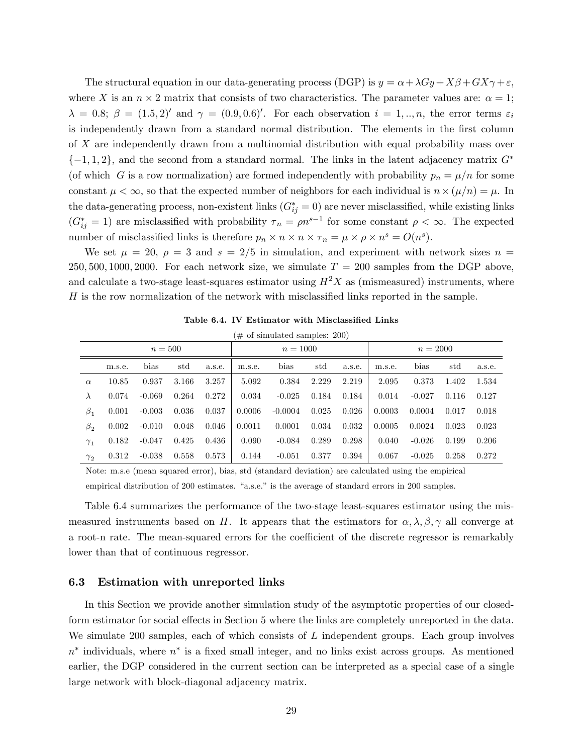The structural equation in our data-generating process (DGP) is $y = \alpha + \lambda Gy + X\beta + GX\gamma + \varepsilon$, where $X$ is an $n \times 2$ matrix that consists of two characteristics. The parameter values are: $\alpha = 1$; $\lambda = 0.8$; $\beta = (1.5, 2)'$ and $\gamma = (0.9, 0.6)'$. For each observation $i = 1, .., n$, the error terms $\varepsilon_i$ is independently drawn from a standard normal distribution. The elements in the first column of $X$ are independently drawn from a multinomial distribution with equal probability mass over $\{-1, 1, 2\}$, and the second from a standard normal. The links in the latent adjacency matrix $G^*$ (of which $G$ is a row normalization) are formed independently with probability $p_n = \mu/n$ for some constant $\mu < \infty$, so that the expected number of neighbors for each individual is $n \times (\mu/n) = \mu$. In the data-generating process, non-existent links ($G^*_{ij} = 0$) are never misclassified, while existing links ($G^*_{ij} = 1$) are misclassified with probability $\tau_n = \rho n^{s-1}$ for some constant $\rho < \infty$. The expected number of misclassified links is therefore $p_n \times n \times n \times \tau_n = \mu \times \rho \times n^s = O(n^s)$.

We set $\mu = 20$, $\rho = 3$ and $s = 2/5$ in simulation, and experiment with network sizes $n = 250, 500, 1000, 2000$. For each network size, we simulate $T = 200$ samples from the DGP above, and calculate a two-stage least-squares estimator using $H^2 X$ as (mismeasured) instruments, where $H$ is the row normalization of the network with misclassified links reported in the sample.

**Table 6.4. IV Estimator with Misclassified Links**

(# of simulated samples: 200)

| | $n = 500$ | | | | $n = 1000$ | | | | $n = 2000$ | | | |
|---|---|---|---|---|---|---|---|---|---|---|---|---|
| | m.s.e. | bias | std | a.s.e. | m.s.e. | bias | std | a.s.e. | m.s.e. | bias | std | a.s.e. |
| $\alpha$ | 10.85 | 0.937 | 3.166 | 3.257 | 5.092 | 0.384 | 2.229 | 2.219 | 2.095 | 0.373 | 1.402 | 1.534 |
| $\lambda$ | 0.074 | -0.069 | 0.264 | 0.272 | 0.034 | -0.025 | 0.184 | 0.184 | 0.014 | -0.027 | 0.116 | 0.127 |
| $\beta_1$ | 0.001 | -0.003 | 0.036 | 0.037 | 0.0006 | -0.0004 | 0.025 | 0.026 | 0.0003 | 0.0004 | 0.017 | 0.018 |
| $\beta_2$ | 0.002 | -0.010 | 0.048 | 0.046 | 0.0011 | 0.0001 | 0.034 | 0.032 | 0.0005 | 0.0024 | 0.023 | 0.023 |
| $\gamma_1$ | 0.182 | -0.047 | 0.425 | 0.436 | 0.090 | -0.084 | 0.289 | 0.298 | 0.040 | -0.026 | 0.199 | 0.206 |
| $\gamma_2$ | 0.312 | -0.038 | 0.558 | 0.573 | 0.144 | -0.051 | 0.377 | 0.394 | 0.067 | -0.025 | 0.258 | 0.272 |

Note: m.s.e (mean squared error), bias, std (standard deviation) are calculated using the empirical empirical distribution of 200 estimates. "a.s.e." is the average of standard errors in 200 samples.

Table 6.4 summarizes the performance of the two-stage least-squares estimator using the mismeasured instruments based on $H$. It appears that the estimators for $\alpha, \lambda, \beta, \gamma$ all converge at a root-n rate. The mean-squared errors for the coefficient of the discrete regressor is remarkably lower than that of continuous regressor.

### 6.3 Estimation with unreported links

In this Section we provide another simulation study of the asymptotic properties of our closed-form estimator for social effects in Section 5 where the links are completely unreported in the data. We simulate 200 samples, each of which consists of $L$ independent groups. Each group involves $n^*$ individuals, where $n^*$ is a fixed small integer, and no links exist across groups. As mentioned earlier, the DGP considered in the current section can be interpreted as a special case of a single large network with block-diagonal adjacency matrix.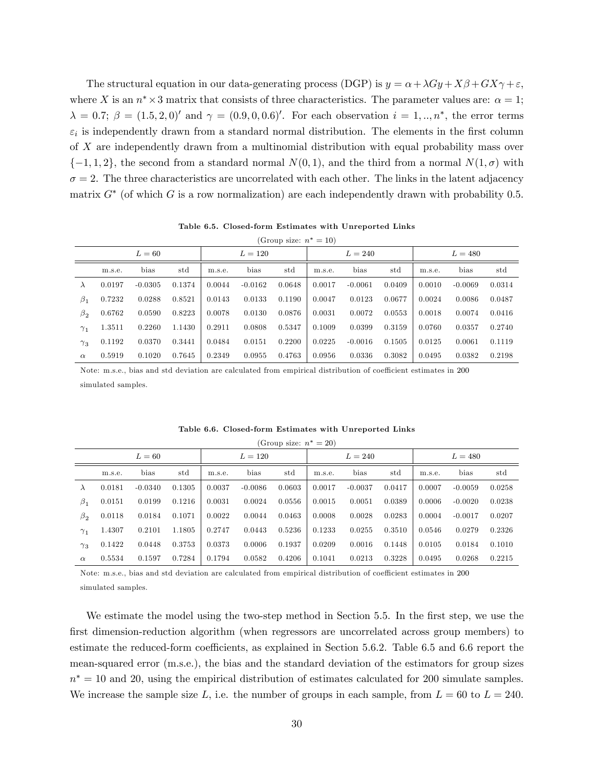The structural equation in our data-generating process (DGP) is $y = \alpha + \lambda G y + X\beta + GX\gamma + \varepsilon$, where $X$ is an $n^* \times 3$ matrix that consists of three characteristics. The parameter values are: $\alpha = 1$; $\lambda = 0.7$; $\beta = (1.5, 2, 0)'$ and $\gamma = (0.9, 0, 0.6)'$. For each observation $i = 1, .., n^*$, the error terms $\varepsilon_i$ is independently drawn from a standard normal distribution. The elements in the first column of $X$ are independently drawn from a multinomial distribution with equal probability mass over $\{-1, 1, 2\}$, the second from a standard normal $N(0, 1)$, and the third from a normal $N(1, \sigma)$ with $\sigma = 2$. The three characteristics are uncorrelated with each other. The links in the latent adjacency matrix $G^*$ (of which $G$ is a row normalization) are each independently drawn with probability 0.5.

**Table 6.5. Closed-form Estimates with Unreported Links**

(Group size: $n^* = 10$)

| | $L = 60$ | | | $L = 120$ | | | $L = 240$ | | | $L = 480$ | | |
|---|---|---|---|---|---|---|---|---|---|---|---|---|
| | m.s.e. | bias | std | m.s.e. | bias | std | m.s.e. | bias | std | m.s.e. | bias | std |
| $\lambda$ | 0.0197 | -0.0305 | 0.1374 | 0.0044 | -0.0162 | 0.0648 | 0.0017 | -0.0061 | 0.0409 | 0.0010 | -0.0069 | 0.0314 |
| $\beta_1$ | 0.7232 | 0.0288 | 0.8521 | 0.0143 | 0.0133 | 0.1190 | 0.0047 | 0.0123 | 0.0677 | 0.0024 | 0.0086 | 0.0487 |
| $\beta_2$ | 0.6762 | 0.0590 | 0.8223 | 0.0078 | 0.0130 | 0.0876 | 0.0031 | 0.0072 | 0.0553 | 0.0018 | 0.0074 | 0.0416 |
| $\gamma_1$ | 1.3511 | 0.2260 | 1.1430 | 0.2911 | 0.0808 | 0.5347 | 0.1009 | 0.0399 | 0.3159 | 0.0760 | 0.0357 | 0.2740 |
| $\gamma_3$ | 0.1192 | 0.0370 | 0.3441 | 0.0484 | 0.0151 | 0.2200 | 0.0225 | -0.0016 | 0.1505 | 0.0125 | 0.0061 | 0.1119 |
| $\alpha$ | 0.5919 | 0.1020 | 0.7645 | 0.2349 | 0.0955 | 0.4763 | 0.0956 | 0.0336 | 0.3082 | 0.0495 | 0.0382 | 0.2198 |

Note: m.s.e., bias and std deviation are calculated from empirical distribution of coefficient estimates in 200 simulated samples.

**Table 6.6. Closed-form Estimates with Unreported Links**

(Group size: $n^* = 20$)

| | $L = 60$ | | | $L = 120$ | | | $L = 240$ | | | $L = 480$ | | |
|---|---|---|---|---|---|---|---|---|---|---|---|---|
| | m.s.e. | bias | std | m.s.e. | bias | std | m.s.e. | bias | std | m.s.e. | bias | std |
| $\lambda$ | 0.0181 | -0.0340 | 0.1305 | 0.0037 | -0.0086 | 0.0603 | 0.0017 | -0.0037 | 0.0417 | 0.0007 | -0.0059 | 0.0258 |
| $\beta_1$ | 0.0151 | 0.0199 | 0.1216 | 0.0031 | 0.0024 | 0.0556 | 0.0015 | 0.0051 | 0.0389 | 0.0006 | -0.0020 | 0.0238 |
| $\beta_2$ | 0.0118 | 0.0184 | 0.1071 | 0.0022 | 0.0044 | 0.0463 | 0.0008 | 0.0028 | 0.0283 | 0.0004 | -0.0017 | 0.0207 |
| $\gamma_1$ | 1.4307 | 0.2101 | 1.1805 | 0.2747 | 0.0443 | 0.5236 | 0.1233 | 0.0255 | 0.3510 | 0.0546 | 0.0279 | 0.2326 |
| $\gamma_3$ | 0.1422 | 0.0448 | 0.3753 | 0.0373 | 0.0006 | 0.1937 | 0.0209 | 0.0016 | 0.1448 | 0.0105 | 0.0184 | 0.1010 |
| $\alpha$ | 0.5534 | 0.1597 | 0.7284 | 0.1794 | 0.0582 | 0.4206 | 0.1041 | 0.0213 | 0.3228 | 0.0495 | 0.0268 | 0.2215 |

Note: m.s.e., bias and std deviation are calculated from empirical distribution of coefficient estimates in 200 simulated samples.

We estimate the model using the two-step method in Section 5.5. In the first step, we use the first dimension-reduction algorithm (when regressors are uncorrelated across group members) to estimate the reduced-form coefficients, as explained in Section 5.6.2. Table 6.5 and 6.6 report the mean-squared error (m.s.e.), the bias and the standard deviation of the estimators for group sizes $n^* = 10$ and 20, using the empirical distribution of estimates calculated for 200 simulate samples. We increase the sample size $L$, i.e. the number of groups in each sample, from $L = 60$ to $L = 240$.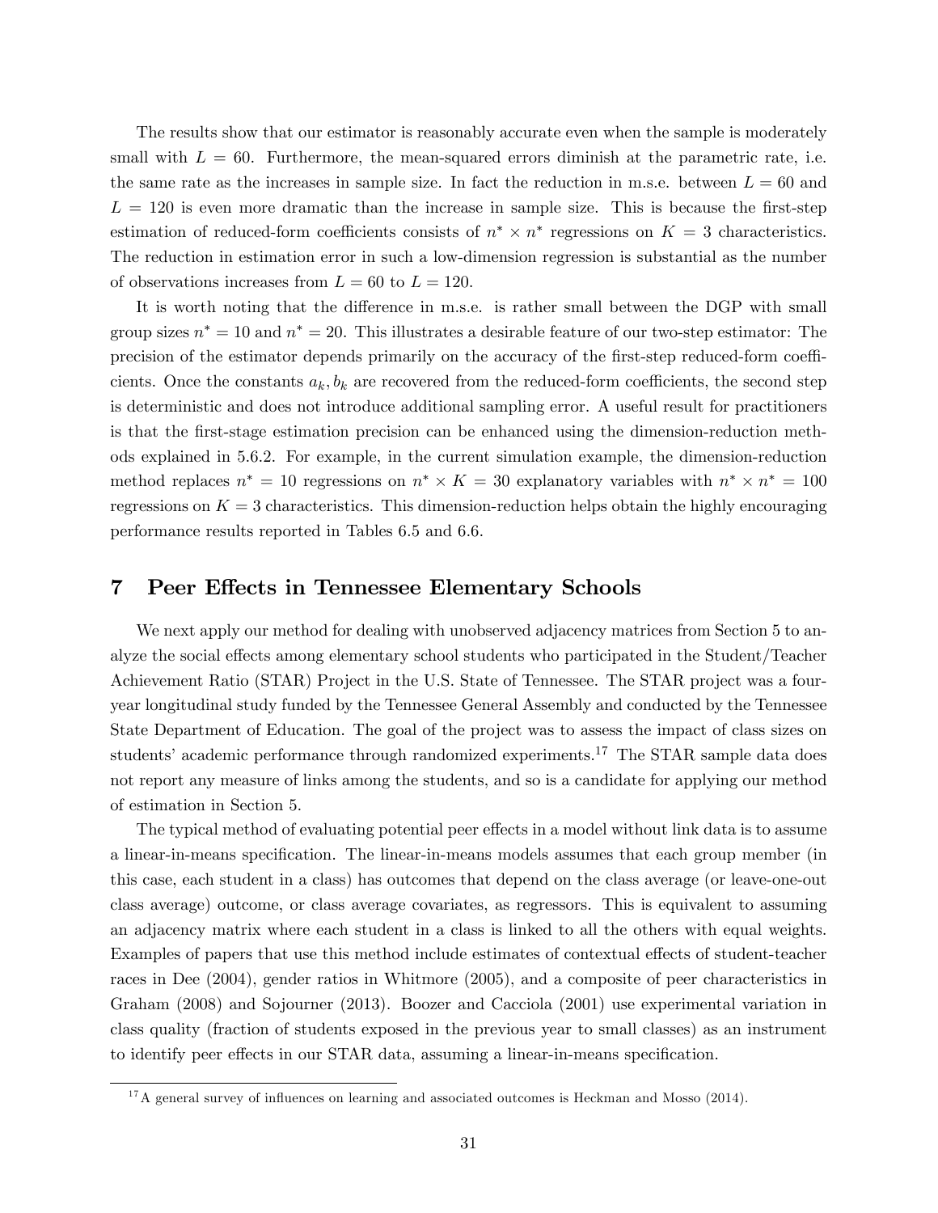The results show that our estimator is reasonably accurate even when the sample is moderately small with $L = 60$. Furthermore, the mean-squared errors diminish at the parametric rate, i.e. the same rate as the increases in sample size. In fact the reduction in m.s.e. between $L = 60$ and $L = 120$ is even more dramatic than the increase in sample size. This is because the first-step estimation of reduced-form coefficients consists of $n^* \times n^*$ regressions on $K = 3$ characteristics. The reduction in estimation error in such a low-dimension regression is substantial as the number of observations increases from $L = 60$ to $L = 120$.

It is worth noting that the difference in m.s.e. is rather small between the DGP with small group sizes $n^* = 10$ and $n^* = 20$. This illustrates a desirable feature of our two-step estimator: The precision of the estimator depends primarily on the accuracy of the first-step reduced-form coefficients. Once the constants $a_k, b_k$ are recovered from the reduced-form coefficients, the second step is deterministic and does not introduce additional sampling error. A useful result for practitioners is that the first-stage estimation precision can be enhanced using the dimension-reduction methods explained in 5.6.2. For example, in the current simulation example, the dimension-reduction method replaces $n^* = 10$ regressions on $n^* \times K = 30$ explanatory variables with $n^* \times n^* = 100$ regressions on $K = 3$ characteristics. This dimension-reduction helps obtain the highly encouraging performance results reported in Tables 6.5 and 6.6.

# 7 Peer Effects in Tennessee Elementary Schools

We next apply our method for dealing with unobserved adjacency matrices from Section 5 to analyze the social effects among elementary school students who participated in the Student/Teacher Achievement Ratio (STAR) Project in the U.S. State of Tennessee. The STAR project was a four-year longitudinal study funded by the Tennessee General Assembly and conducted by the Tennessee State Department of Education. The goal of the project was to assess the impact of class sizes on students' academic performance through randomized experiments.[17] The STAR sample data does not report any measure of links among the students, and so is a candidate for applying our method of estimation in Section 5.

The typical method of evaluating potential peer effects in a model without link data is to assume a linear-in-means specification. The linear-in-means models assumes that each group member (in this case, each student in a class) has outcomes that depend on the class average (or leave-one-out class average) outcome, or class average covariates, as regressors. This is equivalent to assuming an adjacency matrix where each student in a class is linked to all the others with equal weights. Examples of papers that use this method include estimates of contextual effects of student-teacher races in Dee (2004), gender ratios in Whitmore (2005), and a composite of peer characteristics in Graham (2008) and Sojourner (2013). Boozer and Cacciola (2001) use experimental variation in class quality (fraction of students exposed in the previous year to small classes) as an instrument to identify peer effects in our STAR data, assuming a linear-in-means specification.

[17] A general survey of influences on learning and associated outcomes is Heckman and Mosso (2014).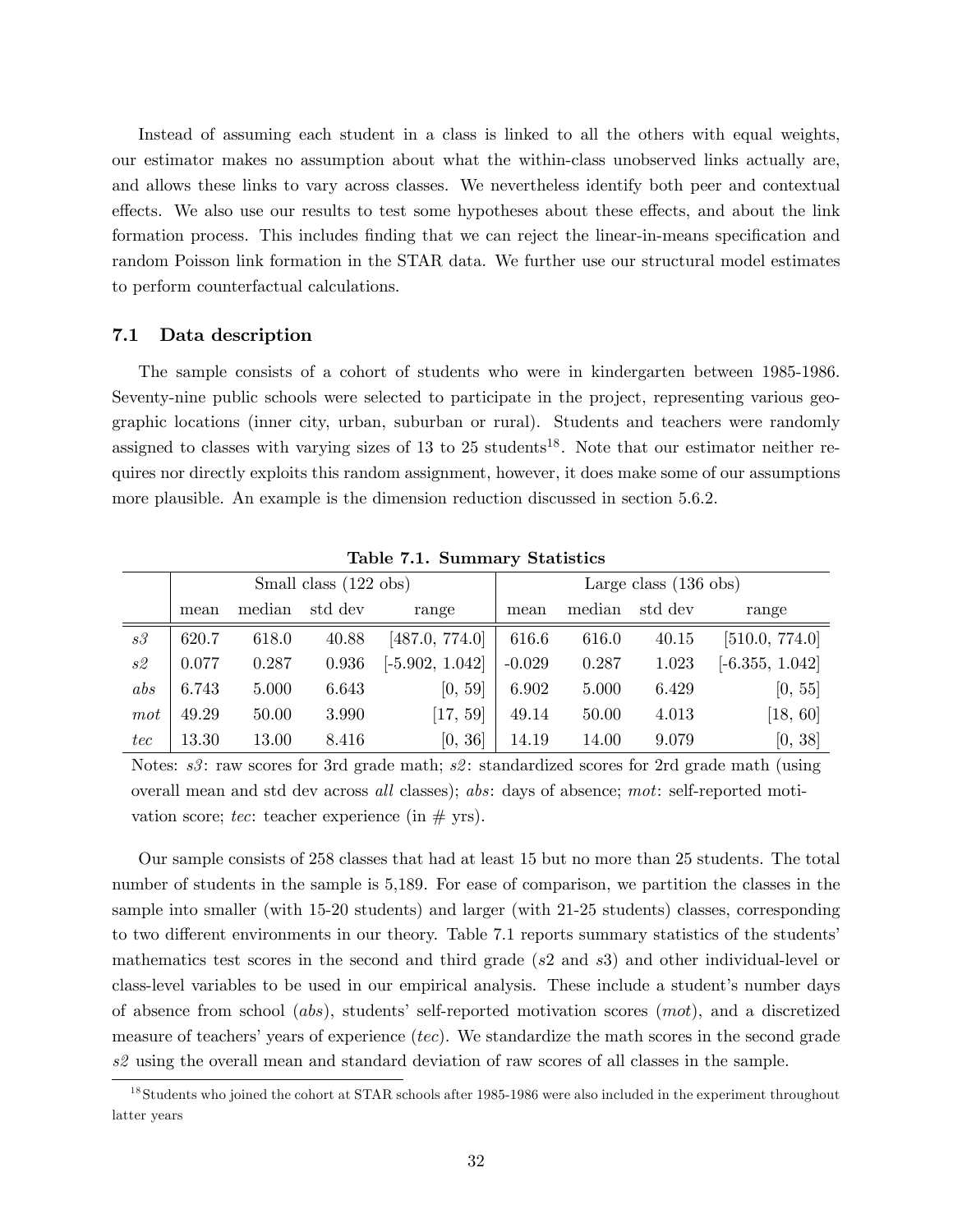Instead of assuming each student in a class is linked to all the others with equal weights, our estimator makes no assumption about what the within-class unobserved links actually are, and allows these links to vary across classes. We nevertheless identify both peer and contextual effects. We also use our results to test some hypotheses about these effects, and about the link formation process. This includes finding that we can reject the linear-in-means specification and random Poisson link formation in the STAR data. We further use our structural model estimates to perform counterfactual calculations.

### 7.1 Data description

The sample consists of a cohort of students who were in kindergarten between 1985-1986. Seventy-nine public schools were selected to participate in the project, representing various geographic locations (inner city, urban, suburban or rural). Students and teachers were randomly assigned to classes with varying sizes of 13 to 25 students[18]. Note that our estimator neither requires nor directly exploits this random assignment, however, it does make some of our assumptions more plausible. An example is the dimension reduction discussed in section 5.6.2.

**Table 7.1. Summary Statistics**

| | Small class (122 obs) | | | | Large class (136 obs) | | | |
|---|---|---|---|---|---|---|---|---|
| | mean | median | std dev | range | mean | median | std dev | range |
| *s3* | 620.7 | 618.0 | 40.88 | [487.0, 774.0] | 616.6 | 616.0 | 40.15 | [510.0, 774.0] |
| *s2* | 0.077 | 0.287 | 0.936 | [-5.902, 1.042] | -0.029 | 0.287 | 1.023 | [-6.355, 1.042] |
| *abs* | 6.743 | 5.000 | 6.643 | [0, 59] | 6.902 | 5.000 | 6.429 | [0, 55] |
| *mot* | 49.29 | 50.00 | 3.990 | [17, 59] | 49.14 | 50.00 | 4.013 | [18, 60] |
| *tec* | 13.30 | 13.00 | 8.416 | [0, 36] | 14.19 | 14.00 | 9.079 | [0, 38] |

Notes: *s3*: raw scores for 3rd grade math; *s2*: standardized scores for 2rd grade math (using overall mean and std dev across *all* classes); *abs*: days of absence; *mot*: self-reported motivation score; *tec*: teacher experience (in # yrs).

Our sample consists of 258 classes that had at least 15 but no more than 25 students. The total number of students in the sample is 5,189. For ease of comparison, we partition the classes in the sample into smaller (with 15-20 students) and larger (with 21-25 students) classes, corresponding to two different environments in our theory. Table 7.1 reports summary statistics of the students' mathematics test scores in the second and third grade (*s2* and *s3*) and other individual-level or class-level variables to be used in our empirical analysis. These include a student's number days of absence from school (*abs*), students' self-reported motivation scores (*mot*), and a discretized measure of teachers' years of experience (*tec*). We standardize the math scores in the second grade *s2* using the overall mean and standard deviation of raw scores of all classes in the sample.

[18] Students who joined the cohort at STAR schools after 1985-1986 were also included in the experiment throughout latter years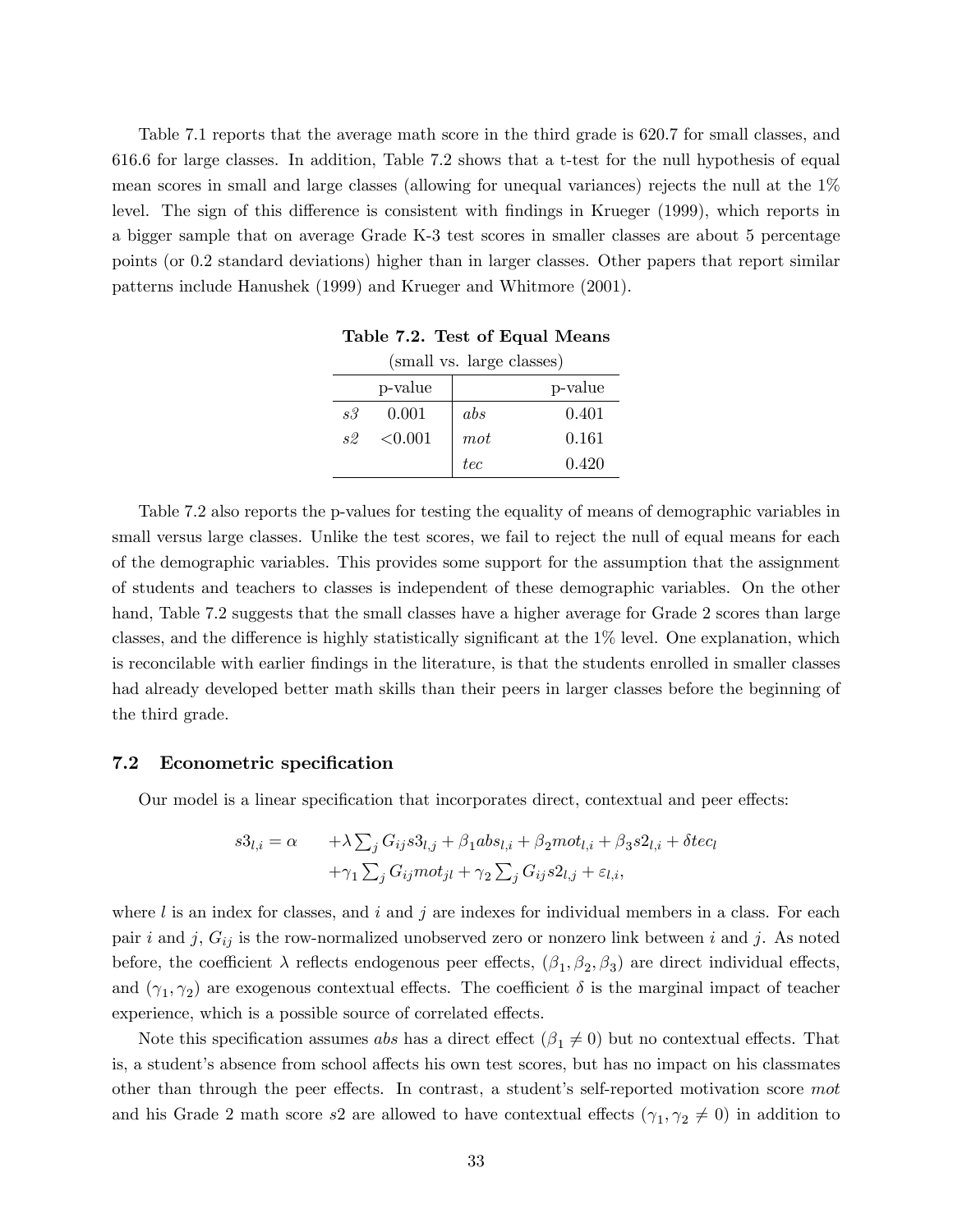Table 7.1 reports that the average math score in the third grade is 620.7 for small classes, and 616.6 for large classes. In addition, Table 7.2 shows that a t-test for the null hypothesis of equal mean scores in small and large classes (allowing for unequal variances) rejects the null at the 1% level. The sign of this difference is consistent with findings in Krueger (1999), which reports in a bigger sample that on average Grade K-3 test scores in smaller classes are about 5 percentage points (or 0.2 standard deviations) higher than in larger classes. Other papers that report similar patterns include Hanushek (1999) and Krueger and Whitmore (2001).

**Table 7.2. Test of Equal Means**

(small vs. large classes)

| | p-value | | p-value |
|---|---|---|---|
| *s3* | 0.001 | *abs* | 0.401 |
| *s2* | <0.001 | *mot* | 0.161 |
| | | *tec* | 0.420 |

Table 7.2 also reports the p-values for testing the equality of means of demographic variables in small versus large classes. Unlike the test scores, we fail to reject the null of equal means for each of the demographic variables. This provides some support for the assumption that the assignment of students and teachers to classes is independent of these demographic variables. On the other hand, Table 7.2 suggests that the small classes have a higher average for Grade 2 scores than large classes, and the difference is highly statistically significant at the 1% level. One explanation, which is reconcilable with earlier findings in the literature, is that the students enrolled in smaller classes had already developed better math skills than their peers in larger classes before the beginning of the third grade.

### 7.2 Econometric specification

Our model is a linear specification that incorporates direct, contextual and peer effects:

$$
\begin{aligned}
s3_{l,i} = \alpha \quad & + \lambda \textstyle\sum_j G_{ij} s3_{l,j} + \beta_1 abs_{l,i} + \beta_2 mot_{l,i} + \beta_3 s2_{l,i} + \delta tec_l \\
& + \gamma_1 \textstyle\sum_j G_{ij} mot_{jl} + \gamma_2 \textstyle\sum_j G_{ij} s2_{l,j} + \varepsilon_{l,i},
\end{aligned}
$$

where $l$ is an index for classes, and $i$ and $j$ are indexes for individual members in a class. For each pair $i$ and $j$, $G_{ij}$ is the row-normalized unobserved zero or nonzero link between $i$ and $j$. As noted before, the coefficient $\lambda$ reflects endogenous peer effects, $(\beta_1, \beta_2, \beta_3)$ are direct individual effects, and $(\gamma_1, \gamma_2)$ are exogenous contextual effects. The coefficient $\delta$ is the marginal impact of teacher experience, which is a possible source of correlated effects.

Note this specification assumes *abs* has a direct effect ($\beta_1 \neq 0$) but no contextual effects. That is, a student's absence from school affects his own test scores, but has no impact on his classmates other than through the peer effects. In contrast, a student's self-reported motivation score *mot* and his Grade 2 math score *s2* are allowed to have contextual effects ($\gamma_1, \gamma_2 \neq 0$) in addition to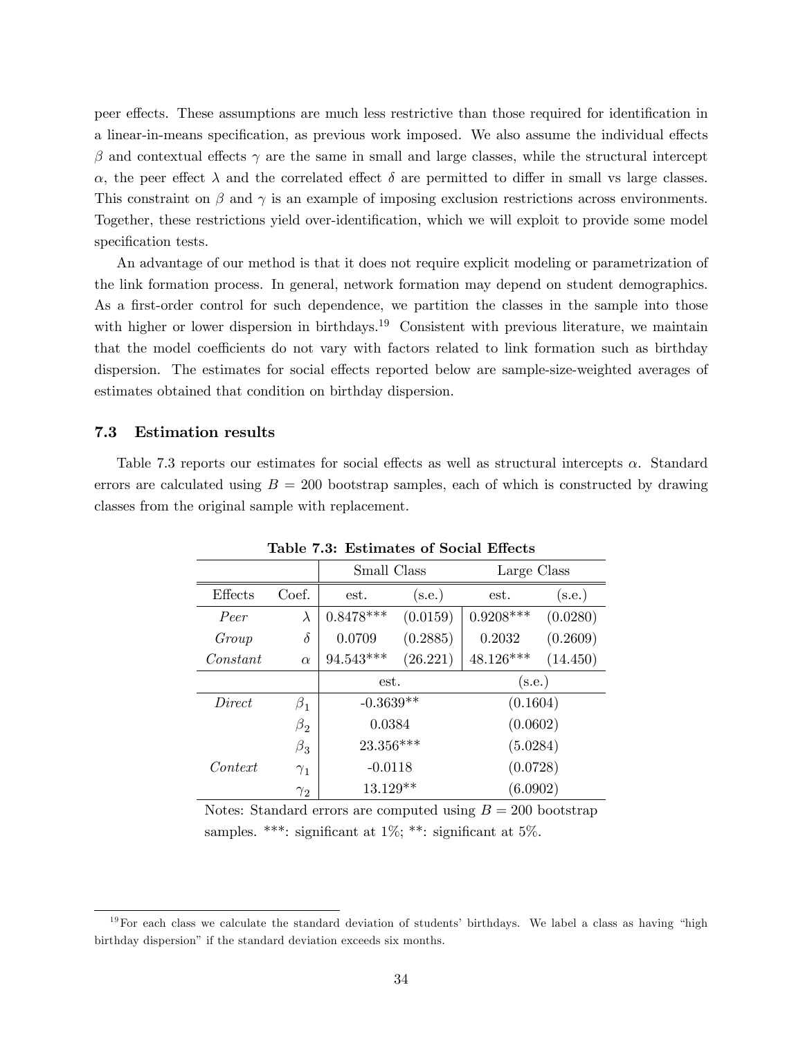peer effects. These assumptions are much less restrictive than those required for identification in a linear-in-means specification, as previous work imposed. We also assume the individual effects $\beta$ and contextual effects $\gamma$ are the same in small and large classes, while the structural intercept $\alpha$, the peer effect $\lambda$ and the correlated effect $\delta$ are permitted to differ in small vs large classes. This constraint on $\beta$ and $\gamma$ is an example of imposing exclusion restrictions across environments. Together, these restrictions yield over-identification, which we will exploit to provide some model specification tests.

An advantage of our method is that it does not require explicit modeling or parametrization of the link formation process. In general, network formation may depend on student demographics. As a first-order control for such dependence, we partition the classes in the sample into those with higher or lower dispersion in birthdays.[19] Consistent with previous literature, we maintain that the model coefficients do not vary with factors related to link formation such as birthday dispersion. The estimates for social effects reported below are sample-size-weighted averages of estimates obtained that condition on birthday dispersion.

### 7.3 Estimation results

Table 7.3 reports our estimates for social effects as well as structural intercepts $\alpha$. Standard errors are calculated using $B = 200$ bootstrap samples, each of which is constructed by drawing classes from the original sample with replacement.

**Table 7.3: Estimates of Social Effects**

| | | Small Class | | Large Class | |
|---|---|---|---|---|---|
| Effects | Coef. | est. | (s.e.) | est. | (s.e.) |
| *Peer* | $\lambda$ | 0.8478*** | (0.0159) | 0.9208*** | (0.0280) |
| *Group* | $\delta$ | 0.0709 | (0.2885) | 0.2032 | (0.2609) |
| *Constant* | $\alpha$ | 94.543*** | (26.221) | 48.126*** | (14.450) |
| | | est. | | (s.e.) | |
| *Direct* | $\beta_1$ | -0.3639** | | (0.1604) | |
| | $\beta_2$ | 0.0384 | | (0.0602) | |
| | $\beta_3$ | 23.356*** | | (5.0284) | |
| *Context* | $\gamma_1$ | -0.0118 | | (0.0728) | |
| | $\gamma_2$ | 13.129** | | (6.0902) | |

Notes: Standard errors are computed using $B = 200$ bootstrap samples. ***: significant at 1%; **: significant at 5%.

[19] For each class we calculate the standard deviation of students' birthdays. We label a class as having "high birthday dispersion" if the standard deviation exceeds six months.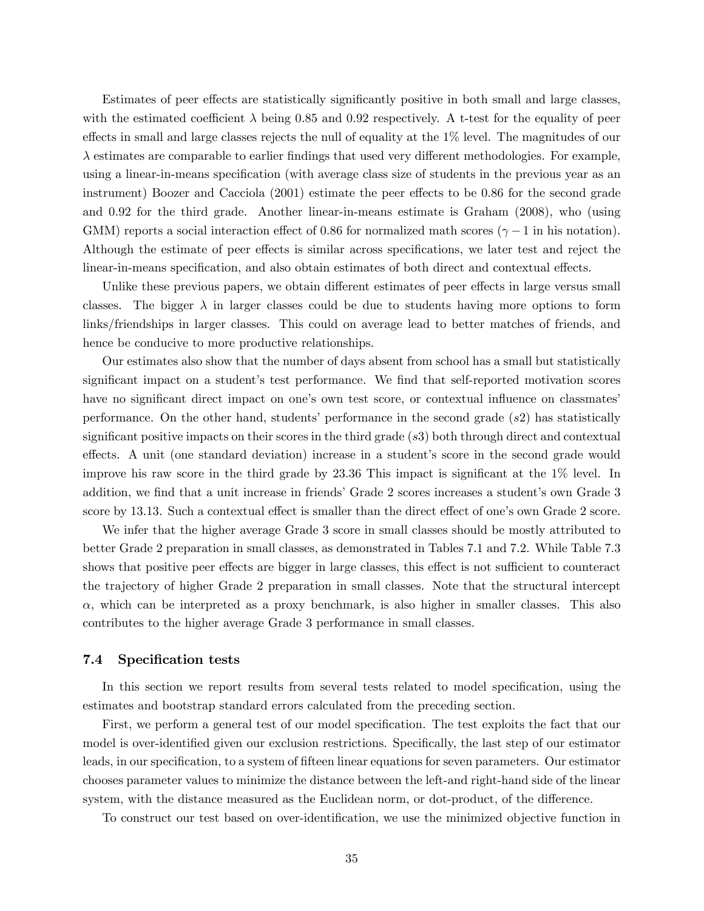Estimates of peer effects are statistically significantly positive in both small and large classes, with the estimated coefficient $\lambda$ being 0.85 and 0.92 respectively. A t-test for the equality of peer effects in small and large classes rejects the null of equality at the 1% level. The magnitudes of our $\lambda$ estimates are comparable to earlier findings that used very different methodologies. For example, using a linear-in-means specification (with average class size of students in the previous year as an instrument) Boozer and Cacciola (2001) estimate the peer effects to be 0.86 for the second grade and 0.92 for the third grade. Another linear-in-means estimate is Graham (2008), who (using GMM) reports a social interaction effect of 0.86 for normalized math scores ($\gamma - 1$ in his notation). Although the estimate of peer effects is similar across specifications, we later test and reject the linear-in-means specification, and also obtain estimates of both direct and contextual effects.

Unlike these previous papers, we obtain different estimates of peer effects in large versus small classes. The bigger $\lambda$ in larger classes could be due to students having more options to form links/friendships in larger classes. This could on average lead to better matches of friends, and hence be conducive to more productive relationships.

Our estimates also show that the number of days absent from school has a small but statistically significant impact on a student's test performance. We find that self-reported motivation scores have no significant direct impact on one's own test score, or contextual influence on classmates' performance. On the other hand, students' performance in the second grade ($s2$) has statistically significant positive impacts on their scores in the third grade ($s3$) both through direct and contextual effects. A unit (one standard deviation) increase in a student's score in the second grade would improve his raw score in the third grade by 23.36 This impact is significant at the 1% level. In addition, we find that a unit increase in friends' Grade 2 scores increases a student's own Grade 3 score by 13.13. Such a contextual effect is smaller than the direct effect of one's own Grade 2 score.

We infer that the higher average Grade 3 score in small classes should be mostly attributed to better Grade 2 preparation in small classes, as demonstrated in Tables 7.1 and 7.2. While Table 7.3 shows that positive peer effects are bigger in large classes, this effect is not sufficient to counteract the trajectory of higher Grade 2 preparation in small classes. Note that the structural intercept $\alpha$, which can be interpreted as a proxy benchmark, is also higher in smaller classes. This also contributes to the higher average Grade 3 performance in small classes.

### 7.4 Specification tests

In this section we report results from several tests related to model specification, using the estimates and bootstrap standard errors calculated from the preceding section.

First, we perform a general test of our model specification. The test exploits the fact that our model is over-identified given our exclusion restrictions. Specifically, the last step of our estimator leads, in our specification, to a system of fifteen linear equations for seven parameters. Our estimator chooses parameter values to minimize the distance between the left-and right-hand side of the linear system, with the distance measured as the Euclidean norm, or dot-product, of the difference.

To construct our test based on over-identification, we use the minimized objective function in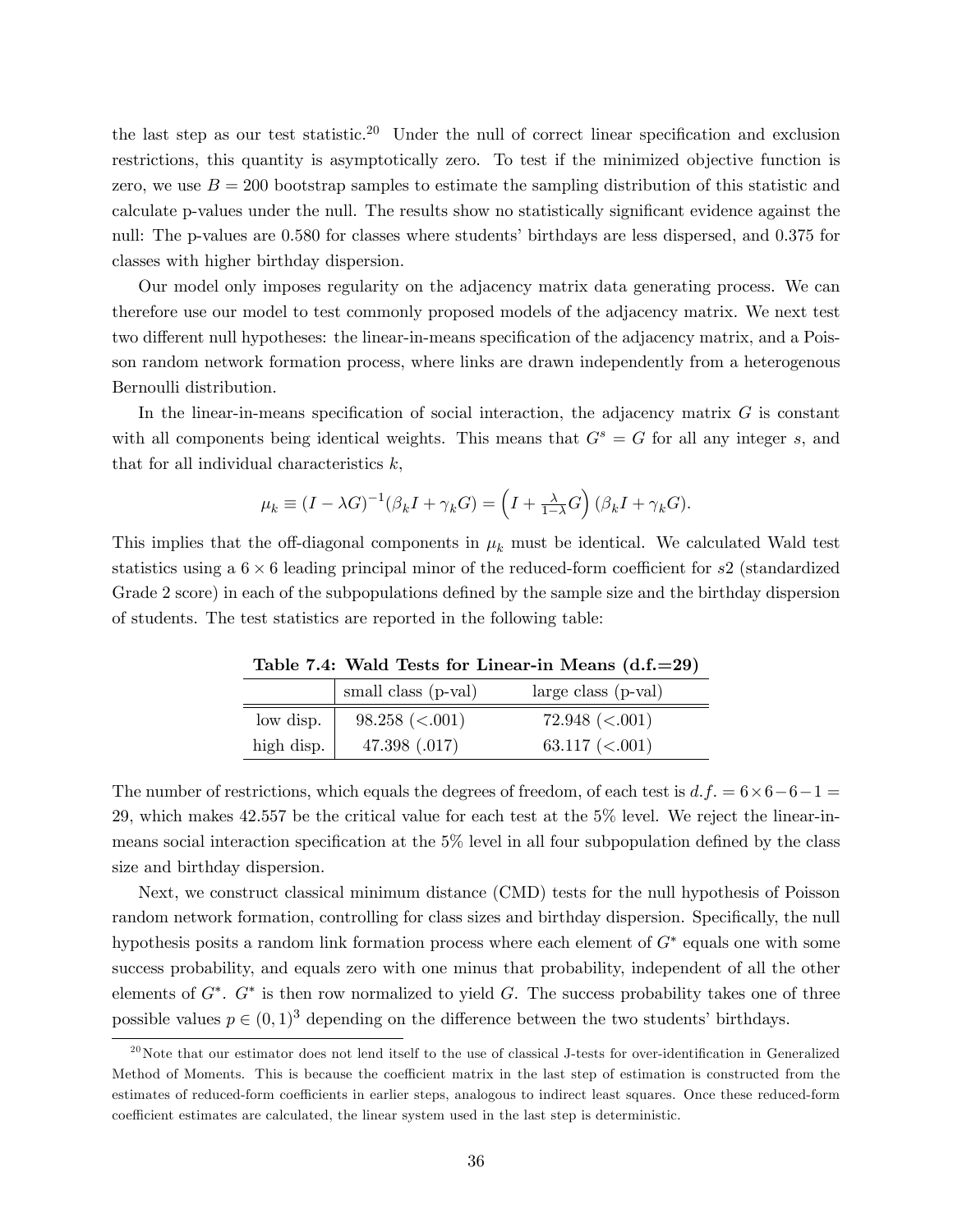the last step as our test statistic.[20] Under the null of correct linear specification and exclusion restrictions, this quantity is asymptotically zero. To test if the minimized objective function is zero, we use $B = 200$ bootstrap samples to estimate the sampling distribution of this statistic and calculate p-values under the null. The results show no statistically significant evidence against the null: The p-values are 0.580 for classes where students' birthdays are less dispersed, and 0.375 for classes with higher birthday dispersion.

Our model only imposes regularity on the adjacency matrix data generating process. We can therefore use our model to test commonly proposed models of the adjacency matrix. We next test two different null hypotheses: the linear-in-means specification of the adjacency matrix, and a Poisson random network formation process, where links are drawn independently from a heterogenous Bernoulli distribution.

In the linear-in-means specification of social interaction, the adjacency matrix $G$ is constant with all components being identical weights. This means that $G^s = G$ for all any integer $s$, and that for all individual characteristics $k$,

$$\mu_k \equiv (I - \lambda G)^{-1}(\beta_k I + \gamma_k G) = \left(I + \tfrac{\lambda}{1-\lambda} G\right)(\beta_k I + \gamma_k G).$$

This implies that the off-diagonal components in $\mu_k$ must be identical. We calculated Wald test statistics using a $6 \times 6$ leading principal minor of the reduced-form coefficient for $s2$ (standardized Grade 2 score) in each of the subpopulations defined by the sample size and the birthday dispersion of students. The test statistics are reported in the following table:

**Table 7.4: Wald Tests for Linear-in Means (d.f.=29)**

| | small class (p-val) | large class (p-val) |
|---|---|---|
| low disp. | 98.258 (<.001) | 72.948 (<.001) |
| high disp. | 47.398 (.017) | 63.117 (<.001) |

The number of restrictions, which equals the degrees of freedom, of each test is $d.f. = 6 \times 6 - 6 - 1 = 29$, which makes 42.557 be the critical value for each test at the 5% level. We reject the linear-in-means social interaction specification at the 5% level in all four subpopulation defined by the class size and birthday dispersion.

Next, we construct classical minimum distance (CMD) tests for the null hypothesis of Poisson random network formation, controlling for class sizes and birthday dispersion. Specifically, the null hypothesis posits a random link formation process where each element of $G^*$ equals one with some success probability, and equals zero with one minus that probability, independent of all the other elements of $G^*$. $G^*$ is then row normalized to yield $G$. The success probability takes one of three possible values $p \in (0,1)^3$ depending on the difference between the two students' birthdays.

[20] Note that our estimator does not lend itself to the use of classical J-tests for over-identification in Generalized Method of Moments. This is because the coefficient matrix in the last step of estimation is constructed from the estimates of reduced-form coefficients in earlier steps, analogous to indirect least squares. Once these reduced-form coefficient estimates are calculated, the linear system used in the last step is deterministic.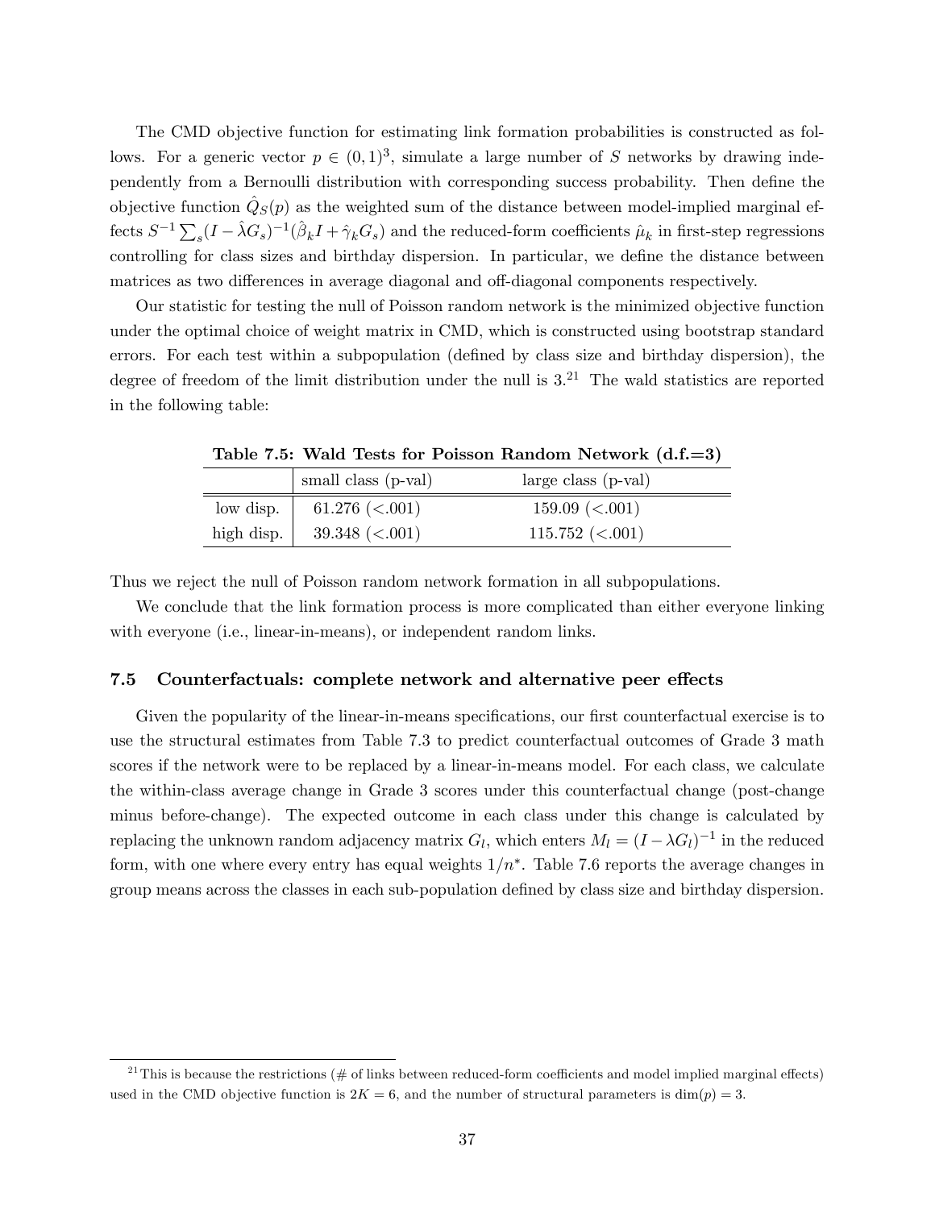The CMD objective function for estimating link formation probabilities is constructed as follows. For a generic vector $p \in (0,1)^3$, simulate a large number of $S$ networks by drawing independently from a Bernoulli distribution with corresponding success probability. Then define the objective function $\hat{Q}_S(p)$ as the weighted sum of the distance between model-implied marginal effects $S^{-1}\sum_s (I - \hat{\lambda} G_s)^{-1}(\hat{\beta}_k I + \hat{\gamma}_k G_s)$ and the reduced-form coefficients $\hat{\mu}_k$ in first-step regressions controlling for class sizes and birthday dispersion. In particular, we define the distance between matrices as two differences in average diagonal and off-diagonal components respectively.

Our statistic for testing the null of Poisson random network is the minimized objective function under the optimal choice of weight matrix in CMD, which is constructed using bootstrap standard errors. For each test within a subpopulation (defined by class size and birthday dispersion), the degree of freedom of the limit distribution under the null is 3.[21] The wald statistics are reported in the following table:

**Table 7.5: Wald Tests for Poisson Random Network (d.f.=3)**

| | small class (p-val) | large class (p-val) |
|---|---|---|
| low disp. | 61.276 (<.001) | 159.09 (<.001) |
| high disp. | 39.348 (<.001) | 115.752 (<.001) |

Thus we reject the null of Poisson random network formation in all subpopulations.

We conclude that the link formation process is more complicated than either everyone linking with everyone (i.e., linear-in-means), or independent random links.

### 7.5 Counterfactuals: complete network and alternative peer effects

Given the popularity of the linear-in-means specifications, our first counterfactual exercise is to use the structural estimates from Table 7.3 to predict counterfactual outcomes of Grade 3 math scores if the network were to be replaced by a linear-in-means model. For each class, we calculate the within-class average change in Grade 3 scores under this counterfactual change (post-change minus before-change). The expected outcome in each class under this change is calculated by replacing the unknown random adjacency matrix $G_l$, which enters $M_l = (I - \lambda G_l)^{-1}$ in the reduced form, with one where every entry has equal weights $1/n^*$. Table 7.6 reports the average changes in group means across the classes in each sub-population defined by class size and birthday dispersion.

[21] This is because the restrictions (# of links between reduced-form coefficients and model implied marginal effects) used in the CMD objective function is $2K = 6$, and the number of structural parameters is $\dim(p) = 3$.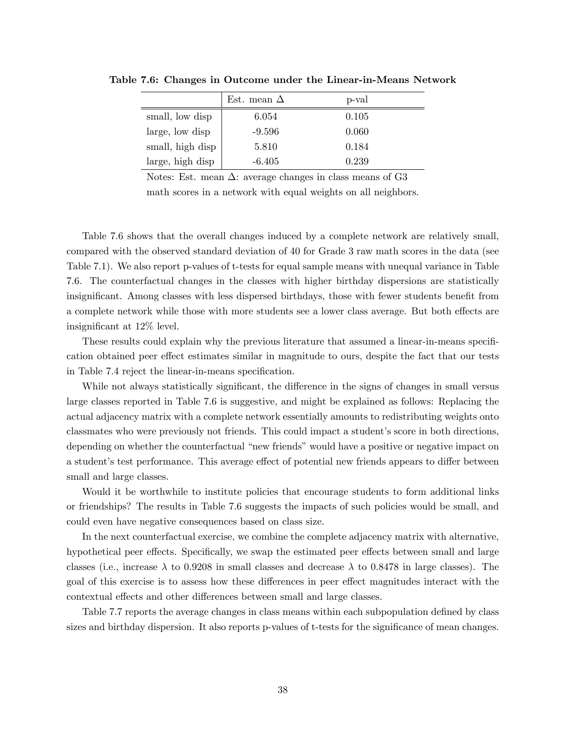**Table 7.6: Changes in Outcome under the Linear-in-Means Network**

| | Est. mean $\Delta$ | p-val |
|---|---|---|
| small, low disp | 6.054 | 0.105 |
| large, low disp | -9.596 | 0.060 |
| small, high disp | 5.810 | 0.184 |
| large, high disp | -6.405 | 0.239 |

Notes: Est. mean $\Delta$: average changes in class means of G3 math scores in a network with equal weights on all neighbors.

Table 7.6 shows that the overall changes induced by a complete network are relatively small, compared with the observed standard deviation of 40 for Grade 3 raw math scores in the data (see Table 7.1). We also report p-values of t-tests for equal sample means with unequal variance in Table 7.6. The counterfactual changes in the classes with higher birthday dispersions are statistically insignificant. Among classes with less dispersed birthdays, those with fewer students benefit from a complete network while those with more students see a lower class average. But both effects are insignificant at 12% level.

These results could explain why the previous literature that assumed a linear-in-means specification obtained peer effect estimates similar in magnitude to ours, despite the fact that our tests in Table 7.4 reject the linear-in-means specification.

While not always statistically significant, the difference in the signs of changes in small versus large classes reported in Table 7.6 is suggestive, and might be explained as follows: Replacing the actual adjacency matrix with a complete network essentially amounts to redistributing weights onto classmates who were previously not friends. This could impact a student's score in both directions, depending on whether the counterfactual "new friends" would have a positive or negative impact on a student's test performance. This average effect of potential new friends appears to differ between small and large classes.

Would it be worthwhile to institute policies that encourage students to form additional links or friendships? The results in Table 7.6 suggests the impacts of such policies would be small, and could even have negative consequences based on class size.

In the next counterfactual exercise, we combine the complete adjacency matrix with alternative, hypothetical peer effects. Specifically, we swap the estimated peer effects between small and large classes (i.e., increase $\lambda$ to 0.9208 in small classes and decrease $\lambda$ to 0.8478 in large classes). The goal of this exercise is to assess how these differences in peer effect magnitudes interact with the contextual effects and other differences between small and large classes.

Table 7.7 reports the average changes in class means within each subpopulation defined by class sizes and birthday dispersion. It also reports p-values of t-tests for the significance of mean changes.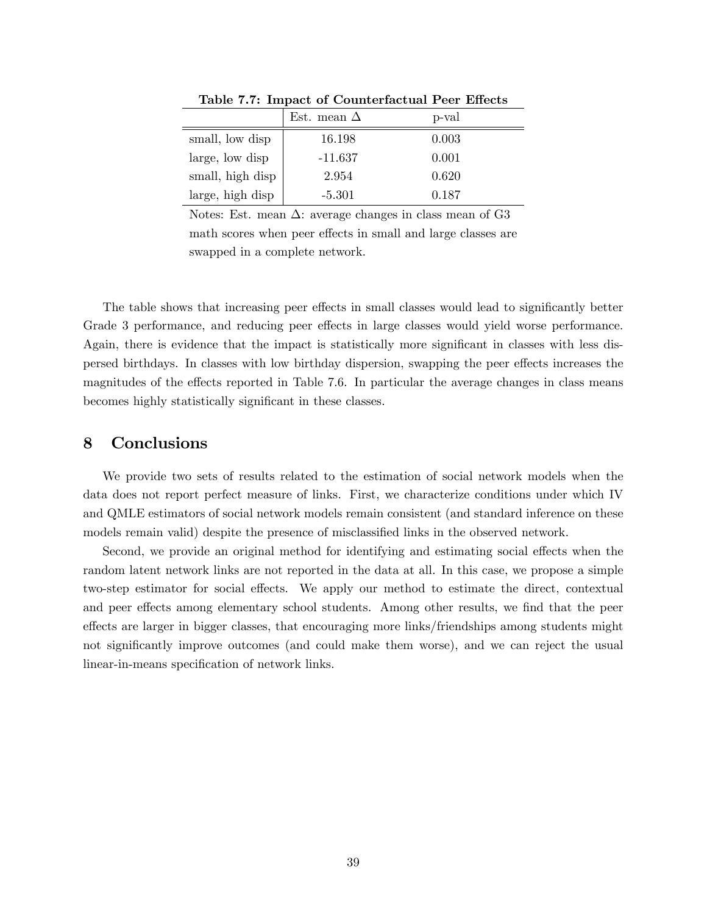**Table 7.7: Impact of Counterfactual Peer Effects**

| | Est. mean $\Delta$ | p-val |
|---|---|---|
| small, low disp | 16.198 | 0.003 |
| large, low disp | -11.637 | 0.001 |
| small, high disp | 2.954 | 0.620 |
| large, high disp | -5.301 | 0.187 |

Notes: Est. mean $\Delta$: average changes in class mean of G3 math scores when peer effects in small and large classes are swapped in a complete network.

The table shows that increasing peer effects in small classes would lead to significantly better Grade 3 performance, and reducing peer effects in large classes would yield worse performance. Again, there is evidence that the impact is statistically more significant in classes with less dispersed birthdays. In classes with low birthday dispersion, swapping the peer effects increases the magnitudes of the effects reported in Table 7.6. In particular the average changes in class means becomes highly statistically significant in these classes.

# 8 Conclusions

We provide two sets of results related to the estimation of social network models when the data does not report perfect measure of links. First, we characterize conditions under which IV and QMLE estimators of social network models remain consistent (and standard inference on these models remain valid) despite the presence of misclassified links in the observed network.

Second, we provide an original method for identifying and estimating social effects when the random latent network links are not reported in the data at all. In this case, we propose a simple two-step estimator for social effects. We apply our method to estimate the direct, contextual and peer effects among elementary school students. Among other results, we find that the peer effects are larger in bigger classes, that encouraging more links/friendships among students might not significantly improve outcomes (and could make them worse), and we can reject the usual linear-in-means specification of network links.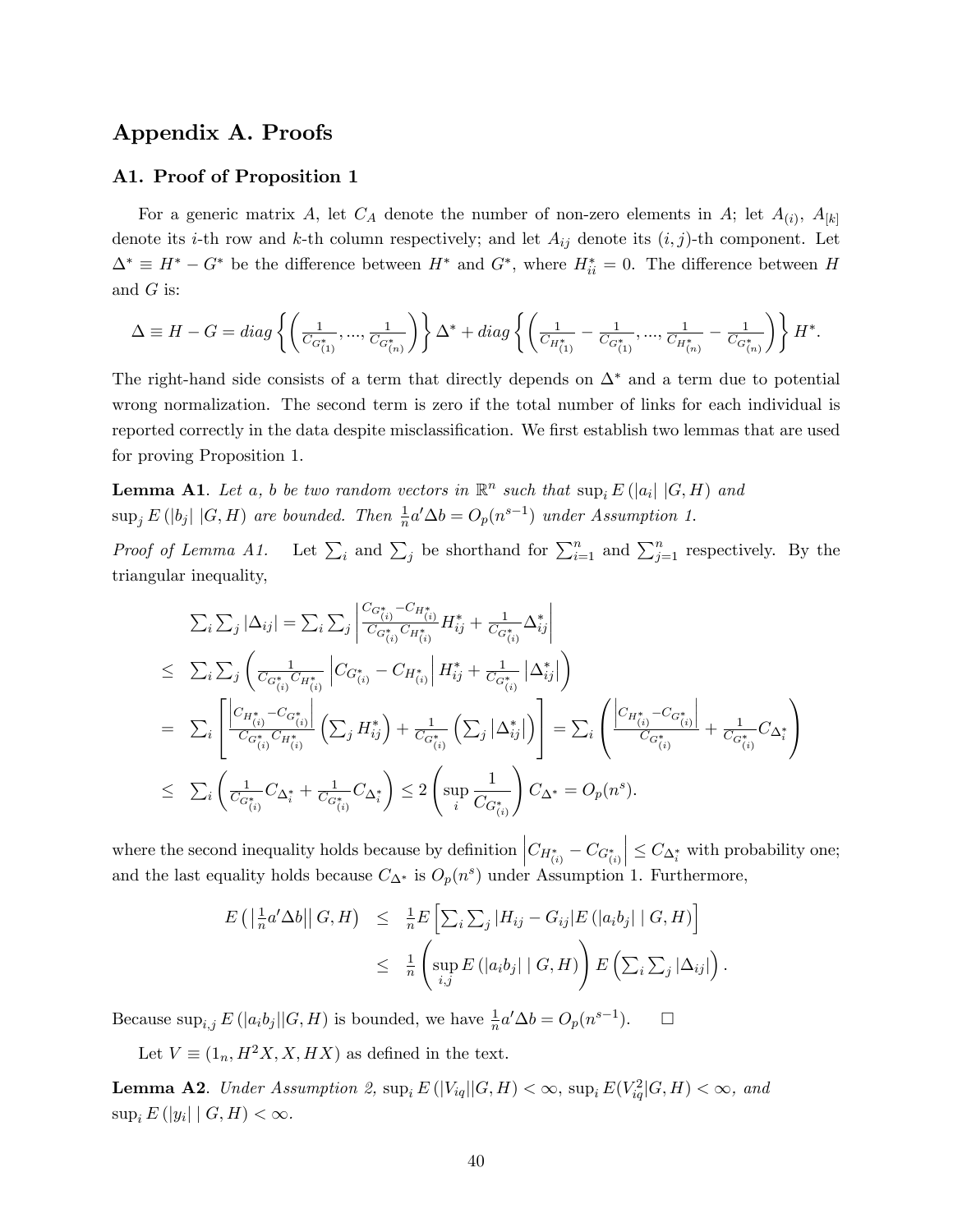# Appendix A. Proofs

## A1. Proof of Proposition 1

For a generic matrix $A$, let $C_A$ denote the number of non-zero elements in $A$; let $A_{(i)}$, $A_{[k]}$ denote its $i$-th row and $k$-th column respectively; and let $A_{ij}$ denote its $(i,j)$-th component. Let $\Delta^* \equiv H^* - G^*$ be the difference between $H^*$ and $G^*$, where $H^*_{ii} = 0$. The difference between $H$ and $G$ is:

$$\Delta \equiv H - G = diag\left\{\left(\tfrac{1}{C_{G^*_{(1)}}}, ..., \tfrac{1}{C_{G^*_{(n)}}}\right)\right\}\Delta^* + diag\left\{\left(\tfrac{1}{C_{H^*_{(1)}}} - \tfrac{1}{C_{G^*_{(1)}}}, ..., \tfrac{1}{C_{H^*_{(n)}}} - \tfrac{1}{C_{G^*_{(n)}}}\right)\right\}H^*.$$

The right-hand side consists of a term that directly depends on $\Delta^*$ and a term due to potential wrong normalization. The second term is zero if the total number of links for each individual is reported correctly in the data despite misclassification. We first establish two lemmas that are used for proving Proposition 1.

**Lemma A1**. *Let $a$, $b$ be two random vectors in $\mathbb{R}^n$ such that $\sup_i E(|a_i| \, |G, H)$ and $\sup_j E(|b_j| \, |G, H)$ are bounded. Then $\frac{1}{n}a'\Delta b = O_p(n^{s-1})$ under Assumption 1.*

*Proof of Lemma A1.* Let $\sum_i$ and $\sum_j$ be shorthand for $\sum_{i=1}^n$ and $\sum_{j=1}^n$ respectively. By the triangular inequality,

$$\begin{aligned}
&\textstyle\sum_i \sum_j |\Delta_{ij}| = \sum_i \sum_j \left| \frac{C_{G^*_{(i)}} - C_{H^*_{(i)}}}{C_{G^*_{(i)}} C_{H^*_{(i)}}} H^*_{ij} + \frac{1}{C_{G^*_{(i)}}}\Delta^*_{ij} \right| \\
\leq \; & \textstyle\sum_i \sum_j \left( \frac{1}{C_{G^*_{(i)}} C_{H^*_{(i)}}} \left| C_{G^*_{(i)}} - C_{H^*_{(i)}} \right| H^*_{ij} + \frac{1}{C_{G^*_{(i)}}} \left|\Delta^*_{ij}\right| \right) \\
= \; & \textstyle\sum_i \left[ \frac{\left| C_{H^*_{(i)}} - C_{G^*_{(i)}} \right|}{C_{G^*_{(i)}} C_{H^*_{(i)}}} \left(\sum_j H^*_{ij}\right) + \frac{1}{C_{G^*_{(i)}}} \left(\sum_j \left|\Delta^*_{ij}\right|\right) \right] = \sum_i \left( \frac{\left| C_{H^*_{(i)}} - C_{G^*_{(i)}} \right|}{C_{G^*_{(i)}}} + \frac{1}{C_{G^*_{(i)}}} C_{\Delta^*_i} \right) \\
\leq \; & \textstyle\sum_i \left( \frac{1}{C_{G^*_{(i)}}} C_{\Delta^*_i} + \frac{1}{C_{G^*_{(i)}}} C_{\Delta^*_i} \right) \leq 2 \left( \sup_i \frac{1}{C_{G^*_{(i)}}} \right) C_{\Delta^*} = O_p(n^s).
\end{aligned}$$

where the second inequality holds because by definition $\left| C_{H^*_{(i)}} - C_{G^*_{(i)}} \right| \leq C_{\Delta^*_i}$ with probability one; and the last equality holds because $C_{\Delta^*}$ is $O_p(n^s)$ under Assumption 1. Furthermore,

$$\begin{aligned}
E\left( \left| \tfrac{1}{n} a'\Delta b \right| \, \middle| \, G, H \right) \;&\leq\; \tfrac{1}{n} E\left[ \textstyle\sum_i \sum_j |H_{ij} - G_{ij}| E\left( |a_i b_j| \mid G, H \right) \right] \\
&\leq\; \tfrac{1}{n} \left( \sup_{i,j} E\left( |a_i b_j| \mid G, H \right) \right) E\left( \textstyle\sum_i \sum_j |\Delta_{ij}| \right).
\end{aligned}$$

Because $\sup_{i,j} E(|a_i b_j| | G, H)$ is bounded, we have $\frac{1}{n}a'\Delta b = O_p(n^{s-1})$. $\square$

Let $V \equiv (1_n, H^2X, X, HX)$ as defined in the text.

**Lemma A2**. *Under Assumption 2, $\sup_i E(|V_{iq}| | G, H) < \infty$, $\sup_i E(V_{iq}^2 | G, H) < \infty$, and $\sup_i E(|y_i| \mid G, H) < \infty$.*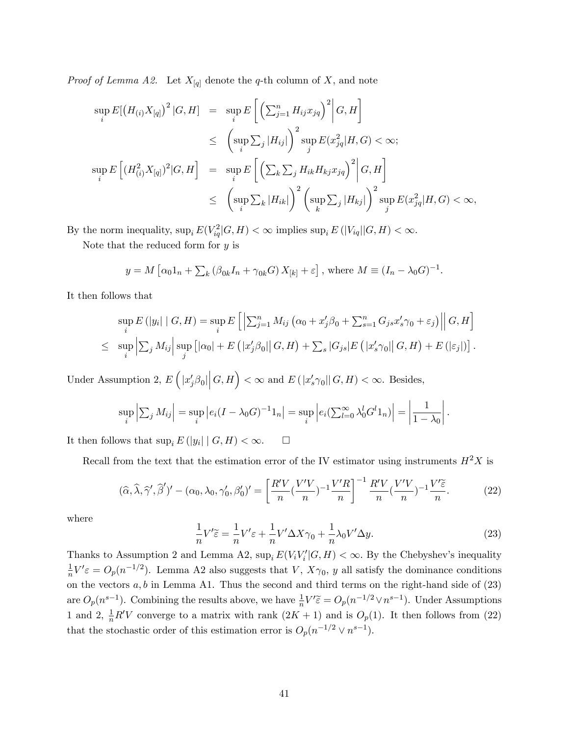*Proof of Lemma A2.* Let $X_{[q]}$ denote the $q$-th column of $X$, and note

$$
\begin{aligned}
\sup_i E[\left(H_{(i)}X_{[q]}\right)^2 | G, H] &= \sup_i E\left[\left(\sum_{j=1}^n H_{ij}x_{jq}\right)^2 \middle| G, H\right] \\
&\leq \left(\sup_i \sum_j |H_{ij}|\right)^2 \sup_j E(x_{jq}^2 | H, G) < \infty; \\
\sup_i E\left[(H_{(i)}^2 X_{[q]})^2 | G, H\right] &= \sup_i E\left[\left(\sum_k \sum_j H_{ik}H_{kj}x_{jq}\right)^2 \middle| G, H\right] \\
&\leq \left(\sup_i \sum_k |H_{ik}|\right)^2 \left(\sup_k \sum_j |H_{kj}|\right)^2 \sup_j E(x_{jq}^2 | H, G) < \infty,
\end{aligned}
$$

By the norm inequality, $\sup_i E(V_{iq}^2 | G, H) < \infty$ implies $\sup_i E(|V_{iq}| | G, H) < \infty$.

Note that the reduced form for $y$ is

$$
y = M\left[\alpha_0 1_n + \sum_k (\beta_{0k} I_n + \gamma_{0k} G) X_{[k]} + \varepsilon\right], \text{ where } M \equiv (I_n - \lambda_0 G)^{-1}.
$$

It then follows that

$$
\begin{aligned}
&\sup_i E(|y_i| \mid G, H) = \sup_i E\left[\left|\sum_{j=1}^n M_{ij}\left(\alpha_0 + x_j'\beta_0 + \sum_{s=1}^n G_{js}x_s'\gamma_0 + \varepsilon_j\right)\right| \middle| G, H\right] \\
\leq\ &\sup_i \left|\sum_j M_{ij}\right| \sup_j \left[|\alpha_0| + E\left(|x_j'\beta_0| \middle| G, H\right) + \sum_s |G_{js}| E\left(|x_s'\gamma_0| \middle| G, H\right) + E(|\varepsilon_j|)\right].
\end{aligned}
$$

Under Assumption 2, $E\left(|x_j'\beta_0| \middle| G, H\right) < \infty$ and $E\left(|x_s'\gamma_0| | G, H\right) < \infty$. Besides,

$$
\sup_i \left|\sum_j M_{ij}\right| = \sup_i \left|e_i(I - \lambda_0 G)^{-1} 1_n\right| = \sup_i \left|e_i(\sum_{l=0}^\infty \lambda_0^l G^l 1_n)\right| = \left|\frac{1}{1 - \lambda_0}\right|.
$$

It then follows that $\sup_i E(|y_i| \mid G, H) < \infty$. $\square$

Recall from the text that the estimation error of the IV estimator using instruments $H^2X$ is

$$
(\widehat{\alpha}, \widehat{\lambda}, \widehat{\gamma}', \widehat{\beta}')' - (\alpha_0, \lambda_0, \gamma_0', \beta_0')' = \left[\frac{R'V}{n}(\frac{V'V}{n})^{-1}\frac{V'R}{n}\right]^{-1} \frac{R'V}{n}(\frac{V'V}{n})^{-1}\frac{V'\widetilde{\varepsilon}}{n}. \tag{22}
$$

where

$$
\frac{1}{n}V'\widetilde{\varepsilon} = \frac{1}{n}V'\varepsilon + \frac{1}{n}V'\Delta X\gamma_0 + \frac{1}{n}\lambda_0 V'\Delta y. \tag{23}
$$

Thanks to Assumption 2 and Lemma A2, $\sup_i E(V_iV_i'|G, H) < \infty$. By the Chebyshev's inequality $\frac{1}{n}V'\varepsilon = O_p(n^{-1/2})$. Lemma A2 also suggests that $V$, $X\gamma_0$, $y$ all satisfy the dominance conditions on the vectors $a, b$ in Lemma A1. Thus the second and third terms on the right-hand side of (23) are $O_p(n^{s-1})$. Combining the results above, we have $\frac{1}{n}V'\widetilde{\varepsilon} = O_p(n^{-1/2} \vee n^{s-1})$. Under Assumptions 1 and 2, $\frac{1}{n}R'V$ converge to a matrix with rank $(2K+1)$ and is $O_p(1)$. It then follows from (22) that the stochastic order of this estimation error is $O_p(n^{-1/2} \vee n^{s-1})$.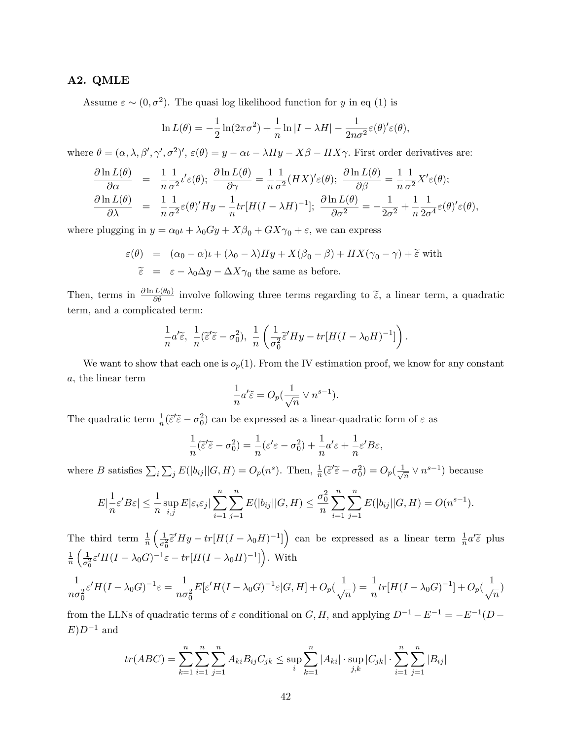### A2. QMLE

Assume $\varepsilon \sim (0, \sigma^2)$. The quasi log likelihood function for $y$ in eq (1) is

$$\ln L(\theta) = -\frac{1}{2}\ln(2\pi\sigma^2) + \frac{1}{n}\ln|I - \lambda H| - \frac{1}{2n\sigma^2}\varepsilon(\theta)'\varepsilon(\theta),$$

where $\theta = (\alpha, \lambda, \beta', \gamma', \sigma^2)'$, $\varepsilon(\theta) = y - \alpha\iota - \lambda Hy - X\beta - HX\gamma$. First order derivatives are:

$$\begin{aligned}
\frac{\partial \ln L(\theta)}{\partial \alpha} &= \frac{1}{n}\frac{1}{\sigma^2}\iota'\varepsilon(\theta);\ \frac{\partial \ln L(\theta)}{\partial \gamma} = \frac{1}{n}\frac{1}{\sigma^2}(HX)'\varepsilon(\theta);\ \frac{\partial \ln L(\theta)}{\partial \beta} = \frac{1}{n}\frac{1}{\sigma^2}X'\varepsilon(\theta); \\
\frac{\partial \ln L(\theta)}{\partial \lambda} &= \frac{1}{n}\frac{1}{\sigma^2}\varepsilon(\theta)'Hy - \frac{1}{n}tr[H(I-\lambda H)^{-1}];\ \frac{\partial \ln L(\theta)}{\partial \sigma^2} = -\frac{1}{2\sigma^2} + \frac{1}{n}\frac{1}{2\sigma^4}\varepsilon(\theta)'\varepsilon(\theta),
\end{aligned}$$

where plugging in $y = \alpha_0\iota + \lambda_0 Gy + X\beta_0 + GX\gamma_0 + \varepsilon$, we can express

$$\begin{aligned}
\varepsilon(\theta) &= (\alpha_0 - \alpha)\iota + (\lambda_0 - \lambda)Hy + X(\beta_0 - \beta) + HX(\gamma_0 - \gamma) + \widetilde{\varepsilon} \text{ with} \\
\widetilde{\varepsilon} &= \varepsilon - \lambda_0\Delta y - \Delta X\gamma_0 \text{ the same as before.}
\end{aligned}$$

Then, terms in $\frac{\partial \ln L(\theta_0)}{\partial \theta}$ involve following three terms regarding to $\widetilde{\varepsilon}$, a linear term, a quadratic term, and a complicated term:

$$\frac{1}{n}a'\widetilde{\varepsilon},\ \frac{1}{n}(\widetilde{\varepsilon}'\widetilde{\varepsilon} - \sigma_0^2),\ \frac{1}{n}\left(\frac{1}{\sigma_0^2}\widetilde{\varepsilon}'Hy - tr[H(I-\lambda_0 H)^{-1}]\right).$$

We want to show that each one is $o_p(1)$. From the IV estimation proof, we know for any constant $a$, the linear term

$$\frac{1}{n}a'\widetilde{\varepsilon} = O_p(\frac{1}{\sqrt{n}} \vee n^{s-1}).$$

The quadratic term $\frac{1}{n}(\widetilde{\varepsilon}'\widetilde{\varepsilon} - \sigma_0^2)$ can be expressed as a linear-quadratic form of $\varepsilon$ as

$$\frac{1}{n}(\widetilde{\varepsilon}'\widetilde{\varepsilon} - \sigma_0^2) = \frac{1}{n}(\varepsilon'\varepsilon - \sigma_0^2) + \frac{1}{n}a'\varepsilon + \frac{1}{n}\varepsilon'B\varepsilon,$$

where $B$ satisfies $\sum_i\sum_j E(|b_{ij}||G,H) = O_p(n^s)$. Then, $\frac{1}{n}(\widetilde{\varepsilon}'\widetilde{\varepsilon} - \sigma_0^2) = O_p(\frac{1}{\sqrt{n}} \vee n^{s-1})$ because

$$E|\frac{1}{n}\varepsilon'B\varepsilon| \leq \frac{1}{n}\sup_{i,j}E|\varepsilon_i\varepsilon_j|\sum_{i=1}^n\sum_{j=1}^n E(|b_{ij}||G,H) \leq \frac{\sigma_0^2}{n}\sum_{i=1}^n\sum_{j=1}^n E(|b_{ij}||G,H) = O(n^{s-1}).$$

The third term $\frac{1}{n}\left(\frac{1}{\sigma_0^2}\widetilde{\varepsilon}'Hy - tr[H(I-\lambda_0 H)^{-1}]\right)$ can be expressed as a linear term $\frac{1}{n}a'\widetilde{\varepsilon}$ plus $\frac{1}{n}\left(\frac{1}{\sigma_0^2}\varepsilon'H(I-\lambda_0 G)^{-1}\varepsilon - tr[H(I-\lambda_0 H)^{-1}]\right)$. With

$$\frac{1}{n\sigma_0^2}\varepsilon'H(I-\lambda_0 G)^{-1}\varepsilon = \frac{1}{n\sigma_0^2}E[\varepsilon'H(I-\lambda_0 G)^{-1}\varepsilon|G,H] + O_p(\frac{1}{\sqrt{n}}) = \frac{1}{n}tr[H(I-\lambda_0 G)^{-1}] + O_p(\frac{1}{\sqrt{n}})$$

from the LLNs of quadratic terms of $\varepsilon$ conditional on $G, H$, and applying $D^{-1} - E^{-1} = -E^{-1}(D - E)D^{-1}$ and

$$tr(ABC) = \sum_{k=1}^n\sum_{i=1}^n\sum_{j=1}^n A_{ki}B_{ij}C_{jk} \leq \sup_i\sum_{k=1}^n|A_{ki}| \cdot \sup_{j,k}|C_{jk}| \cdot \sum_{i=1}^n\sum_{j=1}^n|B_{ij}|$$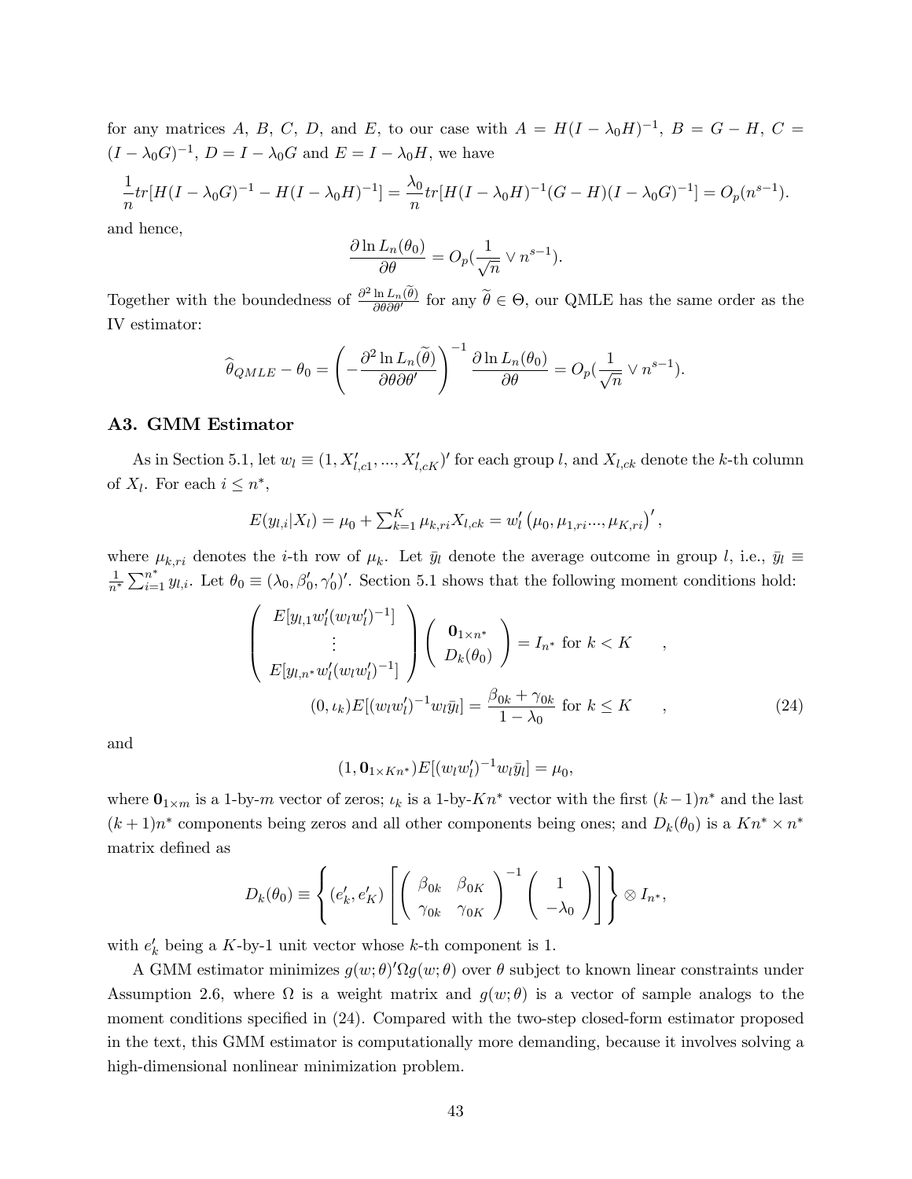for any matrices $A$, $B$, $C$, $D$, and $E$, to our case with $A = H(I - \lambda_0 H)^{-1}$, $B = G - H$, $C = (I - \lambda_0 G)^{-1}$, $D = I - \lambda_0 G$ and $E = I - \lambda_0 H$, we have

$$\frac{1}{n} tr[H(I - \lambda_0 G)^{-1} - H(I - \lambda_0 H)^{-1}] = \frac{\lambda_0}{n} tr[H(I - \lambda_0 H)^{-1}(G - H)(I - \lambda_0 G)^{-1}] = O_p(n^{s-1}).$$

and hence,

$$\frac{\partial \ln L_n(\theta_0)}{\partial \theta} = O_p(\frac{1}{\sqrt{n}} \vee n^{s-1}).$$

Together with the boundedness of $\frac{\partial^2 \ln L_n(\widetilde{\theta})}{\partial \theta \partial \theta'}$ for any $\widetilde{\theta} \in \Theta$, our QMLE has the same order as the IV estimator:

$$\widehat{\theta}_{QMLE} - \theta_0 = \left( -\frac{\partial^2 \ln L_n(\widetilde{\theta})}{\partial \theta \partial \theta'} \right)^{-1} \frac{\partial \ln L_n(\theta_0)}{\partial \theta} = O_p(\frac{1}{\sqrt{n}} \vee n^{s-1}).$$

### A3. GMM Estimator

As in Section 5.1, let $w_l \equiv (1, X'_{l,c1}, ..., X'_{l,cK})'$ for each group $l$, and $X_{l,ck}$ denote the $k$-th column of $X_l$. For each $i \leq n^*$,

$$E(y_{l,i}|X_l) = \mu_0 + \textstyle\sum_{k=1}^{K} \mu_{k,ri} X_{l,ck} = w'_l \left( \mu_0, \mu_{1,ri} ..., \mu_{K,ri} \right)',$$

where $\mu_{k,ri}$ denotes the $i$-th row of $\mu_k$. Let $\bar{y}_l$ denote the average outcome in group $l$, i.e., $\bar{y}_l \equiv \frac{1}{n^*} \sum_{i=1}^{n^*} y_{l,i}$. Let $\theta_0 \equiv (\lambda_0, \beta'_0, \gamma'_0)'$. Section 5.1 shows that the following moment conditions hold:

$$\begin{pmatrix} E[y_{l,1} w'_l (w_l w'_l)^{-1}] \\ \vdots \\ E[y_{l,n^*} w'_l (w_l w'_l)^{-1}] \end{pmatrix} \begin{pmatrix} \mathbf{0}_{1 \times n^*} \\ D_k(\theta_0) \end{pmatrix} = I_{n^*} \text{ for } k < K \quad ,$$

$$(0, \iota_k) E[(w_l w'_l)^{-1} w_l \bar{y}_l] = \frac{\beta_{0k} + \gamma_{0k}}{1 - \lambda_0} \text{ for } k \leq K \quad , \tag{24}$$

and

$$(1, \mathbf{0}_{1 \times Kn^*}) E[(w_l w'_l)^{-1} w_l \bar{y}_l] = \mu_0,$$

where $\mathbf{0}_{1 \times m}$ is a 1-by-$m$ vector of zeros; $\iota_k$ is a 1-by-$Kn^*$ vector with the first $(k-1)n^*$ and the last $(k+1)n^*$ components being zeros and all other components being ones; and $D_k(\theta_0)$ is a $Kn^* \times n^*$ matrix defined as

$$D_k(\theta_0) \equiv \left\{ (e'_k, e'_K) \left[ \begin{pmatrix} \beta_{0k} & \beta_{0K} \\ \gamma_{0k} & \gamma_{0K} \end{pmatrix}^{-1} \begin{pmatrix} 1 \\ -\lambda_0 \end{pmatrix} \right] \right\} \otimes I_{n^*},$$

with $e'_k$ being a $K$-by-1 unit vector whose $k$-th component is 1.

A GMM estimator minimizes $g(w;\theta)'\Omega g(w;\theta)$ over $\theta$ subject to known linear constraints under Assumption 2.6, where $\Omega$ is a weight matrix and $g(w;\theta)$ is a vector of sample analogs to the moment conditions specified in (24). Compared with the two-step closed-form estimator proposed in the text, this GMM estimator is computationally more demanding, because it involves solving a high-dimensional nonlinear minimization problem.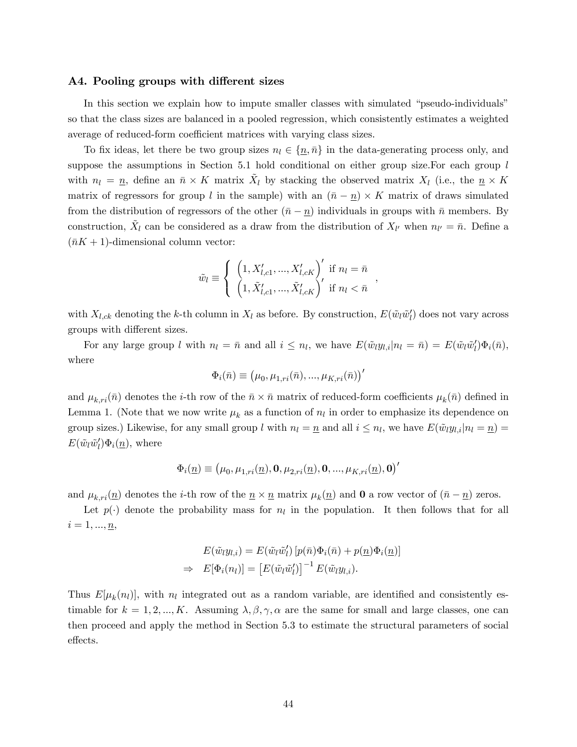### A4. Pooling groups with different sizes

In this section we explain how to impute smaller classes with simulated "pseudo-individuals" so that the class sizes are balanced in a pooled regression, which consistently estimates a weighted average of reduced-form coefficient matrices with varying class sizes.

To fix ideas, let there be two group sizes $n_l \in \{\underline{n}, \bar{n}\}$ in the data-generating process only, and suppose the assumptions in Section 5.1 hold conditional on either group size.For each group $l$ with $n_l = \underline{n}$, define an $\bar{n} \times K$ matrix $\tilde{X}_l$ by stacking the observed matrix $X_l$ (i.e., the $\underline{n} \times K$ matrix of regressors for group $l$ in the sample) with an $(\bar{n} - \underline{n}) \times K$ matrix of draws simulated from the distribution of regressors of the other $(\bar{n} - \underline{n})$ individuals in groups with $\bar{n}$ members. By construction, $\tilde{X}_l$ can be considered as a draw from the distribution of $X_{l'}$ when $n_{l'} = \bar{n}$. Define a $(\bar{n}K + 1)$-dimensional column vector:

$$
\tilde{w}_l \equiv \begin{cases} \left(1, X'_{l,c1}, ..., X'_{l,cK}\right)' & \text{if } n_l = \bar{n} \\ \left(1, \tilde{X}'_{l,c1}, ..., \tilde{X}'_{l,cK}\right)' & \text{if } n_l < \bar{n} \end{cases},
$$

with $X_{l,ck}$ denoting the $k$-th column in $X_l$ as before. By construction, $E(\tilde{w}_l \tilde{w}'_l)$ does not vary across groups with different sizes.

For any large group $l$ with $n_l = \bar{n}$ and all $i \leq n_l$, we have $E(\tilde{w}_l y_{l,i} | n_l = \bar{n}) = E(\tilde{w}_l \tilde{w}'_l)\Phi_i(\bar{n})$, where

$$
\Phi_i(\bar{n}) \equiv \left(\mu_0, \mu_{1,ri}(\bar{n}), ..., \mu_{K,ri}(\bar{n})\right)'
$$

and $\mu_{k,ri}(\bar{n})$ denotes the $i$-th row of the $\bar{n} \times \bar{n}$ matrix of reduced-form coefficients $\mu_k(\bar{n})$ defined in Lemma 1. (Note that we now write $\mu_k$ as a function of $n_l$ in order to emphasize its dependence on group sizes.) Likewise, for any small group $l$ with $n_l = \underline{n}$ and all $i \leq n_l$, we have $E(\tilde{w}_l y_{l,i} | n_l = \underline{n}) = E(\tilde{w}_l \tilde{w}'_l)\Phi_i(\underline{n})$, where

$$
\Phi_i(\underline{n}) \equiv \left(\mu_0, \mu_{1,ri}(\underline{n}), \mathbf{0}, \mu_{2,ri}(\underline{n}), \mathbf{0}, ..., \mu_{K,ri}(\underline{n}), \mathbf{0}\right)'
$$

and $\mu_{k,ri}(\underline{n})$ denotes the $i$-th row of the $\underline{n} \times \underline{n}$ matrix $\mu_k(\underline{n})$ and $\mathbf{0}$ a row vector of $(\bar{n} - \underline{n})$ zeros.

Let $p(\cdot)$ denote the probability mass for $n_l$ in the population. It then follows that for all $i = 1, ..., \underline{n}$,

$$
\begin{aligned}
E(\tilde{w}_l y_{l,i}) &= E(\tilde{w}_l \tilde{w}'_l)\left[p(\bar{n})\Phi_i(\bar{n}) + p(\underline{n})\Phi_i(\underline{n})\right] \\
\Rightarrow \quad E[\Phi_i(n_l)] &= \left[E(\tilde{w}_l \tilde{w}'_l)\right]^{-1} E(\tilde{w}_l y_{l,i}).
\end{aligned}
$$

Thus $E[\mu_k(n_l)]$, with $n_l$ integrated out as a random variable, are identified and consistently estimable for $k = 1, 2, ..., K$. Assuming $\lambda, \beta, \gamma, \alpha$ are the same for small and large classes, one can then proceed and apply the method in Section 5.3 to estimate the structural parameters of social effects.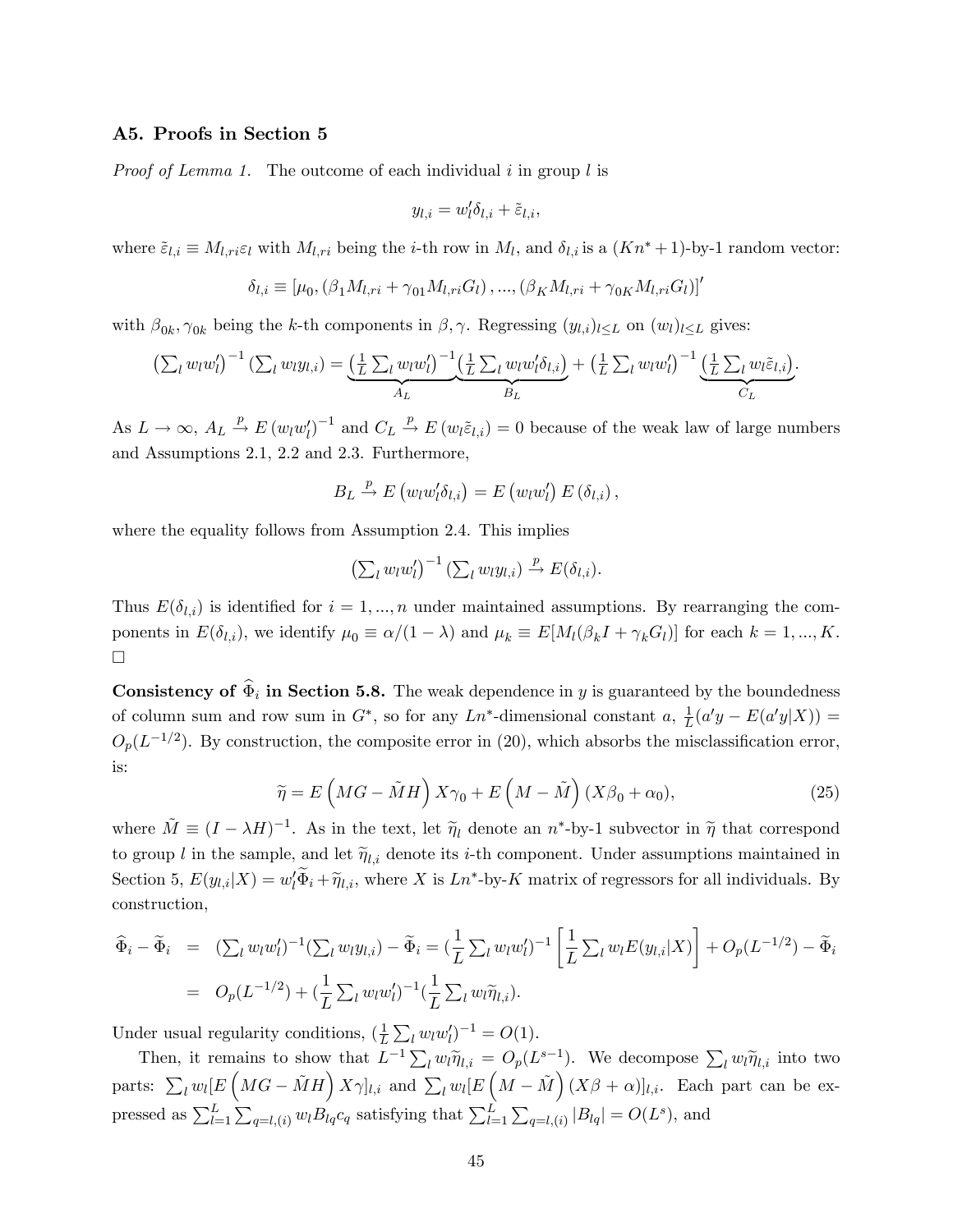### A5. Proofs in Section 5

*Proof of Lemma 1.* The outcome of each individual $i$ in group $l$ is

$$y_{l,i} = w_l' \delta_{l,i} + \tilde{\varepsilon}_{l,i},$$

where $\tilde{\varepsilon}_{l,i} \equiv M_{l,ri}\varepsilon_l$ with $M_{l,ri}$ being the $i$-th row in $M_l$, and $\delta_{l,i}$ is a $(Kn^*+1)$-by-1 random vector:

$$\delta_{l,i} \equiv \left[\mu_0, \left(\beta_1 M_{l,ri} + \gamma_{01} M_{l,ri} G_l\right), ..., \left(\beta_K M_{l,ri} + \gamma_{0K} M_{l,ri} G_l\right)\right]'$$

with $\beta_{0k}, \gamma_{0k}$ being the $k$-th components in $\beta, \gamma$. Regressing $(y_{l,i})_{l\leq L}$ on $(w_l)_{l\leq L}$ gives:

$$\left(\sum_l w_l w_l'\right)^{-1}\left(\sum_l w_l y_{l,i}\right) = \underbrace{\left(\tfrac{1}{L}\sum_l w_l w_l'\right)^{-1}}_{A_L}\underbrace{\left(\tfrac{1}{L}\sum_l w_l w_l' \delta_{l,i}\right)}_{B_L} + \left(\tfrac{1}{L}\sum_l w_l w_l'\right)^{-1}\underbrace{\left(\tfrac{1}{L}\sum_l w_l \tilde{\varepsilon}_{l,i}\right)}_{C_L}.$$

As $L \to \infty$, $A_L \xrightarrow{p} E\left(w_l w_l'\right)^{-1}$ and $C_L \xrightarrow{p} E\left(w_l \tilde{\varepsilon}_{l,i}\right) = 0$ because of the weak law of large numbers and Assumptions 2.1, 2.2 and 2.3. Furthermore,

$$B_L \xrightarrow{p} E\left(w_l w_l' \delta_{l,i}\right) = E\left(w_l w_l'\right) E\left(\delta_{l,i}\right),$$

where the equality follows from Assumption 2.4. This implies

$$\left(\sum_l w_l w_l'\right)^{-1}\left(\sum_l w_l y_{l,i}\right) \xrightarrow{p} E(\delta_{l,i}).$$

Thus $E(\delta_{l,i})$ is identified for $i = 1, ..., n$ under maintained assumptions. By rearranging the components in $E(\delta_{l,i})$, we identify $\mu_0 \equiv \alpha/(1-\lambda)$ and $\mu_k \equiv E[M_l(\beta_k I + \gamma_k G_l)]$ for each $k = 1, ..., K$. □

**Consistency of $\widehat{\Phi}_i$ in Section 5.8.** The weak dependence in $y$ is guaranteed by the boundedness of column sum and row sum in $G^*$, so for any $Ln^*$-dimensional constant $a$, $\frac{1}{L}(a'y - E(a'y|X)) = O_p(L^{-1/2})$. By construction, the composite error in (20), which absorbs the misclassification error, is:

$$\widetilde{\eta} = E\left(MG - \tilde{M}H\right)X\gamma_0 + E\left(M - \tilde{M}\right)(X\beta_0 + \alpha_0), \tag{25}$$

where $\tilde{M} \equiv (I - \lambda H)^{-1}$. As in the text, let $\widetilde{\eta}_l$ denote an $n^*$-by-1 subvector in $\widetilde{\eta}$ that correspond to group $l$ in the sample, and let $\widetilde{\eta}_{l,i}$ denote its $i$-th component. Under assumptions maintained in Section 5, $E(y_{l,i}|X) = w_l'\widetilde{\Phi}_i + \widetilde{\eta}_{l,i}$, where $X$ is $Ln^*$-by-$K$ matrix of regressors for all individuals. By construction,

$$\begin{aligned}
\widehat{\Phi}_i - \widetilde{\Phi}_i &= \left(\textstyle\sum_l w_l w_l'\right)^{-1}\left(\textstyle\sum_l w_l y_{l,i}\right) - \widetilde{\Phi}_i = \left(\frac{1}{L}\textstyle\sum_l w_l w_l'\right)^{-1}\left[\frac{1}{L}\textstyle\sum_l w_l E(y_{l,i}|X)\right] + O_p(L^{-1/2}) - \widetilde{\Phi}_i \\
&= O_p(L^{-1/2}) + \left(\frac{1}{L}\textstyle\sum_l w_l w_l'\right)^{-1}\left(\frac{1}{L}\textstyle\sum_l w_l \widetilde{\eta}_{l,i}\right).
\end{aligned}$$

Under usual regularity conditions, $\left(\frac{1}{L}\sum_l w_l w_l'\right)^{-1} = O(1)$.

Then, it remains to show that $L^{-1}\sum_l w_l \widetilde{\eta}_{l,i} = O_p(L^{s-1})$. We decompose $\sum_l w_l \widetilde{\eta}_{l,i}$ into two parts: $\sum_l w_l [E\left(MG - \tilde{M}H\right)X\gamma]_{l,i}$ and $\sum_l w_l [E\left(M - \tilde{M}\right)(X\beta + \alpha)]_{l,i}$. Each part can be expressed as $\sum_{l=1}^{L}\sum_{q=l,(i)} w_l B_{lq} c_q$ satisfying that $\sum_{l=1}^{L}\sum_{q=l,(i)} |B_{lq}| = O(L^s)$, and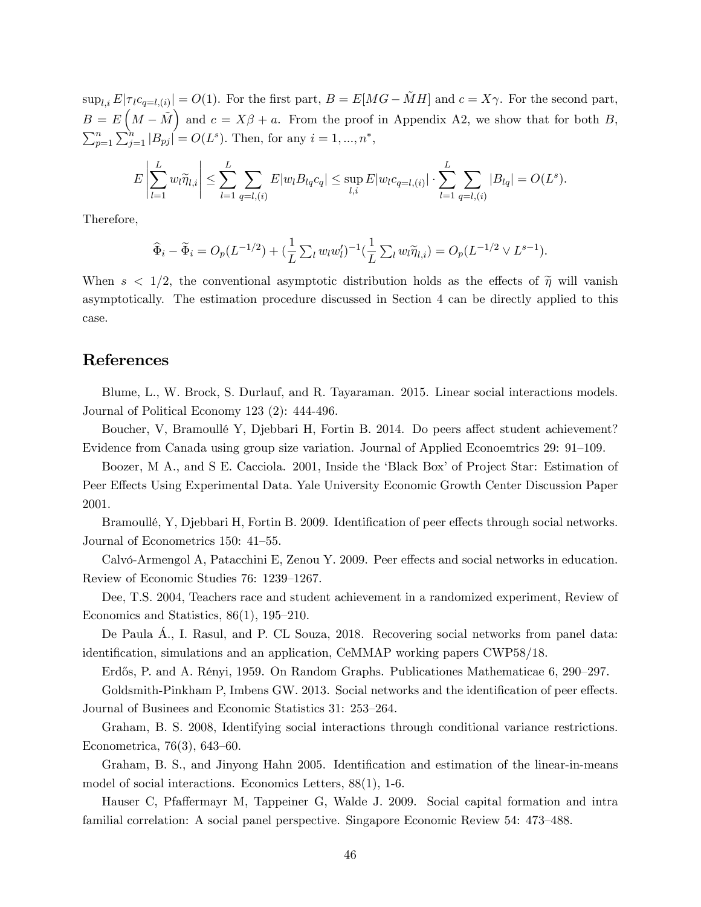$\sup_{l,i} E|\tau_l c_{q=l,(i)}| = O(1)$. For the first part, $B = E[MG - \tilde{M}H]$ and $c = X\gamma$. For the second part, $B = E\left(M - \tilde{M}\right)$ and $c = X\beta + a$. From the proof in Appendix A2, we show that for both $B$, $\sum_{p=1}^{n}\sum_{j=1}^{n}|B_{pj}| = O(L^s)$. Then, for any $i = 1, ..., n^*$,

$$E\left|\sum_{l=1}^{L} w_l \widetilde{\eta}_{l,i}\right| \leq \sum_{l=1}^{L}\sum_{q=l,(i)} E|w_l B_{lq} c_q| \leq \sup_{l,i} E|w_l c_{q=l,(i)}| \cdot \sum_{l=1}^{L}\sum_{q=l,(i)} |B_{lq}| = O(L^s).$$

Therefore,

$$\widehat{\Phi}_i - \widetilde{\Phi}_i = O_p(L^{-1/2}) + (\frac{1}{L}\sum\nolimits_l w_l w_l')^{-1}(\frac{1}{L}\sum\nolimits_l w_l \widetilde{\eta}_{l,i}) = O_p(L^{-1/2} \vee L^{s-1}).$$

When $s < 1/2$, the conventional asymptotic distribution holds as the effects of $\widetilde{\eta}$ will vanish asymptotically. The estimation procedure discussed in Section 4 can be directly applied to this case.

## References

Blume, L., W. Brock, S. Durlauf, and R. Tayaraman. 2015. Linear social interactions models. Journal of Political Economy 123 (2): 444-496.

Boucher, V, Bramoullé Y, Djebbari H, Fortin B. 2014. Do peers affect student achievement? Evidence from Canada using group size variation. Journal of Applied Econoemtrics 29: 91–109.

Boozer, M A., and S E. Cacciola. 2001, Inside the 'Black Box' of Project Star: Estimation of Peer Effects Using Experimental Data. Yale University Economic Growth Center Discussion Paper 2001.

Bramoullé, Y, Djebbari H, Fortin B. 2009. Identification of peer effects through social networks. Journal of Econometrics 150: 41–55.

Calvó-Armengol A, Patacchini E, Zenou Y. 2009. Peer effects and social networks in education. Review of Economic Studies 76: 1239–1267.

Dee, T.S. 2004, Teachers race and student achievement in a randomized experiment, Review of Economics and Statistics, 86(1), 195–210.

De Paula Á., I. Rasul, and P. CL Souza, 2018. Recovering social networks from panel data: identification, simulations and an application, CeMMAP working papers CWP58/18.

Erdős, P. and A. Rényi, 1959. On Random Graphs. Publicationes Mathematicae 6, 290–297.

Goldsmith-Pinkham P, Imbens GW. 2013. Social networks and the identification of peer effects. Journal of Businees and Economic Statistics 31: 253–264.

Graham, B. S. 2008, Identifying social interactions through conditional variance restrictions. Econometrica, 76(3), 643–60.

Graham, B. S., and Jinyong Hahn 2005. Identification and estimation of the linear-in-means model of social interactions. Economics Letters, 88(1), 1-6.

Hauser C, Pfaffermayr M, Tappeiner G, Walde J. 2009. Social capital formation and intra familial correlation: A social panel perspective. Singapore Economic Review 54: 473–488.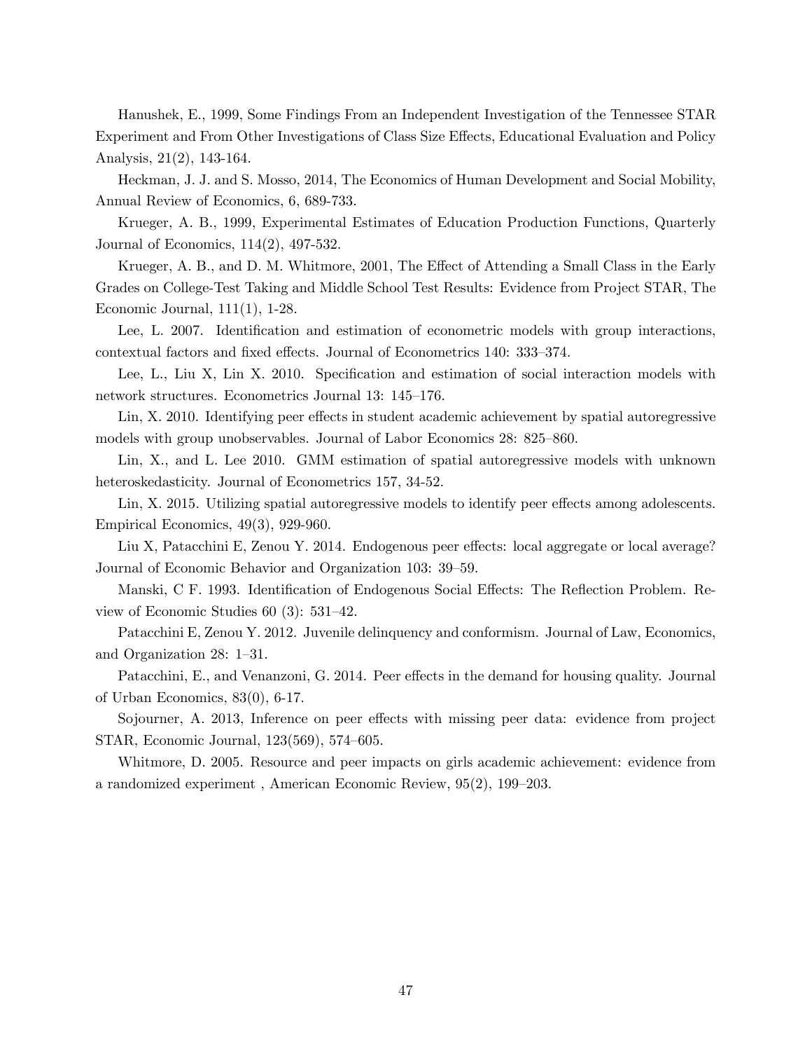Hanushek, E., 1999, Some Findings From an Independent Investigation of the Tennessee STAR Experiment and From Other Investigations of Class Size Effects, Educational Evaluation and Policy Analysis, 21(2), 143-164.

Heckman, J. J. and S. Mosso, 2014, The Economics of Human Development and Social Mobility, Annual Review of Economics, 6, 689-733.

Krueger, A. B., 1999, Experimental Estimates of Education Production Functions, Quarterly Journal of Economics, 114(2), 497-532.

Krueger, A. B., and D. M. Whitmore, 2001, The Effect of Attending a Small Class in the Early Grades on College-Test Taking and Middle School Test Results: Evidence from Project STAR, The Economic Journal, 111(1), 1-28.

Lee, L. 2007. Identification and estimation of econometric models with group interactions, contextual factors and fixed effects. Journal of Econometrics 140: 333–374.

Lee, L., Liu X, Lin X. 2010. Specification and estimation of social interaction models with network structures. Econometrics Journal 13: 145–176.

Lin, X. 2010. Identifying peer effects in student academic achievement by spatial autoregressive models with group unobservables. Journal of Labor Economics 28: 825–860.

Lin, X., and L. Lee 2010. GMM estimation of spatial autoregressive models with unknown heteroskedasticity. Journal of Econometrics 157, 34-52.

Lin, X. 2015. Utilizing spatial autoregressive models to identify peer effects among adolescents. Empirical Economics, 49(3), 929-960.

Liu X, Patacchini E, Zenou Y. 2014. Endogenous peer effects: local aggregate or local average? Journal of Economic Behavior and Organization 103: 39–59.

Manski, C F. 1993. Identification of Endogenous Social Effects: The Reflection Problem. Review of Economic Studies 60 (3): 531–42.

Patacchini E, Zenou Y. 2012. Juvenile delinquency and conformism. Journal of Law, Economics, and Organization 28: 1–31.

Patacchini, E., and Venanzoni, G. 2014. Peer effects in the demand for housing quality. Journal of Urban Economics, 83(0), 6-17.

Sojourner, A. 2013, Inference on peer effects with missing peer data: evidence from project STAR, Economic Journal, 123(569), 574–605.

Whitmore, D. 2005. Resource and peer impacts on girls academic achievement: evidence from a randomized experiment , American Economic Review, 95(2), 199–203.